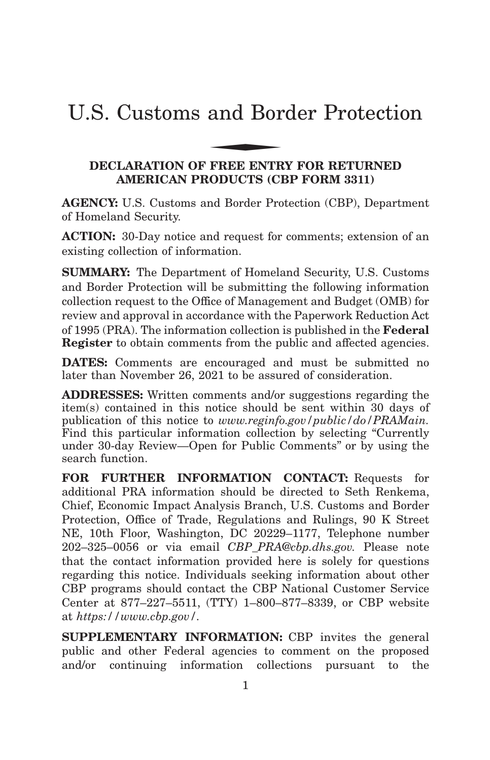# U.S. Customs and Border Protection

## DECLARATION OF FREE ENTRY FOR RETURNED AMERICAN PRODUCTS (CBP FORM 3311)

**AGENCY:** U.S. Customs and Border Protection (CBP), Department of Homeland Security.

**ACTION:** 30-Day notice and request for comments; extension of an existing collection of information.

**SUMMARY:** The Department of Homeland Security, U.S. Customs and Border Protection will be submitting the following information collection request to the Office of Management and Budget (OMB) for review and approval in accordance with the Paperwork Reduction Act of 1995 (PRA). The information collection is published in the **Federal Register** to obtain comments from the public and affected agencies.

**DATES:** Comments are encouraged and must be submitted no later than November 26, 2021 to be assured of consideration.

**ADDRESSES:** Written comments and/or suggestions regarding the item(s) contained in this notice should be sent within 30 days of publication of this notice to *www.reginfo.gov/public/do/PRAMain.* Find this particular information collection by selecting "Currently under 30-day Review—Open for Public Comments" or by using the search function.

**FOR FURTHER INFORMATION CONTACT:** Requests for additional PRA information should be directed to Seth Renkema, Chief, Economic Impact Analysis Branch, U.S. Customs and Border Protection, Office of Trade, Regulations and Rulings, 90 K Street NE, 10th Floor, Washington, DC 20229–1177, Telephone number 202–325–0056 or via email *CBP_PRA@cbp.dhs.gov.* Please note that the contact information provided here is solely for questions regarding this notice. Individuals seeking information about other CBP programs should contact the CBP National Customer Service Center at 877–227–5511, (TTY) 1–800–877–8339, or CBP website at *https://www.cbp.gov/*.

**SUPPLEMENTARY INFORMATION:** CBP invites the general public and other Federal agencies to comment on the proposed and/or continuing information collections pursuant to the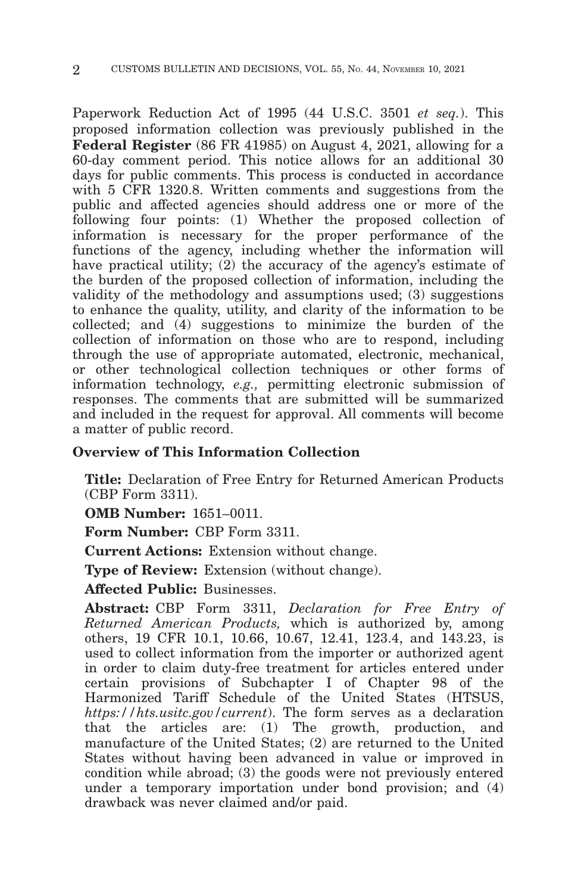Paperwork Reduction Act of 1995 (44 U.S.C. 3501 *et seq.*). This proposed information collection was previously published in the **Federal Register** (86 FR 41985) on August 4, 2021, allowing for a 60-day comment period. This notice allows for an additional 30 days for public comments. This process is conducted in accordance with 5 CFR 1320.8. Written comments and suggestions from the public and affected agencies should address one or more of the following four points: (1) Whether the proposed collection of information is necessary for the proper performance of the functions of the agency, including whether the information will have practical utility; (2) the accuracy of the agency's estimate of the burden of the proposed collection of information, including the validity of the methodology and assumptions used; (3) suggestions to enhance the quality, utility, and clarity of the information to be collected; and (4) suggestions to minimize the burden of the collection of information on those who are to respond, including through the use of appropriate automated, electronic, mechanical, or other technological collection techniques or other forms of information technology, *e.g.,* permitting electronic submission of responses. The comments that are submitted will be summarized and included in the request for approval. All comments will become a matter of public record.

## Overview of This Information Collection

**Title:** Declaration of Free Entry for Returned American Products (CBP Form 3311).

**OMB Number:** 1651–0011.

**Form Number:** CBP Form 3311.

**Current Actions:** Extension without change.

**Type of Review:** Extension (without change).

**Affected Public:** Businesses.

**Abstract:** CBP Form 3311, *Declaration for Free Entry of Returned American Products,* which is authorized by, among others, 19 CFR 10.1, 10.66, 10.67, 12.41, 123.4, and 143.23, is used to collect information from the importer or authorized agent in order to claim duty-free treatment for articles entered under certain provisions of Subchapter I of Chapter 98 of the Harmonized Tariff Schedule of the United States (HTSUS, *https://hts.usitc.gov/current*). The form serves as a declaration that the articles are: (1) The growth, production, and manufacture of the United States; (2) are returned to the United States without having been advanced in value or improved in condition while abroad; (3) the goods were not previously entered under a temporary importation under bond provision; and (4) drawback was never claimed and/or paid.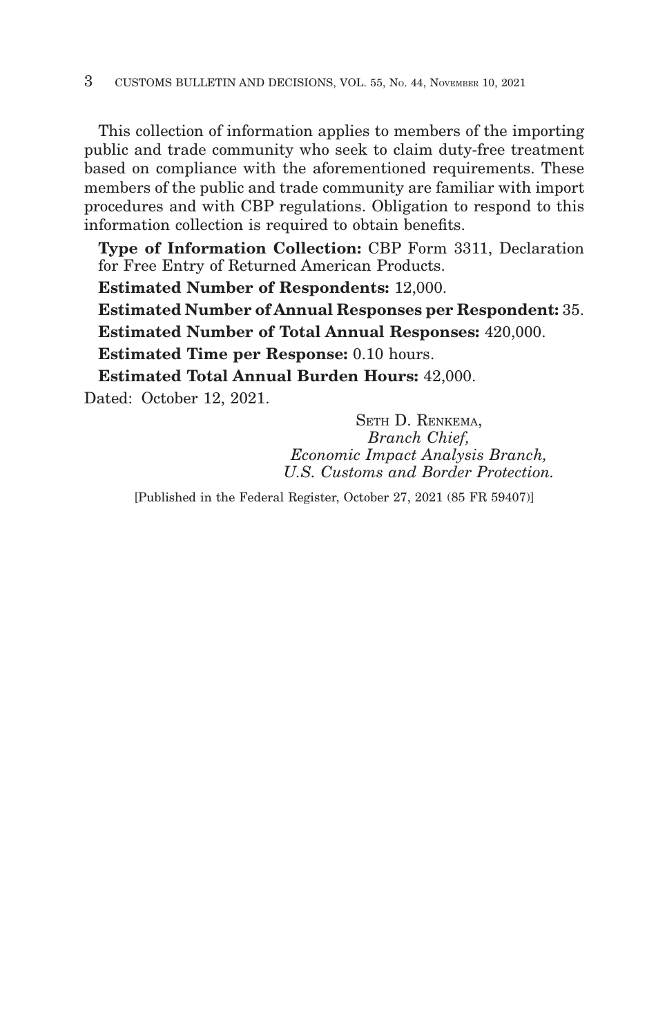This collection of information applies to members of the importing public and trade community who seek to claim duty-free treatment based on compliance with the aforementioned requirements. These members of the public and trade community are familiar with import procedures and with CBP regulations. Obligation to respond to this information collection is required to obtain benefits.

**Type of Information Collection:** CBP Form 3311, Declaration for Free Entry of Returned American Products.

**Estimated Number of Respondents:** 12,000.

**Estimated Number of Annual Responses per Respondent:** 35.

**Estimated Number of Total Annual Responses:** 420,000.

**Estimated Time per Response:** 0.10 hours.

**Estimated Total Annual Burden Hours:** 42,000.

Dated: October 12, 2021.

SETH D. RENKEMA,
*Branch Chief,*
*Economic Impact Analysis Branch,*
*U.S. Customs and Border Protection.*

[Published in the Federal Register, October 27, 2021 (85 FR 59407)]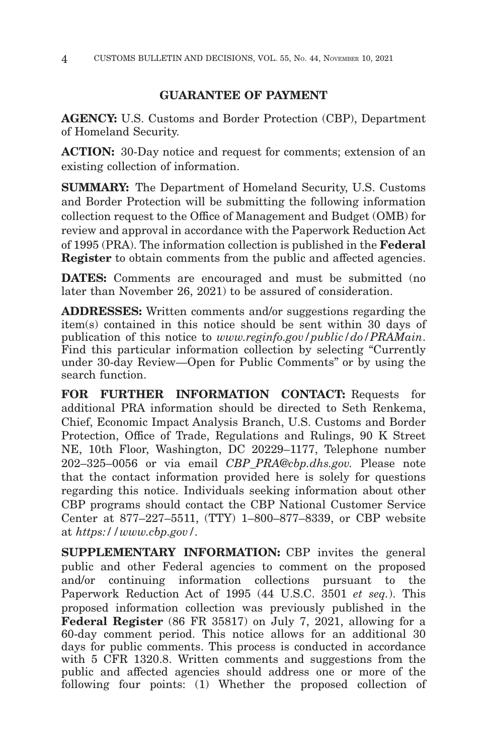## GUARANTEE OF PAYMENT

**AGENCY:** U.S. Customs and Border Protection (CBP), Department of Homeland Security.

**ACTION:** 30-Day notice and request for comments; extension of an existing collection of information.

**SUMMARY:** The Department of Homeland Security, U.S. Customs and Border Protection will be submitting the following information collection request to the Office of Management and Budget (OMB) for review and approval in accordance with the Paperwork Reduction Act of 1995 (PRA). The information collection is published in the **Federal Register** to obtain comments from the public and affected agencies.

**DATES:** Comments are encouraged and must be submitted (no later than November 26, 2021) to be assured of consideration.

**ADDRESSES:** Written comments and/or suggestions regarding the item(s) contained in this notice should be sent within 30 days of publication of this notice to *www.reginfo.gov/public/do/PRAMain*. Find this particular information collection by selecting "Currently under 30-day Review—Open for Public Comments" or by using the search function.

**FOR FURTHER INFORMATION CONTACT:** Requests for additional PRA information should be directed to Seth Renkema, Chief, Economic Impact Analysis Branch, U.S. Customs and Border Protection, Office of Trade, Regulations and Rulings, 90 K Street NE, 10th Floor, Washington, DC 20229–1177, Telephone number 202–325–0056 or via email *CBP_PRA@cbp.dhs.gov*. Please note that the contact information provided here is solely for questions regarding this notice. Individuals seeking information about other CBP programs should contact the CBP National Customer Service Center at 877–227–5511, (TTY) 1–800–877–8339, or CBP website at *https://www.cbp.gov/*.

**SUPPLEMENTARY INFORMATION:** CBP invites the general public and other Federal agencies to comment on the proposed and/or continuing information collections pursuant to the Paperwork Reduction Act of 1995 (44 U.S.C. 3501 *et seq.*). This proposed information collection was previously published in the **Federal Register** (86 FR 35817) on July 7, 2021, allowing for a 60-day comment period. This notice allows for an additional 30 days for public comments. This process is conducted in accordance with 5 CFR 1320.8. Written comments and suggestions from the public and affected agencies should address one or more of the following four points: (1) Whether the proposed collection of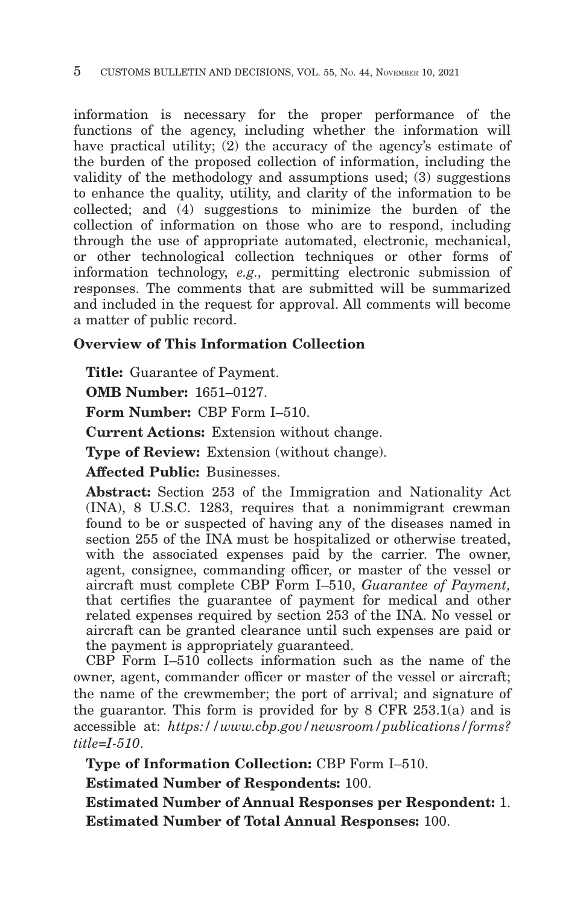information is necessary for the proper performance of the functions of the agency, including whether the information will have practical utility; (2) the accuracy of the agency's estimate of the burden of the proposed collection of information, including the validity of the methodology and assumptions used; (3) suggestions to enhance the quality, utility, and clarity of the information to be collected; and (4) suggestions to minimize the burden of the collection of information on those who are to respond, including through the use of appropriate automated, electronic, mechanical, or other technological collection techniques or other forms of information technology, *e.g.,* permitting electronic submission of responses. The comments that are submitted will be summarized and included in the request for approval. All comments will become a matter of public record.

### Overview of This Information Collection

**Title:** Guarantee of Payment.

**OMB Number:** 1651–0127.

**Form Number:** CBP Form I–510.

**Current Actions:** Extension without change.

**Type of Review:** Extension (without change).

**Affected Public:** Businesses.

**Abstract:** Section 253 of the Immigration and Nationality Act (INA), 8 U.S.C. 1283, requires that a nonimmigrant crewman found to be or suspected of having any of the diseases named in section 255 of the INA must be hospitalized or otherwise treated, with the associated expenses paid by the carrier. The owner, agent, consignee, commanding officer, or master of the vessel or aircraft must complete CBP Form I–510, *Guarantee of Payment,* that certifies the guarantee of payment for medical and other related expenses required by section 253 of the INA. No vessel or aircraft can be granted clearance until such expenses are paid or the payment is appropriately guaranteed.

CBP Form I–510 collects information such as the name of the owner, agent, commander officer or master of the vessel or aircraft; the name of the crewmember; the port of arrival; and signature of the guarantor. This form is provided for by 8 CFR 253.1(a) and is accessible at: *https://www.cbp.gov/newsroom/publications/forms?title=I-510*.

**Type of Information Collection:** CBP Form I–510.

**Estimated Number of Respondents:** 100.

**Estimated Number of Annual Responses per Respondent:** 1.

**Estimated Number of Total Annual Responses:** 100.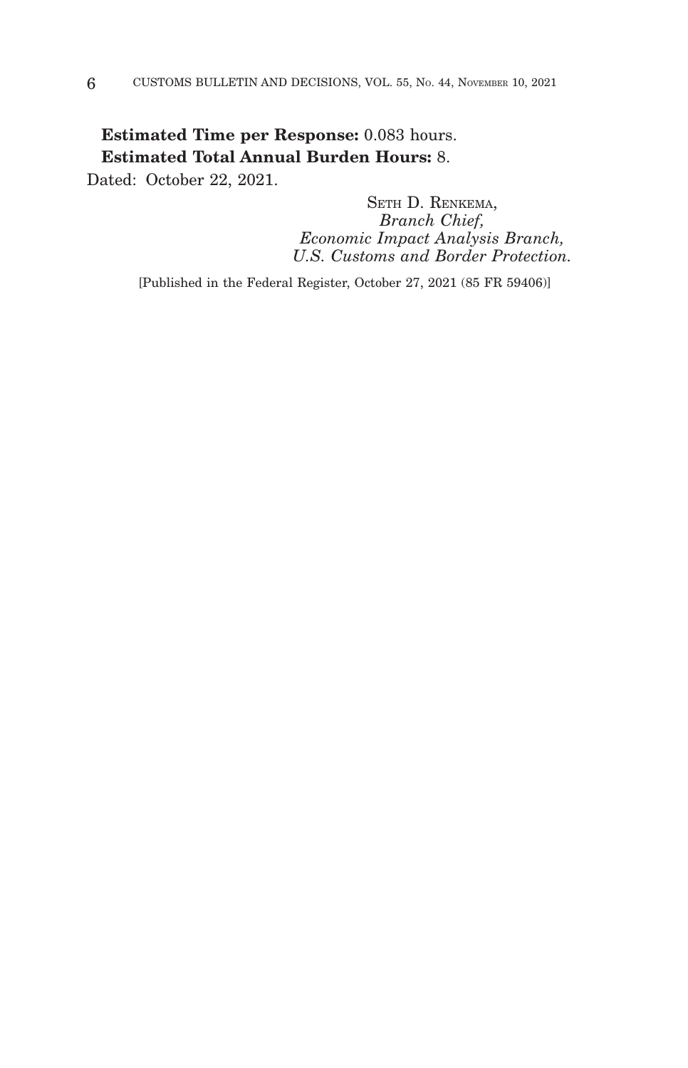**Estimated Time per Response:** 0.083 hours.

**Estimated Total Annual Burden Hours:** 8.

Dated: October 22, 2021.

SETH D. RENKEMA,
*Branch Chief,*
*Economic Impact Analysis Branch,*
*U.S. Customs and Border Protection.*

[Published in the Federal Register, October 27, 2021 (85 FR 59406)]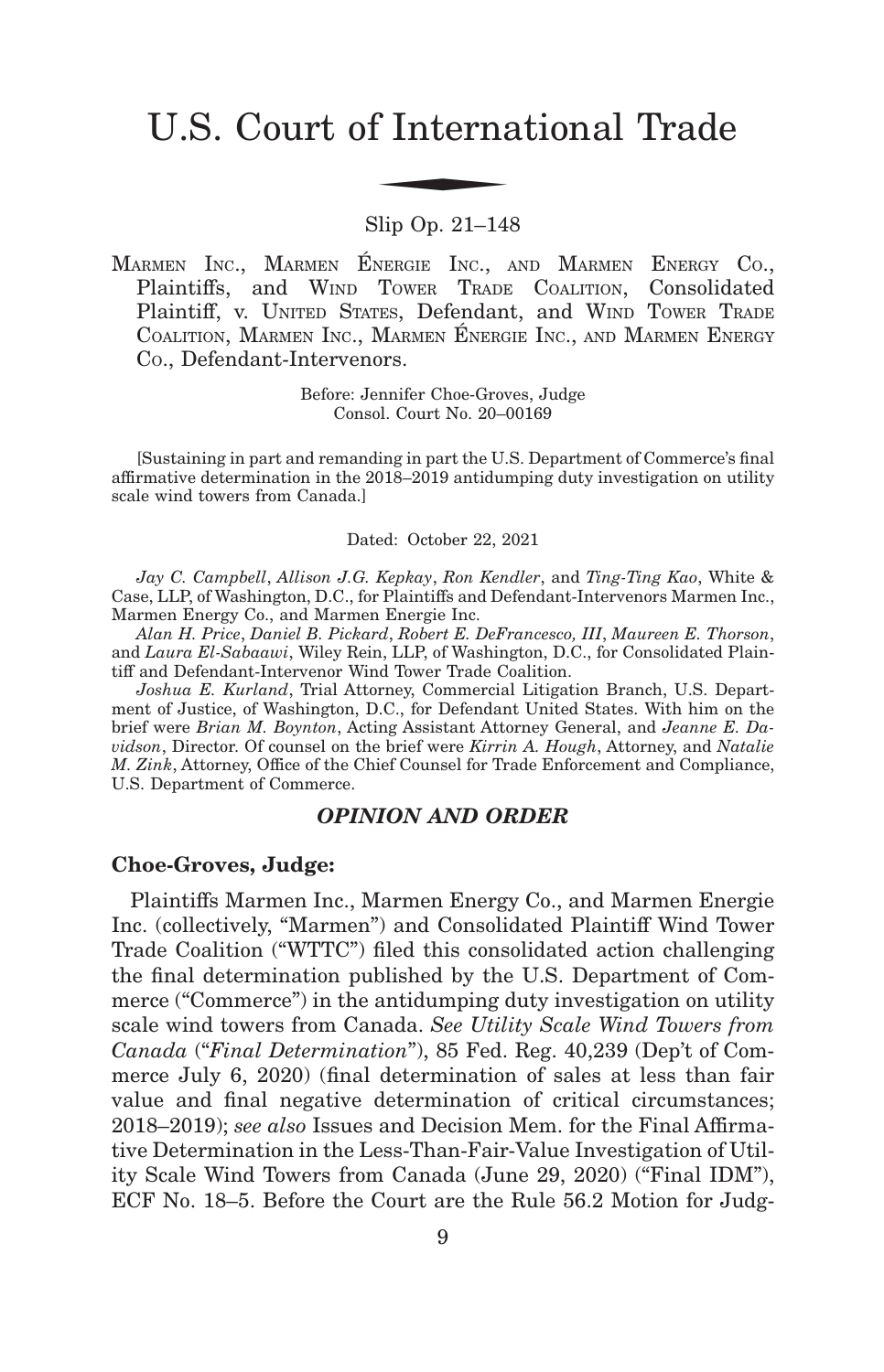# U.S. Court of International Trade

Slip Op. 21–148

MARMEN INC., MARMEN ÉNERGIE INC., AND MARMEN ENERGY CO., Plaintiffs, and WIND TOWER TRADE COALITION, Consolidated Plaintiff, v. UNITED STATES, Defendant, and WIND TOWER TRADE COALITION, MARMEN INC., MARMEN ÉNERGIE INC., AND MARMEN ENERGY CO., Defendant-Intervenors.

Before: Jennifer Choe-Groves, Judge
Consol. Court No. 20–00169

[Sustaining in part and remanding in part the U.S. Department of Commerce's final affirmative determination in the 2018–2019 antidumping duty investigation on utility scale wind towers from Canada.]

Dated: October 22, 2021

*Jay C. Campbell*, *Allison J.G. Kepkay*, *Ron Kendler*, and *Ting-Ting Kao*, White & Case, LLP, of Washington, D.C., for Plaintiffs and Defendant-Intervenors Marmen Inc., Marmen Energy Co., and Marmen Energie Inc.

*Alan H. Price*, *Daniel B. Pickard*, *Robert E. DeFrancesco, III*, *Maureen E. Thorson*, and *Laura El-Sabaawi*, Wiley Rein, LLP, of Washington, D.C., for Consolidated Plaintiff and Defendant-Intervenor Wind Tower Trade Coalition.

*Joshua E. Kurland*, Trial Attorney, Commercial Litigation Branch, U.S. Department of Justice, of Washington, D.C., for Defendant United States. With him on the brief were *Brian M. Boynton*, Acting Assistant Attorney General, and *Jeanne E. Davidson*, Director. Of counsel on the brief were *Kirrin A. Hough*, Attorney, and *Natalie M. Zink*, Attorney, Office of the Chief Counsel for Trade Enforcement and Compliance, U.S. Department of Commerce.

## *OPINION AND ORDER*

**Choe-Groves, Judge:**

Plaintiffs Marmen Inc., Marmen Energy Co., and Marmen Energie Inc. (collectively, "Marmen") and Consolidated Plaintiff Wind Tower Trade Coalition ("WTTC") filed this consolidated action challenging the final determination published by the U.S. Department of Commerce ("Commerce") in the antidumping duty investigation on utility scale wind towers from Canada. *See Utility Scale Wind Towers from Canada* ("*Final Determination*"), 85 Fed. Reg. 40,239 (Dep't of Commerce July 6, 2020) (final determination of sales at less than fair value and final negative determination of critical circumstances; 2018–2019); *see also* Issues and Decision Mem. for the Final Affirmative Determination in the Less-Than-Fair-Value Investigation of Utility Scale Wind Towers from Canada (June 29, 2020) ("Final IDM"), ECF No. 18–5. Before the Court are the Rule 56.2 Motion for Judg-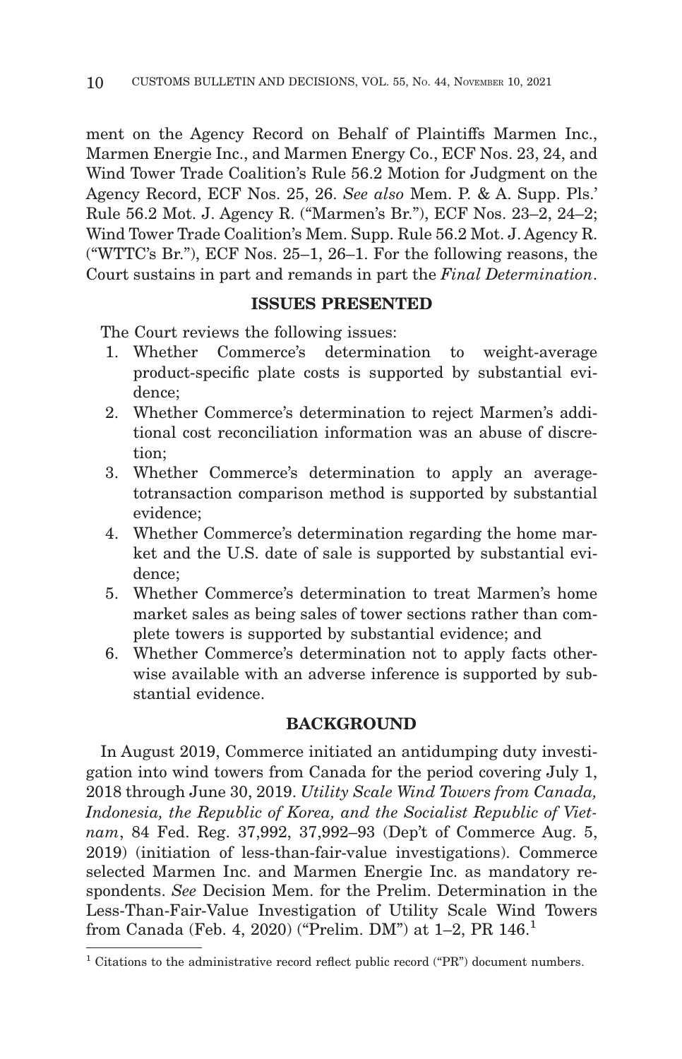ment on the Agency Record on Behalf of Plaintiffs Marmen Inc., Marmen Energie Inc., and Marmen Energy Co., ECF Nos. 23, 24, and Wind Tower Trade Coalition's Rule 56.2 Motion for Judgment on the Agency Record, ECF Nos. 25, 26. *See also* Mem. P. & A. Supp. Pls.' Rule 56.2 Mot. J. Agency R. ("Marmen's Br."), ECF Nos. 23–2, 24–2; Wind Tower Trade Coalition's Mem. Supp. Rule 56.2 Mot. J. Agency R. ("WTTC's Br."), ECF Nos. 25–1, 26–1. For the following reasons, the Court sustains in part and remands in part the *Final Determination*.

## ISSUES PRESENTED

The Court reviews the following issues:

1. Whether Commerce's determination to weight-average product-specific plate costs is supported by substantial evidence;
2. Whether Commerce's determination to reject Marmen's additional cost reconciliation information was an abuse of discretion;
3. Whether Commerce's determination to apply an averagetotransaction comparison method is supported by substantial evidence;
4. Whether Commerce's determination regarding the home market and the U.S. date of sale is supported by substantial evidence;
5. Whether Commerce's determination to treat Marmen's home market sales as being sales of tower sections rather than complete towers is supported by substantial evidence; and
6. Whether Commerce's determination not to apply facts otherwise available with an adverse inference is supported by substantial evidence.

## BACKGROUND

In August 2019, Commerce initiated an antidumping duty investigation into wind towers from Canada for the period covering July 1, 2018 through June 30, 2019. *Utility Scale Wind Towers from Canada, Indonesia, the Republic of Korea, and the Socialist Republic of Vietnam*, 84 Fed. Reg. 37,992, 37,992–93 (Dep't of Commerce Aug. 5, 2019) (initiation of less-than-fair-value investigations). Commerce selected Marmen Inc. and Marmen Energie Inc. as mandatory respondents. *See* Decision Mem. for the Prelim. Determination in the Less-Than-Fair-Value Investigation of Utility Scale Wind Towers from Canada (Feb. 4, 2020) ("Prelim. DM") at 1–2, PR 146.[1]

[1] Citations to the administrative record reflect public record ("PR") document numbers.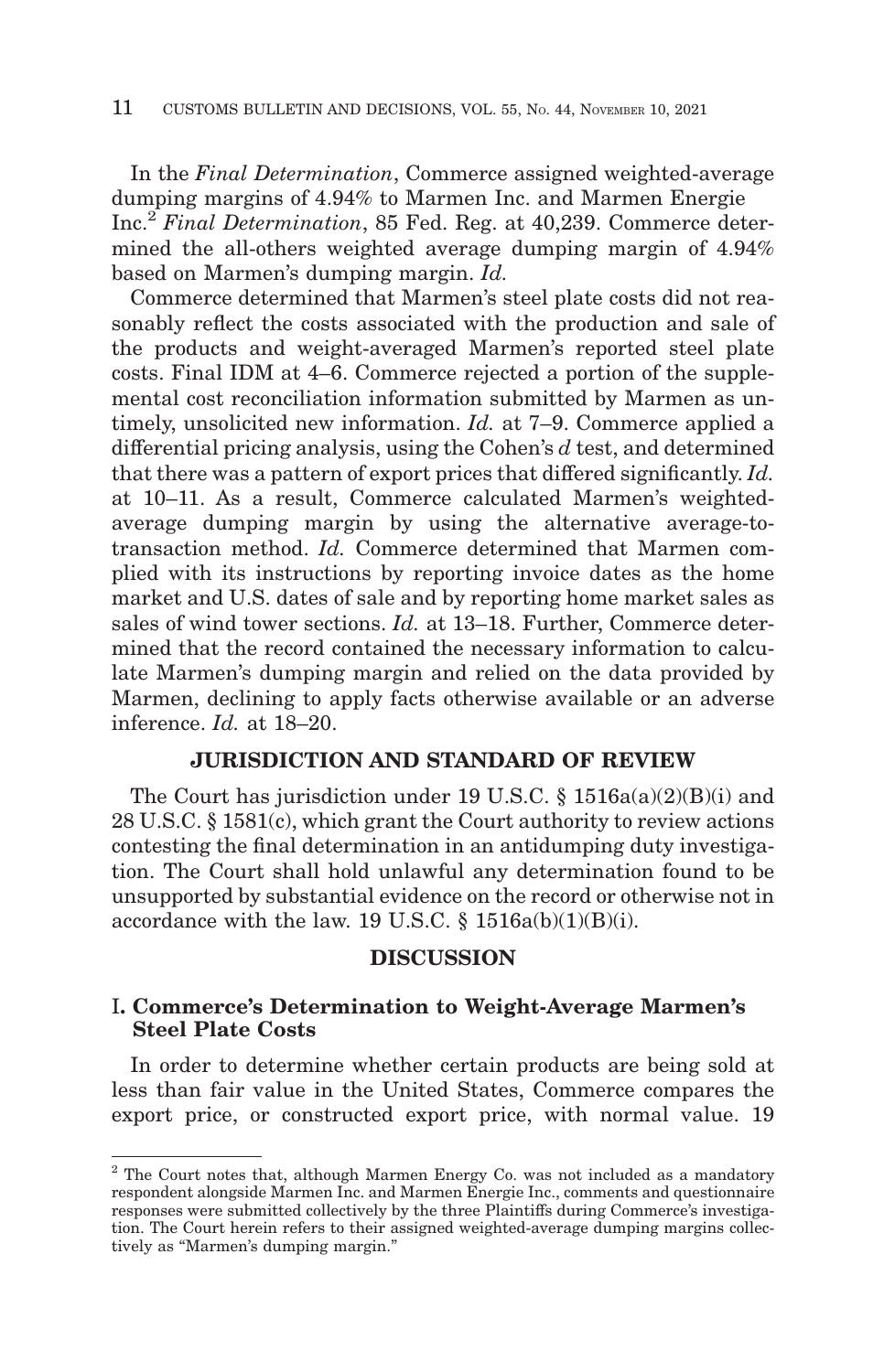In the *Final Determination*, Commerce assigned weighted-average dumping margins of 4.94% to Marmen Inc. and Marmen Energie Inc.[2] *Final Determination*, 85 Fed. Reg. at 40,239. Commerce determined the all-others weighted average dumping margin of 4.94% based on Marmen's dumping margin. *Id.*

Commerce determined that Marmen's steel plate costs did not reasonably reflect the costs associated with the production and sale of the products and weight-averaged Marmen's reported steel plate costs. Final IDM at 4–6. Commerce rejected a portion of the supplemental cost reconciliation information submitted by Marmen as untimely, unsolicited new information. *Id.* at 7–9. Commerce applied a differential pricing analysis, using the Cohen's *d* test, and determined that there was a pattern of export prices that differed significantly. *Id.* at 10–11. As a result, Commerce calculated Marmen's weighted-average dumping margin by using the alternative average-to-transaction method. *Id.* Commerce determined that Marmen complied with its instructions by reporting invoice dates as the home market and U.S. dates of sale and by reporting home market sales as sales of wind tower sections. *Id.* at 13–18. Further, Commerce determined that the record contained the necessary information to calculate Marmen's dumping margin and relied on the data provided by Marmen, declining to apply facts otherwise available or an adverse inference. *Id.* at 18–20.

## JURISDICTION AND STANDARD OF REVIEW

The Court has jurisdiction under 19 U.S.C. § 1516a(a)(2)(B)(i) and 28 U.S.C. § 1581(c), which grant the Court authority to review actions contesting the final determination in an antidumping duty investigation. The Court shall hold unlawful any determination found to be unsupported by substantial evidence on the record or otherwise not in accordance with the law. 19 U.S.C. § 1516a(b)(1)(B)(i).

## DISCUSSION

### I. Commerce's Determination to Weight-Average Marmen's Steel Plate Costs

In order to determine whether certain products are being sold at less than fair value in the United States, Commerce compares the export price, or constructed export price, with normal value. 19

---

[2] The Court notes that, although Marmen Energy Co. was not included as a mandatory respondent alongside Marmen Inc. and Marmen Energie Inc., comments and questionnaire responses were submitted collectively by the three Plaintiffs during Commerce's investigation. The Court herein refers to their assigned weighted-average dumping margins collectively as "Marmen's dumping margin."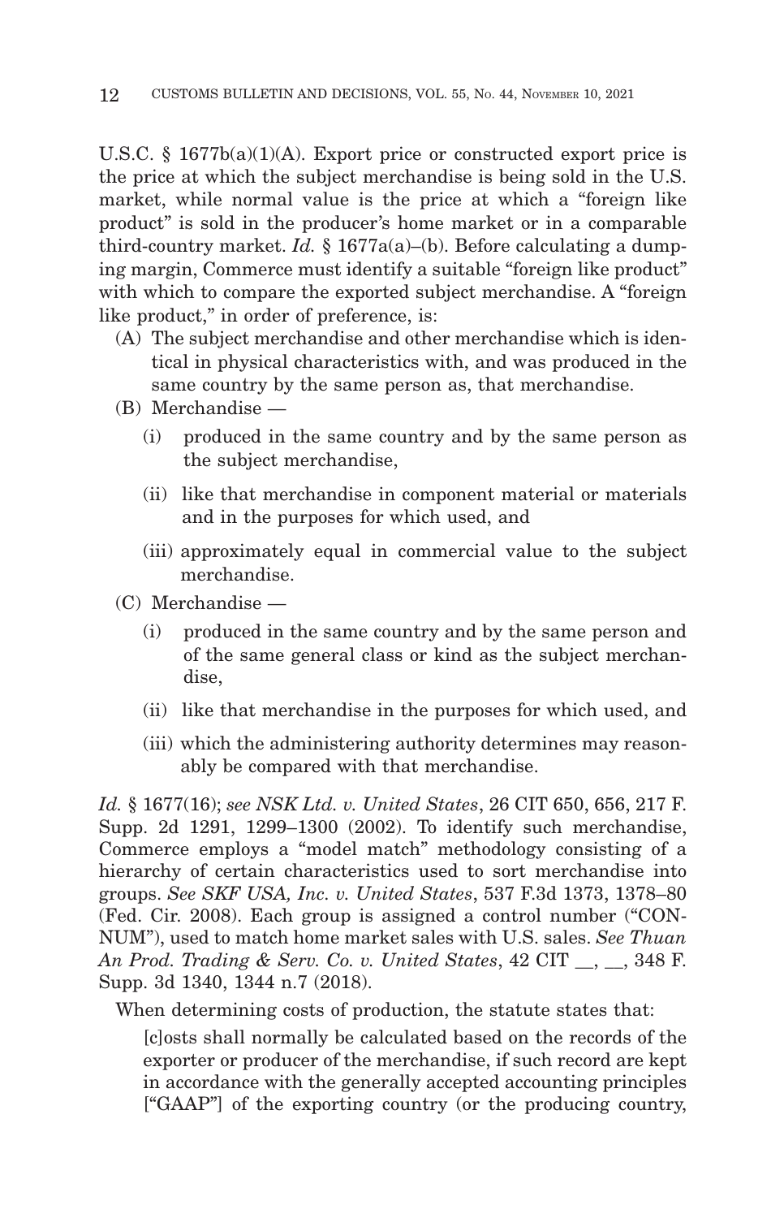U.S.C. § 1677b(a)(1)(A). Export price or constructed export price is the price at which the subject merchandise is being sold in the U.S. market, while normal value is the price at which a "foreign like product" is sold in the producer's home market or in a comparable third-country market. *Id.* § 1677a(a)–(b). Before calculating a dumping margin, Commerce must identify a suitable "foreign like product" with which to compare the exported subject merchandise. A "foreign like product," in order of preference, is:

(A) The subject merchandise and other merchandise which is identical in physical characteristics with, and was produced in the same country by the same person as, that merchandise.

(B) Merchandise —

   (i) produced in the same country and by the same person as the subject merchandise,

   (ii) like that merchandise in component material or materials and in the purposes for which used, and

   (iii) approximately equal in commercial value to the subject merchandise.

(C) Merchandise —

   (i) produced in the same country and by the same person and of the same general class or kind as the subject merchandise,

   (ii) like that merchandise in the purposes for which used, and

   (iii) which the administering authority determines may reasonably be compared with that merchandise.

*Id.* § 1677(16); *see NSK Ltd. v. United States*, 26 CIT 650, 656, 217 F. Supp. 2d 1291, 1299–1300 (2002). To identify such merchandise, Commerce employs a "model match" methodology consisting of a hierarchy of certain characteristics used to sort merchandise into groups. *See SKF USA, Inc. v. United States*, 537 F.3d 1373, 1378–80 (Fed. Cir. 2008). Each group is assigned a control number ("CONNUM"), used to match home market sales with U.S. sales. *See Thuan An Prod. Trading & Serv. Co. v. United States*, 42 CIT __, __, 348 F. Supp. 3d 1340, 1344 n.7 (2018).

When determining costs of production, the statute states that:

> [c]osts shall normally be calculated based on the records of the exporter or producer of the merchandise, if such record are kept in accordance with the generally accepted accounting principles ["GAAP"] of the exporting country (or the producing country,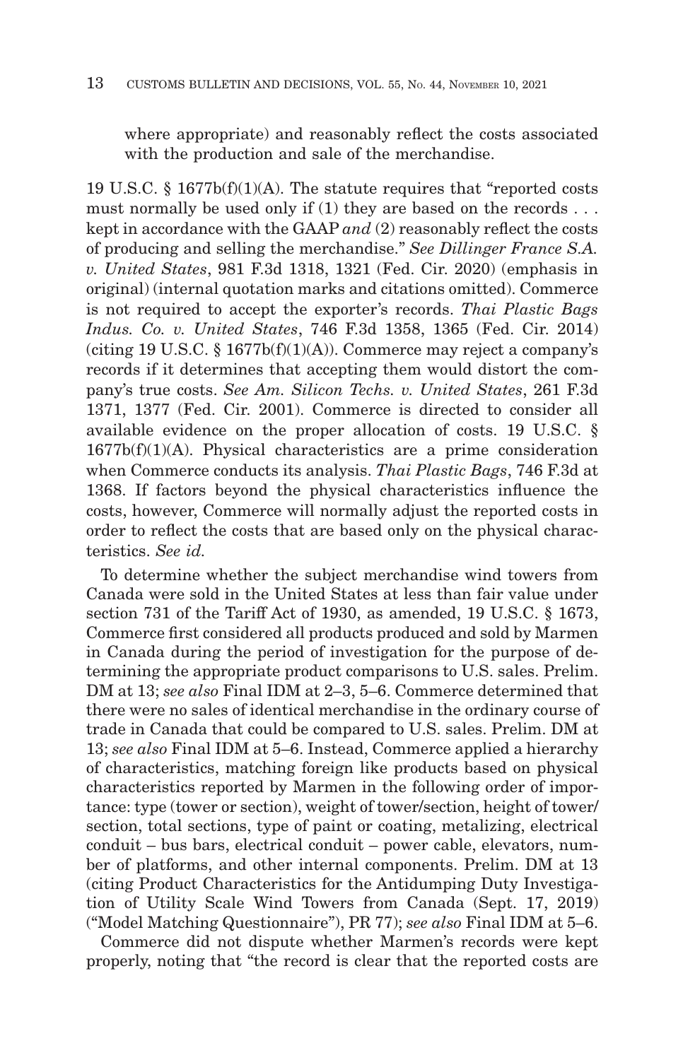where appropriate) and reasonably reflect the costs associated with the production and sale of the merchandise.

19 U.S.C. § 1677b(f)(1)(A). The statute requires that "reported costs must normally be used only if (1) they are based on the records . . . kept in accordance with the GAAP *and* (2) reasonably reflect the costs of producing and selling the merchandise." *See Dillinger France S.A. v. United States*, 981 F.3d 1318, 1321 (Fed. Cir. 2020) (emphasis in original) (internal quotation marks and citations omitted). Commerce is not required to accept the exporter's records. *Thai Plastic Bags Indus. Co. v. United States*, 746 F.3d 1358, 1365 (Fed. Cir. 2014) (citing 19 U.S.C. § 1677b(f)(1)(A)). Commerce may reject a company's records if it determines that accepting them would distort the company's true costs. *See Am. Silicon Techs. v. United States*, 261 F.3d 1371, 1377 (Fed. Cir. 2001). Commerce is directed to consider all available evidence on the proper allocation of costs. 19 U.S.C. § 1677b(f)(1)(A). Physical characteristics are a prime consideration when Commerce conducts its analysis. *Thai Plastic Bags*, 746 F.3d at 1368. If factors beyond the physical characteristics influence the costs, however, Commerce will normally adjust the reported costs in order to reflect the costs that are based only on the physical characteristics. *See id.*

To determine whether the subject merchandise wind towers from Canada were sold in the United States at less than fair value under section 731 of the Tariff Act of 1930, as amended, 19 U.S.C. § 1673, Commerce first considered all products produced and sold by Marmen in Canada during the period of investigation for the purpose of determining the appropriate product comparisons to U.S. sales. Prelim. DM at 13; *see also* Final IDM at 2–3, 5–6. Commerce determined that there were no sales of identical merchandise in the ordinary course of trade in Canada that could be compared to U.S. sales. Prelim. DM at 13; *see also* Final IDM at 5–6. Instead, Commerce applied a hierarchy of characteristics, matching foreign like products based on physical characteristics reported by Marmen in the following order of importance: type (tower or section), weight of tower/section, height of tower/section, total sections, type of paint or coating, metalizing, electrical conduit – bus bars, electrical conduit – power cable, elevators, number of platforms, and other internal components. Prelim. DM at 13 (citing Product Characteristics for the Antidumping Duty Investigation of Utility Scale Wind Towers from Canada (Sept. 17, 2019) ("Model Matching Questionnaire"), PR 77); *see also* Final IDM at 5–6.

Commerce did not dispute whether Marmen's records were kept properly, noting that "the record is clear that the reported costs are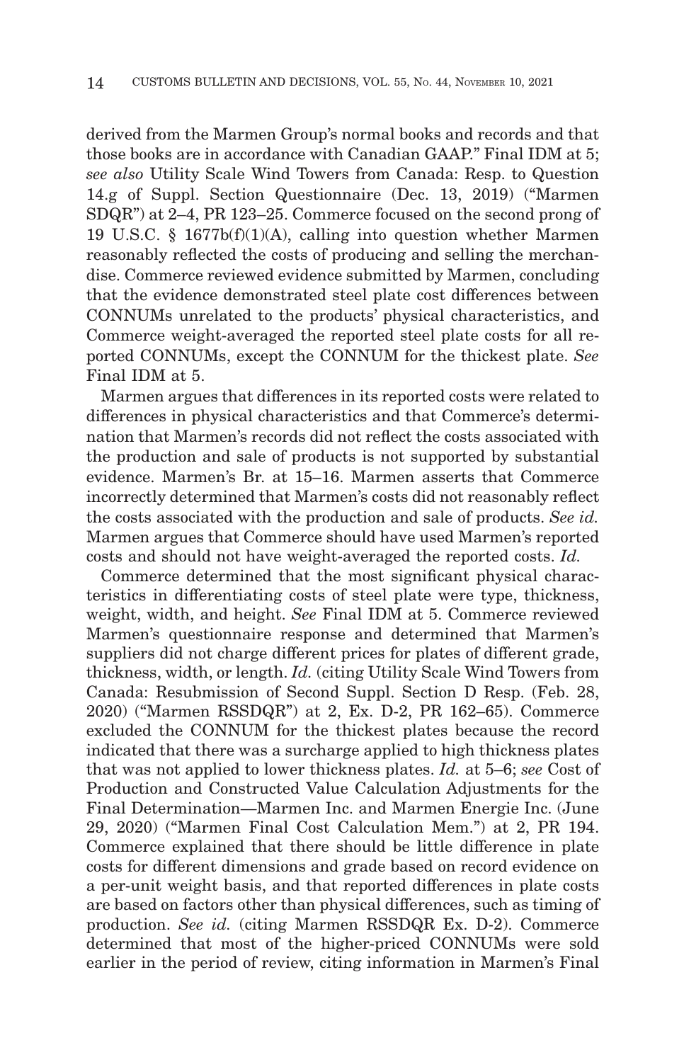derived from the Marmen Group's normal books and records and that those books are in accordance with Canadian GAAP." Final IDM at 5; *see also* Utility Scale Wind Towers from Canada: Resp. to Question 14.g of Suppl. Section Questionnaire (Dec. 13, 2019) ("Marmen SDQR") at 2–4, PR 123–25. Commerce focused on the second prong of 19 U.S.C. § 1677b(f)(1)(A), calling into question whether Marmen reasonably reflected the costs of producing and selling the merchandise. Commerce reviewed evidence submitted by Marmen, concluding that the evidence demonstrated steel plate cost differences between CONNUMs unrelated to the products' physical characteristics, and Commerce weight-averaged the reported steel plate costs for all reported CONNUMs, except the CONNUM for the thickest plate. *See* Final IDM at 5.

Marmen argues that differences in its reported costs were related to differences in physical characteristics and that Commerce's determination that Marmen's records did not reflect the costs associated with the production and sale of products is not supported by substantial evidence. Marmen's Br. at 15–16. Marmen asserts that Commerce incorrectly determined that Marmen's costs did not reasonably reflect the costs associated with the production and sale of products. *See id.* Marmen argues that Commerce should have used Marmen's reported costs and should not have weight-averaged the reported costs. *Id.*

Commerce determined that the most significant physical characteristics in differentiating costs of steel plate were type, thickness, weight, width, and height. *See* Final IDM at 5. Commerce reviewed Marmen's questionnaire response and determined that Marmen's suppliers did not charge different prices for plates of different grade, thickness, width, or length. *Id.* (citing Utility Scale Wind Towers from Canada: Resubmission of Second Suppl. Section D Resp. (Feb. 28, 2020) ("Marmen RSSDQR") at 2, Ex. D-2, PR 162–65). Commerce excluded the CONNUM for the thickest plates because the record indicated that there was a surcharge applied to high thickness plates that was not applied to lower thickness plates. *Id.* at 5–6; *see* Cost of Production and Constructed Value Calculation Adjustments for the Final Determination—Marmen Inc. and Marmen Energie Inc. (June 29, 2020) ("Marmen Final Cost Calculation Mem.") at 2, PR 194. Commerce explained that there should be little difference in plate costs for different dimensions and grade based on record evidence on a per-unit weight basis, and that reported differences in plate costs are based on factors other than physical differences, such as timing of production. *See id.* (citing Marmen RSSDQR Ex. D-2). Commerce determined that most of the higher-priced CONNUMs were sold earlier in the period of review, citing information in Marmen's Final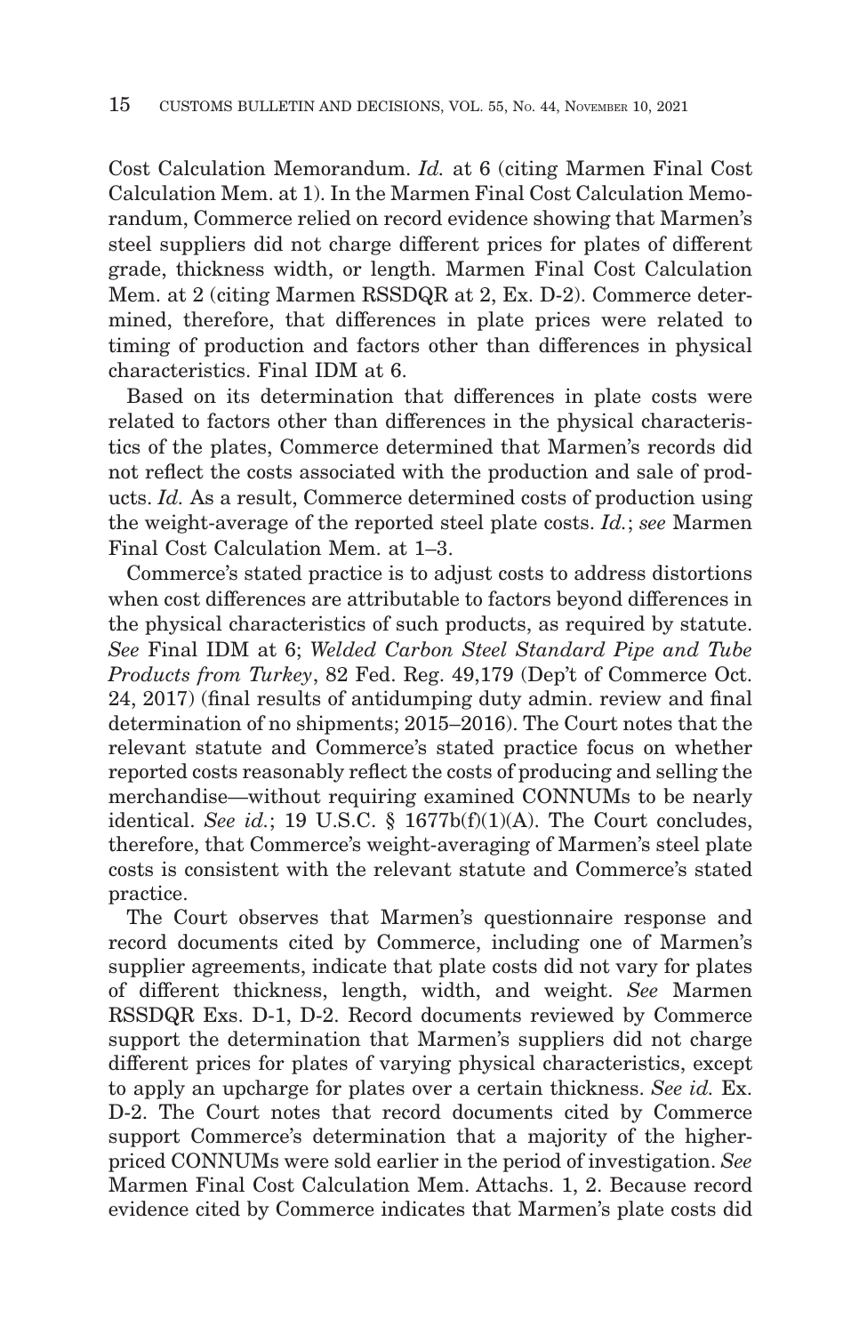Cost Calculation Memorandum. *Id.* at 6 (citing Marmen Final Cost Calculation Mem. at 1). In the Marmen Final Cost Calculation Memorandum, Commerce relied on record evidence showing that Marmen's steel suppliers did not charge different prices for plates of different grade, thickness width, or length. Marmen Final Cost Calculation Mem. at 2 (citing Marmen RSSDQR at 2, Ex. D-2). Commerce determined, therefore, that differences in plate prices were related to timing of production and factors other than differences in physical characteristics. Final IDM at 6.

Based on its determination that differences in plate costs were related to factors other than differences in the physical characteristics of the plates, Commerce determined that Marmen's records did not reflect the costs associated with the production and sale of products. *Id.* As a result, Commerce determined costs of production using the weight-average of the reported steel plate costs. *Id.*; *see* Marmen Final Cost Calculation Mem. at 1–3.

Commerce's stated practice is to adjust costs to address distortions when cost differences are attributable to factors beyond differences in the physical characteristics of such products, as required by statute. *See* Final IDM at 6; *Welded Carbon Steel Standard Pipe and Tube Products from Turkey*, 82 Fed. Reg. 49,179 (Dep't of Commerce Oct. 24, 2017) (final results of antidumping duty admin. review and final determination of no shipments; 2015–2016). The Court notes that the relevant statute and Commerce's stated practice focus on whether reported costs reasonably reflect the costs of producing and selling the merchandise—without requiring examined CONNUMs to be nearly identical. *See id.*; 19 U.S.C. § 1677b(f)(1)(A). The Court concludes, therefore, that Commerce's weight-averaging of Marmen's steel plate costs is consistent with the relevant statute and Commerce's stated practice.

The Court observes that Marmen's questionnaire response and record documents cited by Commerce, including one of Marmen's supplier agreements, indicate that plate costs did not vary for plates of different thickness, length, width, and weight. *See* Marmen RSSDQR Exs. D-1, D-2. Record documents reviewed by Commerce support the determination that Marmen's suppliers did not charge different prices for plates of varying physical characteristics, except to apply an upcharge for plates over a certain thickness. *See id.* Ex. D-2. The Court notes that record documents cited by Commerce support Commerce's determination that a majority of the higher-priced CONNUMs were sold earlier in the period of investigation. *See* Marmen Final Cost Calculation Mem. Attachs. 1, 2. Because record evidence cited by Commerce indicates that Marmen's plate costs did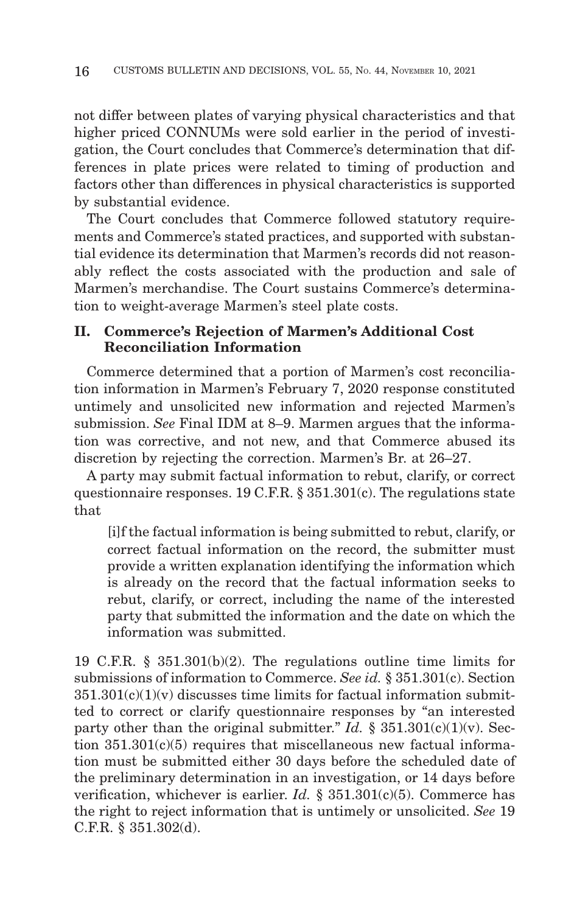not differ between plates of varying physical characteristics and that higher priced CONNUMs were sold earlier in the period of investigation, the Court concludes that Commerce's determination that differences in plate prices were related to timing of production and factors other than differences in physical characteristics is supported by substantial evidence.

The Court concludes that Commerce followed statutory requirements and Commerce's stated practices, and supported with substantial evidence its determination that Marmen's records did not reasonably reflect the costs associated with the production and sale of Marmen's merchandise. The Court sustains Commerce's determination to weight-average Marmen's steel plate costs.

## II. Commerce's Rejection of Marmen's Additional Cost Reconciliation Information

Commerce determined that a portion of Marmen's cost reconciliation information in Marmen's February 7, 2020 response constituted untimely and unsolicited new information and rejected Marmen's submission. *See* Final IDM at 8–9. Marmen argues that the information was corrective, and not new, and that Commerce abused its discretion by rejecting the correction. Marmen's Br. at 26–27.

A party may submit factual information to rebut, clarify, or correct questionnaire responses. 19 C.F.R. § 351.301(c). The regulations state that

> [i]f the factual information is being submitted to rebut, clarify, or correct factual information on the record, the submitter must provide a written explanation identifying the information which is already on the record that the factual information seeks to rebut, clarify, or correct, including the name of the interested party that submitted the information and the date on which the information was submitted.

19 C.F.R. § 351.301(b)(2). The regulations outline time limits for submissions of information to Commerce. *See id.* § 351.301(c). Section 351.301(c)(1)(v) discusses time limits for factual information submitted to correct or clarify questionnaire responses by "an interested party other than the original submitter." *Id.* § 351.301(c)(1)(v). Section 351.301(c)(5) requires that miscellaneous new factual information must be submitted either 30 days before the scheduled date of the preliminary determination in an investigation, or 14 days before verification, whichever is earlier. *Id.* § 351.301(c)(5). Commerce has the right to reject information that is untimely or unsolicited. *See* 19 C.F.R. § 351.302(d).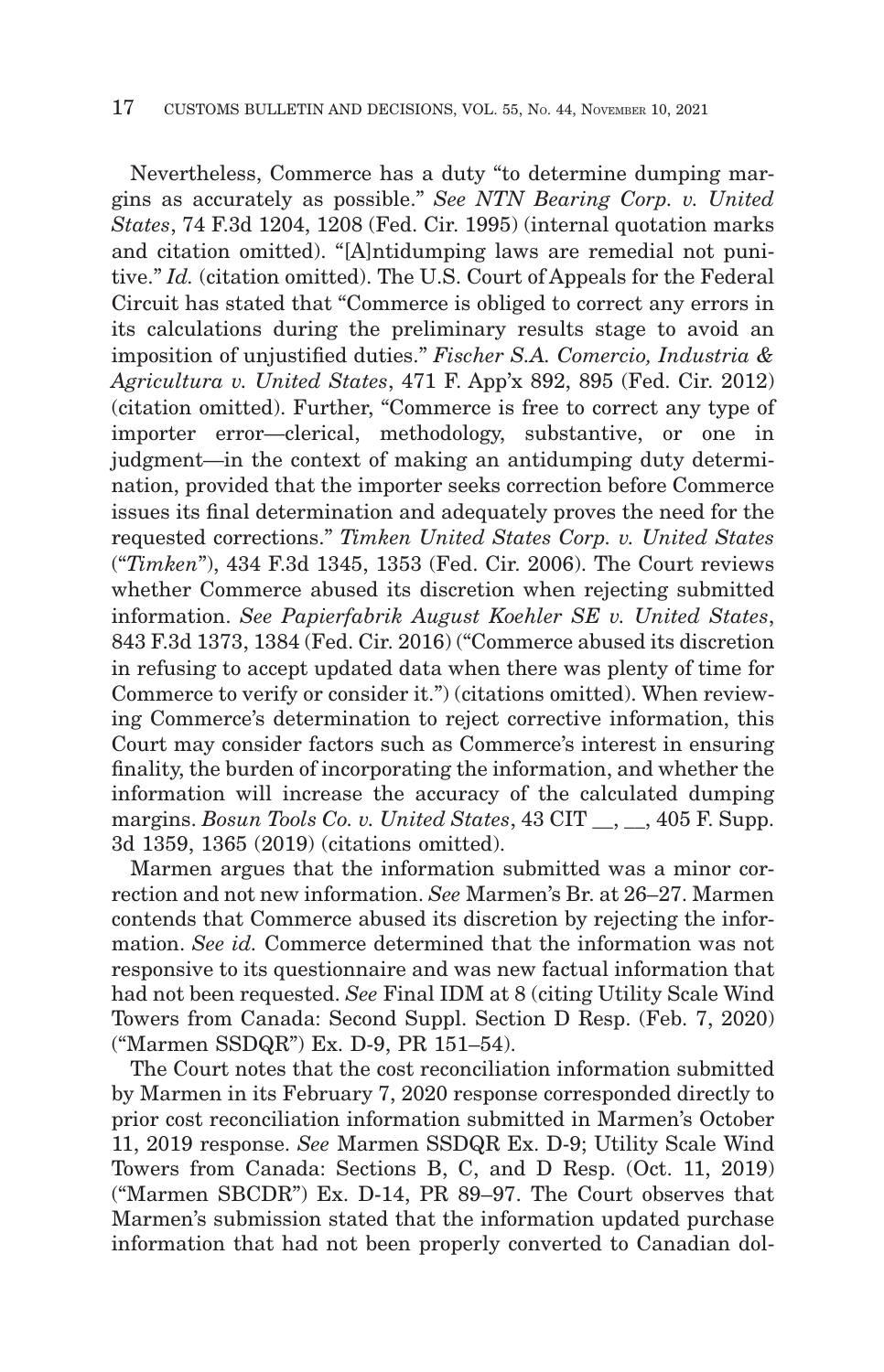Nevertheless, Commerce has a duty "to determine dumping margins as accurately as possible." *See NTN Bearing Corp. v. United States*, 74 F.3d 1204, 1208 (Fed. Cir. 1995) (internal quotation marks and citation omitted). "[A]ntidumping laws are remedial not punitive." *Id.* (citation omitted). The U.S. Court of Appeals for the Federal Circuit has stated that "Commerce is obliged to correct any errors in its calculations during the preliminary results stage to avoid an imposition of unjustified duties." *Fischer S.A. Comercio, Industria & Agricultura v. United States*, 471 F. App'x 892, 895 (Fed. Cir. 2012) (citation omitted). Further, "Commerce is free to correct any type of importer error—clerical, methodology, substantive, or one in judgment—in the context of making an antidumping duty determination, provided that the importer seeks correction before Commerce issues its final determination and adequately proves the need for the requested corrections." *Timken United States Corp. v. United States* ("*Timken*"), 434 F.3d 1345, 1353 (Fed. Cir. 2006). The Court reviews whether Commerce abused its discretion when rejecting submitted information. *See Papierfabrik August Koehler SE v. United States*, 843 F.3d 1373, 1384 (Fed. Cir. 2016) ("Commerce abused its discretion in refusing to accept updated data when there was plenty of time for Commerce to verify or consider it.") (citations omitted). When reviewing Commerce's determination to reject corrective information, this Court may consider factors such as Commerce's interest in ensuring finality, the burden of incorporating the information, and whether the information will increase the accuracy of the calculated dumping margins. *Bosun Tools Co. v. United States*, 43 CIT __, __, 405 F. Supp. 3d 1359, 1365 (2019) (citations omitted).

Marmen argues that the information submitted was a minor correction and not new information. *See* Marmen's Br. at 26–27. Marmen contends that Commerce abused its discretion by rejecting the information. *See id.* Commerce determined that the information was not responsive to its questionnaire and was new factual information that had not been requested. *See* Final IDM at 8 (citing Utility Scale Wind Towers from Canada: Second Suppl. Section D Resp. (Feb. 7, 2020) ("Marmen SSDQR") Ex. D-9, PR 151–54).

The Court notes that the cost reconciliation information submitted by Marmen in its February 7, 2020 response corresponded directly to prior cost reconciliation information submitted in Marmen's October 11, 2019 response. *See* Marmen SSDQR Ex. D-9; Utility Scale Wind Towers from Canada: Sections B, C, and D Resp. (Oct. 11, 2019) ("Marmen SBCDR") Ex. D-14, PR 89–97. The Court observes that Marmen's submission stated that the information updated purchase information that had not been properly converted to Canadian dol-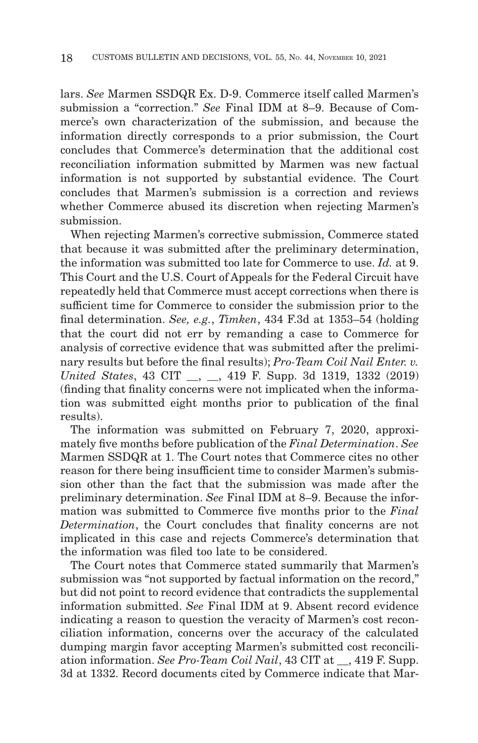lars. *See* Marmen SSDQR Ex. D-9. Commerce itself called Marmen's submission a "correction." *See* Final IDM at 8–9. Because of Commerce's own characterization of the submission, and because the information directly corresponds to a prior submission, the Court concludes that Commerce's determination that the additional cost reconciliation information submitted by Marmen was new factual information is not supported by substantial evidence. The Court concludes that Marmen's submission is a correction and reviews whether Commerce abused its discretion when rejecting Marmen's submission.

When rejecting Marmen's corrective submission, Commerce stated that because it was submitted after the preliminary determination, the information was submitted too late for Commerce to use. *Id.* at 9. This Court and the U.S. Court of Appeals for the Federal Circuit have repeatedly held that Commerce must accept corrections when there is sufficient time for Commerce to consider the submission prior to the final determination. *See, e.g.*, *Timken*, 434 F.3d at 1353–54 (holding that the court did not err by remanding a case to Commerce for analysis of corrective evidence that was submitted after the preliminary results but before the final results); *Pro-Team Coil Nail Enter. v. United States*, 43 CIT __, __, 419 F. Supp. 3d 1319, 1332 (2019) (finding that finality concerns were not implicated when the information was submitted eight months prior to publication of the final results).

The information was submitted on February 7, 2020, approximately five months before publication of the *Final Determination*. *See* Marmen SSDQR at 1. The Court notes that Commerce cites no other reason for there being insufficient time to consider Marmen's submission other than the fact that the submission was made after the preliminary determination. *See* Final IDM at 8–9. Because the information was submitted to Commerce five months prior to the *Final Determination*, the Court concludes that finality concerns are not implicated in this case and rejects Commerce's determination that the information was filed too late to be considered.

The Court notes that Commerce stated summarily that Marmen's submission was "not supported by factual information on the record," but did not point to record evidence that contradicts the supplemental information submitted. *See* Final IDM at 9. Absent record evidence indicating a reason to question the veracity of Marmen's cost reconciliation information, concerns over the accuracy of the calculated dumping margin favor accepting Marmen's submitted cost reconciliation information. *See Pro-Team Coil Nail*, 43 CIT at __, 419 F. Supp. 3d at 1332. Record documents cited by Commerce indicate that Mar-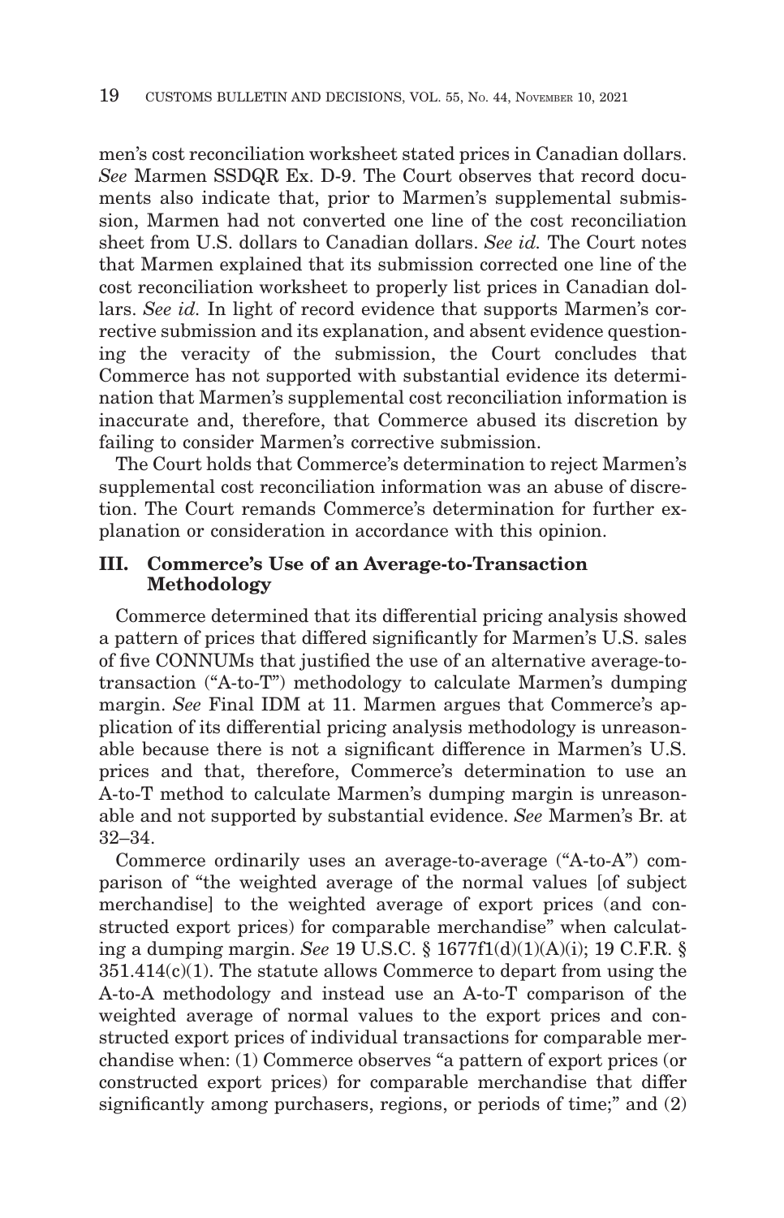men's cost reconciliation worksheet stated prices in Canadian dollars. *See* Marmen SSDQR Ex. D-9. The Court observes that record documents also indicate that, prior to Marmen's supplemental submission, Marmen had not converted one line of the cost reconciliation sheet from U.S. dollars to Canadian dollars. *See id.* The Court notes that Marmen explained that its submission corrected one line of the cost reconciliation worksheet to properly list prices in Canadian dollars. *See id.* In light of record evidence that supports Marmen's corrective submission and its explanation, and absent evidence questioning the veracity of the submission, the Court concludes that Commerce has not supported with substantial evidence its determination that Marmen's supplemental cost reconciliation information is inaccurate and, therefore, that Commerce abused its discretion by failing to consider Marmen's corrective submission.

The Court holds that Commerce's determination to reject Marmen's supplemental cost reconciliation information was an abuse of discretion. The Court remands Commerce's determination for further explanation or consideration in accordance with this opinion.

## III. Commerce's Use of an Average-to-Transaction Methodology

Commerce determined that its differential pricing analysis showed a pattern of prices that differed significantly for Marmen's U.S. sales of five CONNUMs that justified the use of an alternative average-to-transaction ("A-to-T") methodology to calculate Marmen's dumping margin. *See* Final IDM at 11. Marmen argues that Commerce's application of its differential pricing analysis methodology is unreasonable because there is not a significant difference in Marmen's U.S. prices and that, therefore, Commerce's determination to use an A-to-T method to calculate Marmen's dumping margin is unreasonable and not supported by substantial evidence. *See* Marmen's Br. at 32–34.

Commerce ordinarily uses an average-to-average ("A-to-A") comparison of "the weighted average of the normal values [of subject merchandise] to the weighted average of export prices (and constructed export prices) for comparable merchandise" when calculating a dumping margin. *See* 19 U.S.C. § 1677f1(d)(1)(A)(i); 19 C.F.R. § 351.414(c)(1). The statute allows Commerce to depart from using the A-to-A methodology and instead use an A-to-T comparison of the weighted average of normal values to the export prices and constructed export prices of individual transactions for comparable merchandise when: (1) Commerce observes "a pattern of export prices (or constructed export prices) for comparable merchandise that differ significantly among purchasers, regions, or periods of time;" and (2)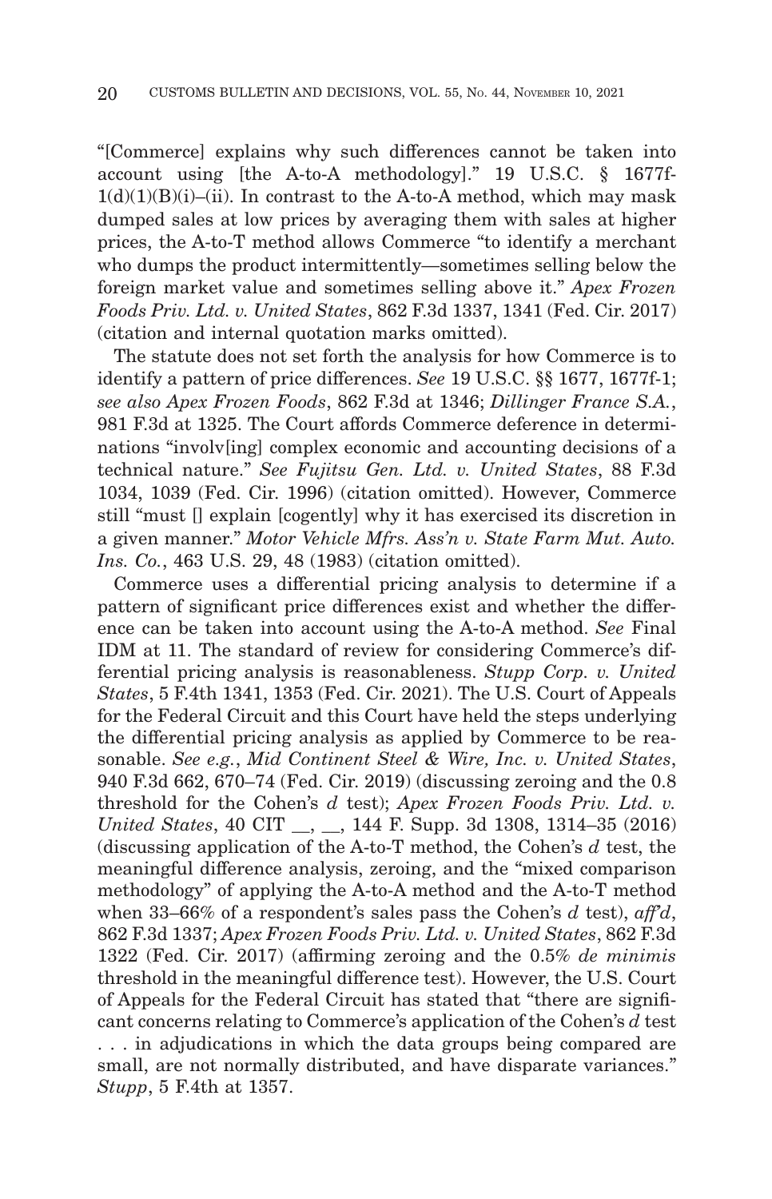"[Commerce] explains why such differences cannot be taken into account using [the A-to-A methodology]." 19 U.S.C. § 1677f-1(d)(1)(B)(i)–(ii). In contrast to the A-to-A method, which may mask dumped sales at low prices by averaging them with sales at higher prices, the A-to-T method allows Commerce "to identify a merchant who dumps the product intermittently—sometimes selling below the foreign market value and sometimes selling above it." *Apex Frozen Foods Priv. Ltd. v. United States*, 862 F.3d 1337, 1341 (Fed. Cir. 2017) (citation and internal quotation marks omitted).

The statute does not set forth the analysis for how Commerce is to identify a pattern of price differences. *See* 19 U.S.C. §§ 1677, 1677f-1; *see also Apex Frozen Foods*, 862 F.3d at 1346; *Dillinger France S.A.*, 981 F.3d at 1325. The Court affords Commerce deference in determinations "involv[ing] complex economic and accounting decisions of a technical nature." *See Fujitsu Gen. Ltd. v. United States*, 88 F.3d 1034, 1039 (Fed. Cir. 1996) (citation omitted). However, Commerce still "must [] explain [cogently] why it has exercised its discretion in a given manner." *Motor Vehicle Mfrs. Ass'n v. State Farm Mut. Auto. Ins. Co.*, 463 U.S. 29, 48 (1983) (citation omitted).

Commerce uses a differential pricing analysis to determine if a pattern of significant price differences exist and whether the difference can be taken into account using the A-to-A method. *See* Final IDM at 11. The standard of review for considering Commerce's differential pricing analysis is reasonableness. *Stupp Corp. v. United States*, 5 F.4th 1341, 1353 (Fed. Cir. 2021). The U.S. Court of Appeals for the Federal Circuit and this Court have held the steps underlying the differential pricing analysis as applied by Commerce to be reasonable. *See e.g.*, *Mid Continent Steel & Wire, Inc. v. United States*, 940 F.3d 662, 670–74 (Fed. Cir. 2019) (discussing zeroing and the 0.8 threshold for the Cohen's *d* test); *Apex Frozen Foods Priv. Ltd. v. United States*, 40 CIT __, __, 144 F. Supp. 3d 1308, 1314–35 (2016) (discussing application of the A-to-T method, the Cohen's *d* test, the meaningful difference analysis, zeroing, and the "mixed comparison methodology" of applying the A-to-A method and the A-to-T method when 33–66% of a respondent's sales pass the Cohen's *d* test), *aff'd*, 862 F.3d 1337; *Apex Frozen Foods Priv. Ltd. v. United States*, 862 F.3d 1322 (Fed. Cir. 2017) (affirming zeroing and the 0.5% *de minimis* threshold in the meaningful difference test). However, the U.S. Court of Appeals for the Federal Circuit has stated that "there are significant concerns relating to Commerce's application of the Cohen's *d* test . . . in adjudications in which the data groups being compared are small, are not normally distributed, and have disparate variances." *Stupp*, 5 F.4th at 1357.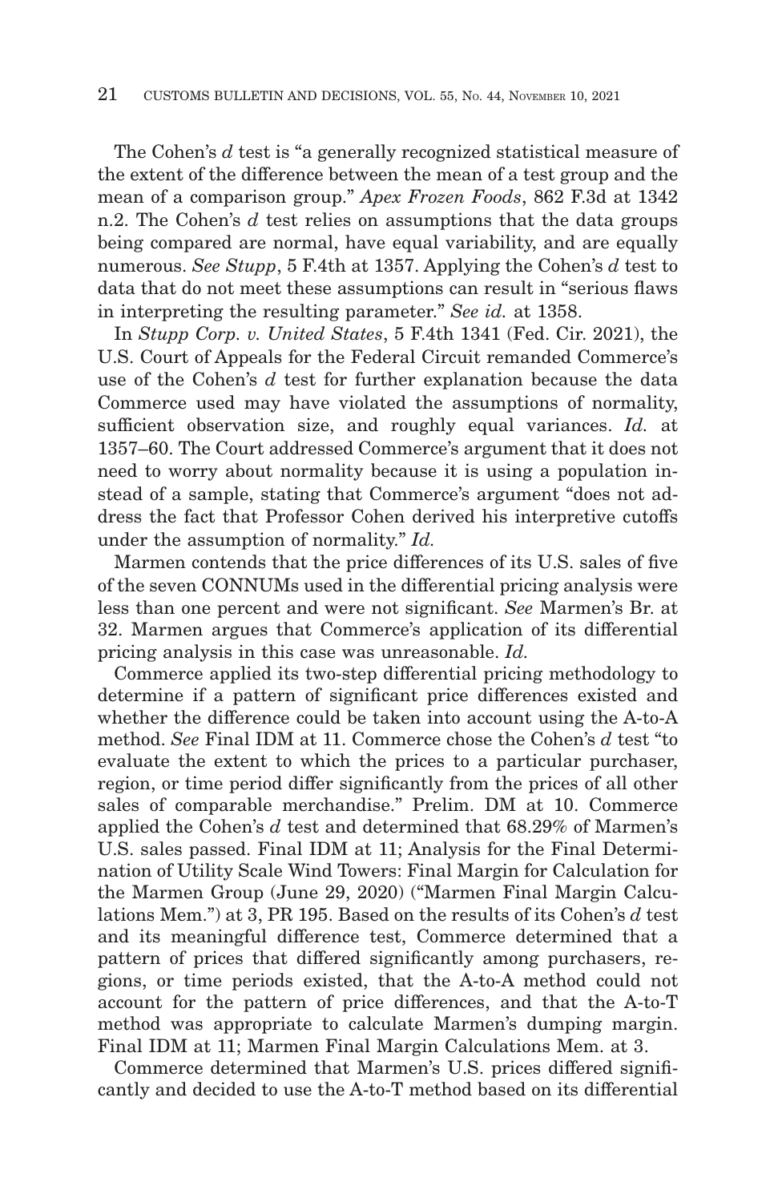The Cohen's *d* test is "a generally recognized statistical measure of the extent of the difference between the mean of a test group and the mean of a comparison group." *Apex Frozen Foods*, 862 F.3d at 1342 n.2. The Cohen's *d* test relies on assumptions that the data groups being compared are normal, have equal variability, and are equally numerous. *See Stupp*, 5 F.4th at 1357. Applying the Cohen's *d* test to data that do not meet these assumptions can result in "serious flaws in interpreting the resulting parameter." *See id.* at 1358.

In *Stupp Corp. v. United States*, 5 F.4th 1341 (Fed. Cir. 2021), the U.S. Court of Appeals for the Federal Circuit remanded Commerce's use of the Cohen's *d* test for further explanation because the data Commerce used may have violated the assumptions of normality, sufficient observation size, and roughly equal variances. *Id.* at 1357–60. The Court addressed Commerce's argument that it does not need to worry about normality because it is using a population instead of a sample, stating that Commerce's argument "does not address the fact that Professor Cohen derived his interpretive cutoffs under the assumption of normality." *Id.*

Marmen contends that the price differences of its U.S. sales of five of the seven CONNUMs used in the differential pricing analysis were less than one percent and were not significant. *See* Marmen's Br. at 32. Marmen argues that Commerce's application of its differential pricing analysis in this case was unreasonable. *Id.*

Commerce applied its two-step differential pricing methodology to determine if a pattern of significant price differences existed and whether the difference could be taken into account using the A-to-A method. *See* Final IDM at 11. Commerce chose the Cohen's *d* test "to evaluate the extent to which the prices to a particular purchaser, region, or time period differ significantly from the prices of all other sales of comparable merchandise." Prelim. DM at 10. Commerce applied the Cohen's *d* test and determined that 68.29% of Marmen's U.S. sales passed. Final IDM at 11; Analysis for the Final Determination of Utility Scale Wind Towers: Final Margin for Calculation for the Marmen Group (June 29, 2020) ("Marmen Final Margin Calculations Mem.") at 3, PR 195. Based on the results of its Cohen's *d* test and its meaningful difference test, Commerce determined that a pattern of prices that differed significantly among purchasers, regions, or time periods existed, that the A-to-A method could not account for the pattern of price differences, and that the A-to-T method was appropriate to calculate Marmen's dumping margin. Final IDM at 11; Marmen Final Margin Calculations Mem. at 3.

Commerce determined that Marmen's U.S. prices differed significantly and decided to use the A-to-T method based on its differential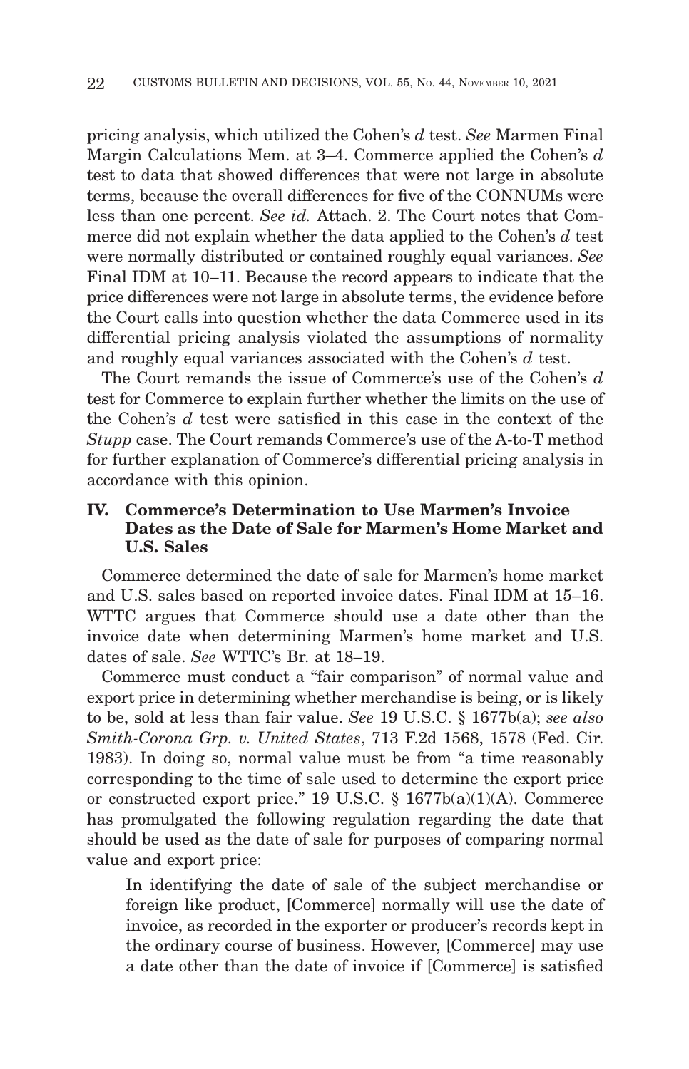pricing analysis, which utilized the Cohen's *d* test. *See* Marmen Final Margin Calculations Mem. at 3–4. Commerce applied the Cohen's *d* test to data that showed differences that were not large in absolute terms, because the overall differences for five of the CONNUMs were less than one percent. *See id.* Attach. 2. The Court notes that Commerce did not explain whether the data applied to the Cohen's *d* test were normally distributed or contained roughly equal variances. *See* Final IDM at 10–11. Because the record appears to indicate that the price differences were not large in absolute terms, the evidence before the Court calls into question whether the data Commerce used in its differential pricing analysis violated the assumptions of normality and roughly equal variances associated with the Cohen's *d* test.

The Court remands the issue of Commerce's use of the Cohen's *d* test for Commerce to explain further whether the limits on the use of the Cohen's *d* test were satisfied in this case in the context of the *Stupp* case. The Court remands Commerce's use of the A-to-T method for further explanation of Commerce's differential pricing analysis in accordance with this opinion.

## IV. Commerce's Determination to Use Marmen's Invoice Dates as the Date of Sale for Marmen's Home Market and U.S. Sales

Commerce determined the date of sale for Marmen's home market and U.S. sales based on reported invoice dates. Final IDM at 15–16. WTTC argues that Commerce should use a date other than the invoice date when determining Marmen's home market and U.S. dates of sale. *See* WTTC's Br. at 18–19.

Commerce must conduct a "fair comparison" of normal value and export price in determining whether merchandise is being, or is likely to be, sold at less than fair value. *See* 19 U.S.C. § 1677b(a); *see also Smith-Corona Grp. v. United States*, 713 F.2d 1568, 1578 (Fed. Cir. 1983). In doing so, normal value must be from "a time reasonably corresponding to the time of sale used to determine the export price or constructed export price." 19 U.S.C. § 1677b(a)(1)(A). Commerce has promulgated the following regulation regarding the date that should be used as the date of sale for purposes of comparing normal value and export price:

> In identifying the date of sale of the subject merchandise or foreign like product, [Commerce] normally will use the date of invoice, as recorded in the exporter or producer's records kept in the ordinary course of business. However, [Commerce] may use a date other than the date of invoice if [Commerce] is satisfied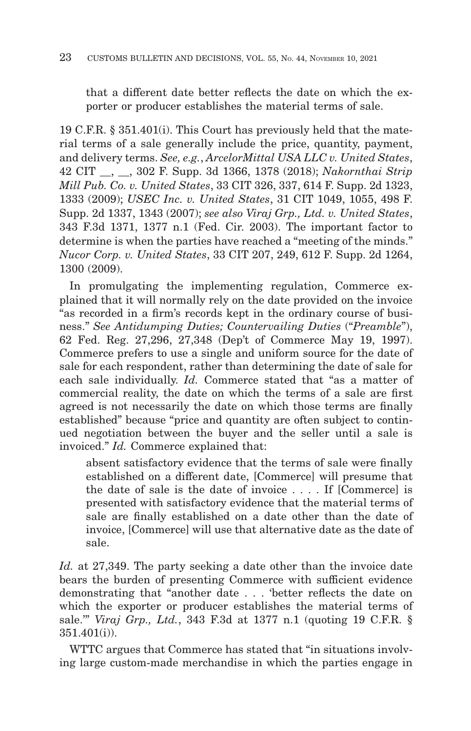that a different date better reflects the date on which the exporter or producer establishes the material terms of sale.

19 C.F.R. § 351.401(i). This Court has previously held that the material terms of a sale generally include the price, quantity, payment, and delivery terms. *See, e.g.*, *ArcelorMittal USA LLC v. United States*, 42 CIT __, __, 302 F. Supp. 3d 1366, 1378 (2018); *Nakornthai Strip Mill Pub. Co. v. United States*, 33 CIT 326, 337, 614 F. Supp. 2d 1323, 1333 (2009); *USEC Inc. v. United States*, 31 CIT 1049, 1055, 498 F. Supp. 2d 1337, 1343 (2007); *see also Viraj Grp., Ltd. v. United States*, 343 F.3d 1371, 1377 n.1 (Fed. Cir. 2003). The important factor to determine is when the parties have reached a "meeting of the minds." *Nucor Corp. v. United States*, 33 CIT 207, 249, 612 F. Supp. 2d 1264, 1300 (2009).

In promulgating the implementing regulation, Commerce explained that it will normally rely on the date provided on the invoice "as recorded in a firm's records kept in the ordinary course of business." *See Antidumping Duties; Countervailing Duties* ("*Preamble*"), 62 Fed. Reg. 27,296, 27,348 (Dep't of Commerce May 19, 1997). Commerce prefers to use a single and uniform source for the date of sale for each respondent, rather than determining the date of sale for each sale individually. *Id.* Commerce stated that "as a matter of commercial reality, the date on which the terms of a sale are first agreed is not necessarily the date on which those terms are finally established" because "price and quantity are often subject to continued negotiation between the buyer and the seller until a sale is invoiced." *Id.* Commerce explained that:

> absent satisfactory evidence that the terms of sale were finally established on a different date, [Commerce] will presume that the date of sale is the date of invoice . . . . If [Commerce] is presented with satisfactory evidence that the material terms of sale are finally established on a date other than the date of invoice, [Commerce] will use that alternative date as the date of sale.

*Id.* at 27,349. The party seeking a date other than the invoice date bears the burden of presenting Commerce with sufficient evidence demonstrating that "another date . . . 'better reflects the date on which the exporter or producer establishes the material terms of sale.'" *Viraj Grp., Ltd.*, 343 F.3d at 1377 n.1 (quoting 19 C.F.R. § 351.401(i)).

WTTC argues that Commerce has stated that "in situations involving large custom-made merchandise in which the parties engage in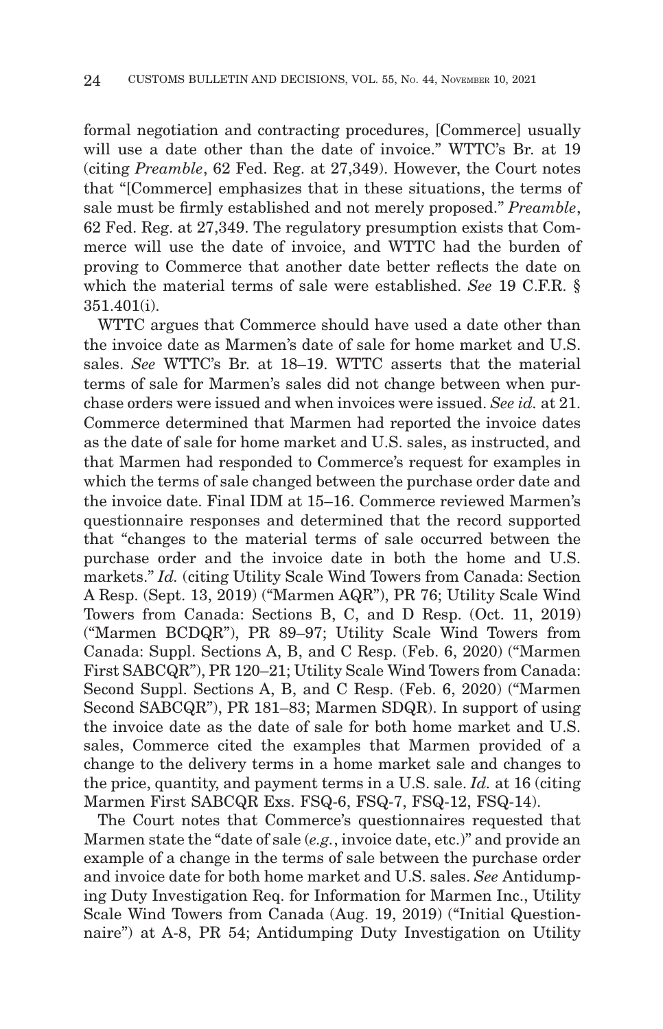formal negotiation and contracting procedures, [Commerce] usually will use a date other than the date of invoice." WTTC's Br. at 19 (citing *Preamble*, 62 Fed. Reg. at 27,349). However, the Court notes that "[Commerce] emphasizes that in these situations, the terms of sale must be firmly established and not merely proposed." *Preamble*, 62 Fed. Reg. at 27,349. The regulatory presumption exists that Commerce will use the date of invoice, and WTTC had the burden of proving to Commerce that another date better reflects the date on which the material terms of sale were established. *See* 19 C.F.R. § 351.401(i).

WTTC argues that Commerce should have used a date other than the invoice date as Marmen's date of sale for home market and U.S. sales. *See* WTTC's Br. at 18–19. WTTC asserts that the material terms of sale for Marmen's sales did not change between when purchase orders were issued and when invoices were issued. *See id.* at 21. Commerce determined that Marmen had reported the invoice dates as the date of sale for home market and U.S. sales, as instructed, and that Marmen had responded to Commerce's request for examples in which the terms of sale changed between the purchase order date and the invoice date. Final IDM at 15–16. Commerce reviewed Marmen's questionnaire responses and determined that the record supported that "changes to the material terms of sale occurred between the purchase order and the invoice date in both the home and U.S. markets." *Id.* (citing Utility Scale Wind Towers from Canada: Section A Resp. (Sept. 13, 2019) ("Marmen AQR"), PR 76; Utility Scale Wind Towers from Canada: Sections B, C, and D Resp. (Oct. 11, 2019) ("Marmen BCDQR"), PR 89–97; Utility Scale Wind Towers from Canada: Suppl. Sections A, B, and C Resp. (Feb. 6, 2020) ("Marmen First SABCQR"), PR 120–21; Utility Scale Wind Towers from Canada: Second Suppl. Sections A, B, and C Resp. (Feb. 6, 2020) ("Marmen Second SABCQR"), PR 181–83; Marmen SDQR). In support of using the invoice date as the date of sale for both home market and U.S. sales, Commerce cited the examples that Marmen provided of a change to the delivery terms in a home market sale and changes to the price, quantity, and payment terms in a U.S. sale. *Id.* at 16 (citing Marmen First SABCQR Exs. FSQ-6, FSQ-7, FSQ-12, FSQ-14).

The Court notes that Commerce's questionnaires requested that Marmen state the "date of sale (*e.g.*, invoice date, etc.)" and provide an example of a change in the terms of sale between the purchase order and invoice date for both home market and U.S. sales. *See* Antidumping Duty Investigation Req. for Information for Marmen Inc., Utility Scale Wind Towers from Canada (Aug. 19, 2019) ("Initial Questionnaire") at A-8, PR 54; Antidumping Duty Investigation on Utility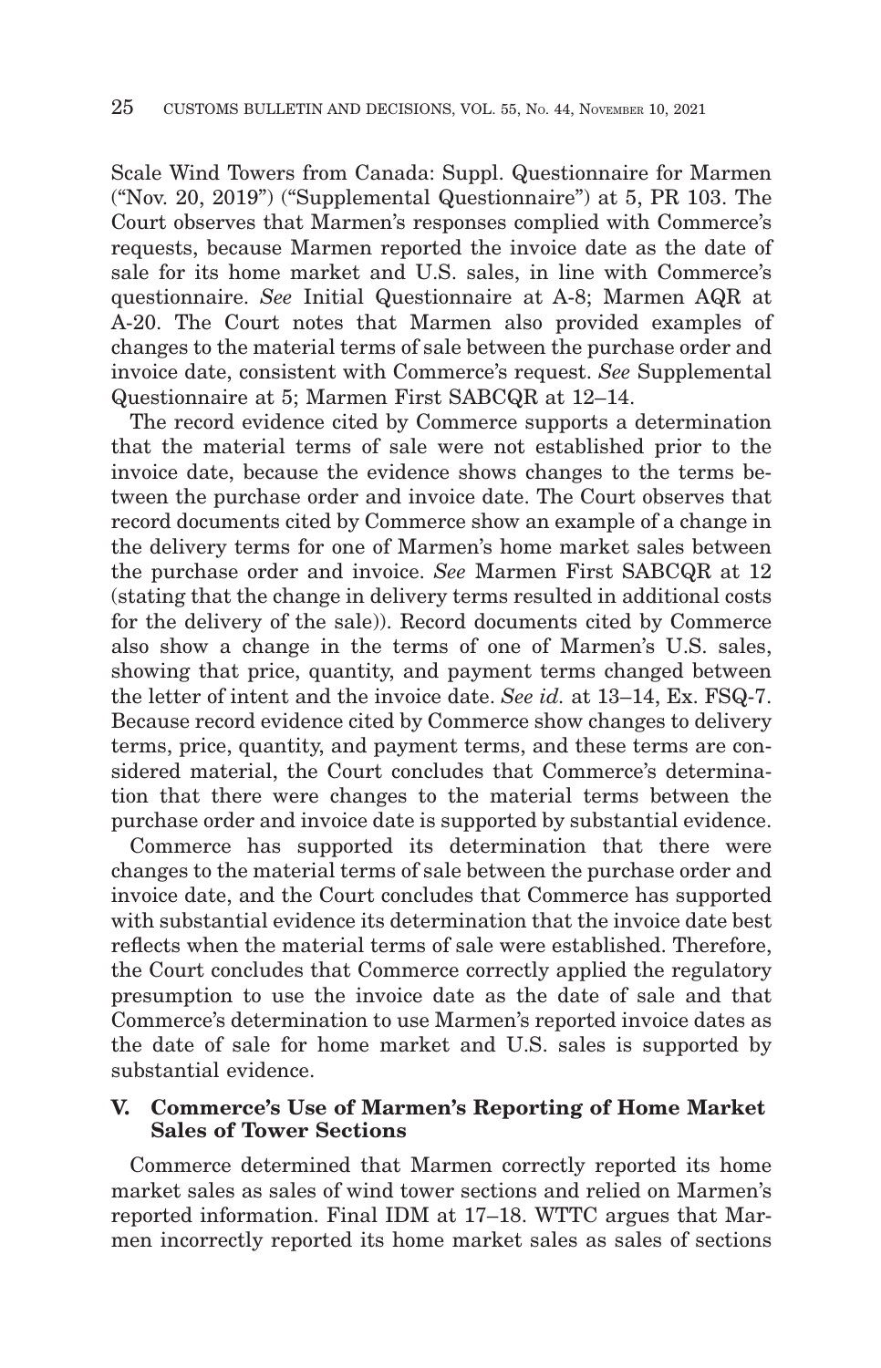Scale Wind Towers from Canada: Suppl. Questionnaire for Marmen ("Nov. 20, 2019") ("Supplemental Questionnaire") at 5, PR 103. The Court observes that Marmen's responses complied with Commerce's requests, because Marmen reported the invoice date as the date of sale for its home market and U.S. sales, in line with Commerce's questionnaire. *See* Initial Questionnaire at A-8; Marmen AQR at A-20. The Court notes that Marmen also provided examples of changes to the material terms of sale between the purchase order and invoice date, consistent with Commerce's request. *See* Supplemental Questionnaire at 5; Marmen First SABCQR at 12–14.

The record evidence cited by Commerce supports a determination that the material terms of sale were not established prior to the invoice date, because the evidence shows changes to the terms between the purchase order and invoice date. The Court observes that record documents cited by Commerce show an example of a change in the delivery terms for one of Marmen's home market sales between the purchase order and invoice. *See* Marmen First SABCQR at 12 (stating that the change in delivery terms resulted in additional costs for the delivery of the sale)). Record documents cited by Commerce also show a change in the terms of one of Marmen's U.S. sales, showing that price, quantity, and payment terms changed between the letter of intent and the invoice date. *See id.* at 13–14, Ex. FSQ-7. Because record evidence cited by Commerce show changes to delivery terms, price, quantity, and payment terms, and these terms are considered material, the Court concludes that Commerce's determination that there were changes to the material terms between the purchase order and invoice date is supported by substantial evidence.

Commerce has supported its determination that there were changes to the material terms of sale between the purchase order and invoice date, and the Court concludes that Commerce has supported with substantial evidence its determination that the invoice date best reflects when the material terms of sale were established. Therefore, the Court concludes that Commerce correctly applied the regulatory presumption to use the invoice date as the date of sale and that Commerce's determination to use Marmen's reported invoice dates as the date of sale for home market and U.S. sales is supported by substantial evidence.

## V. Commerce's Use of Marmen's Reporting of Home Market Sales of Tower Sections

Commerce determined that Marmen correctly reported its home market sales as sales of wind tower sections and relied on Marmen's reported information. Final IDM at 17–18. WTTC argues that Marmen incorrectly reported its home market sales as sales of sections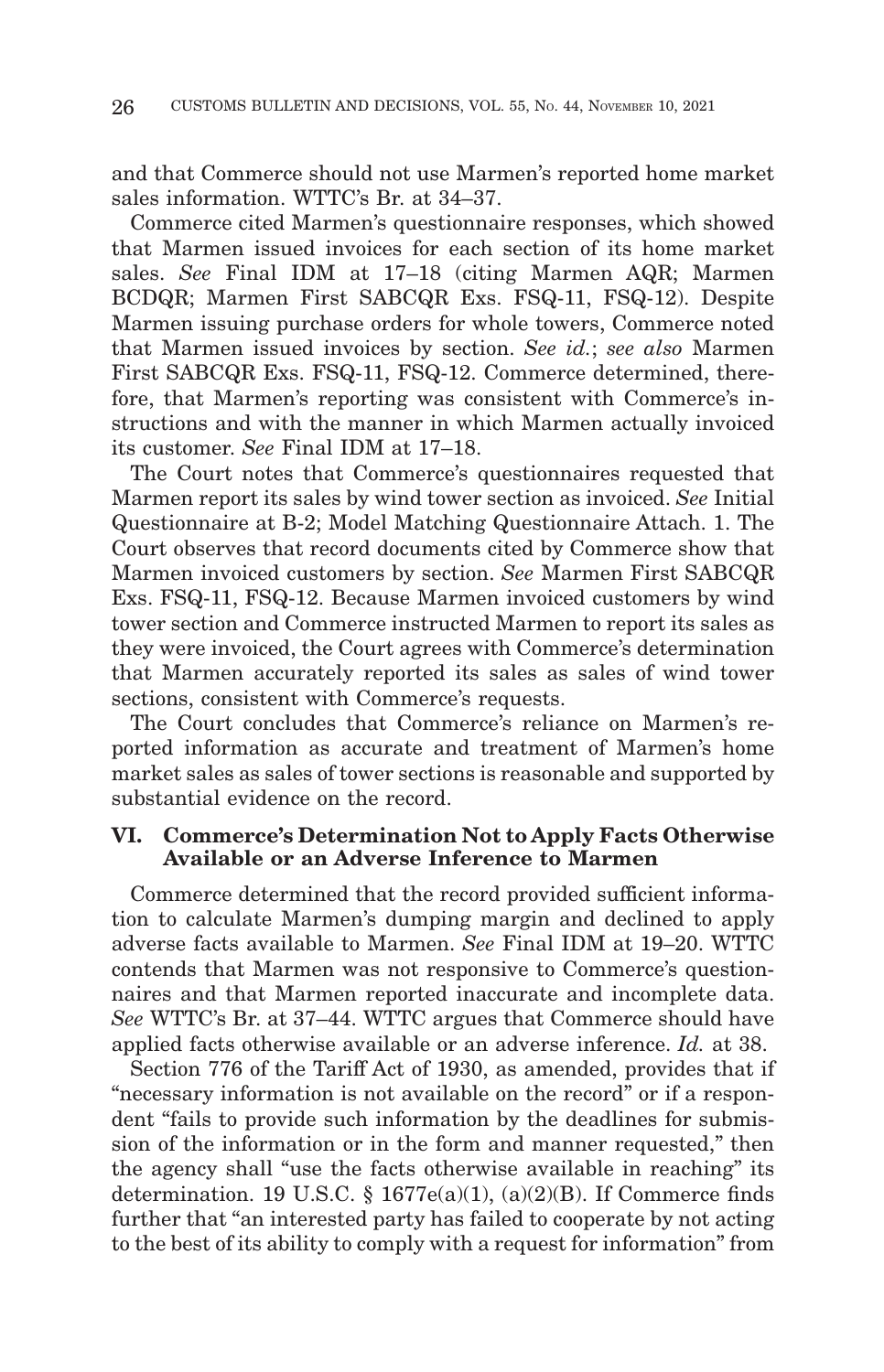and that Commerce should not use Marmen's reported home market sales information. WTTC's Br. at 34–37.

Commerce cited Marmen's questionnaire responses, which showed that Marmen issued invoices for each section of its home market sales. *See* Final IDM at 17–18 (citing Marmen AQR; Marmen BCDQR; Marmen First SABCQR Exs. FSQ-11, FSQ-12). Despite Marmen issuing purchase orders for whole towers, Commerce noted that Marmen issued invoices by section. *See id.*; *see also* Marmen First SABCQR Exs. FSQ-11, FSQ-12. Commerce determined, therefore, that Marmen's reporting was consistent with Commerce's instructions and with the manner in which Marmen actually invoiced its customer. *See* Final IDM at 17–18.

The Court notes that Commerce's questionnaires requested that Marmen report its sales by wind tower section as invoiced. *See* Initial Questionnaire at B-2; Model Matching Questionnaire Attach. 1. The Court observes that record documents cited by Commerce show that Marmen invoiced customers by section. *See* Marmen First SABCQR Exs. FSQ-11, FSQ-12. Because Marmen invoiced customers by wind tower section and Commerce instructed Marmen to report its sales as they were invoiced, the Court agrees with Commerce's determination that Marmen accurately reported its sales as sales of wind tower sections, consistent with Commerce's requests.

The Court concludes that Commerce's reliance on Marmen's reported information as accurate and treatment of Marmen's home market sales as sales of tower sections is reasonable and supported by substantial evidence on the record.

### VI. Commerce's Determination Not to Apply Facts Otherwise Available or an Adverse Inference to Marmen

Commerce determined that the record provided sufficient information to calculate Marmen's dumping margin and declined to apply adverse facts available to Marmen. *See* Final IDM at 19–20. WTTC contends that Marmen was not responsive to Commerce's questionnaires and that Marmen reported inaccurate and incomplete data. *See* WTTC's Br. at 37–44. WTTC argues that Commerce should have applied facts otherwise available or an adverse inference. *Id.* at 38.

Section 776 of the Tariff Act of 1930, as amended, provides that if "necessary information is not available on the record" or if a respondent "fails to provide such information by the deadlines for submission of the information or in the form and manner requested," then the agency shall "use the facts otherwise available in reaching" its determination. 19 U.S.C. § 1677e(a)(1), (a)(2)(B). If Commerce finds further that "an interested party has failed to cooperate by not acting to the best of its ability to comply with a request for information" from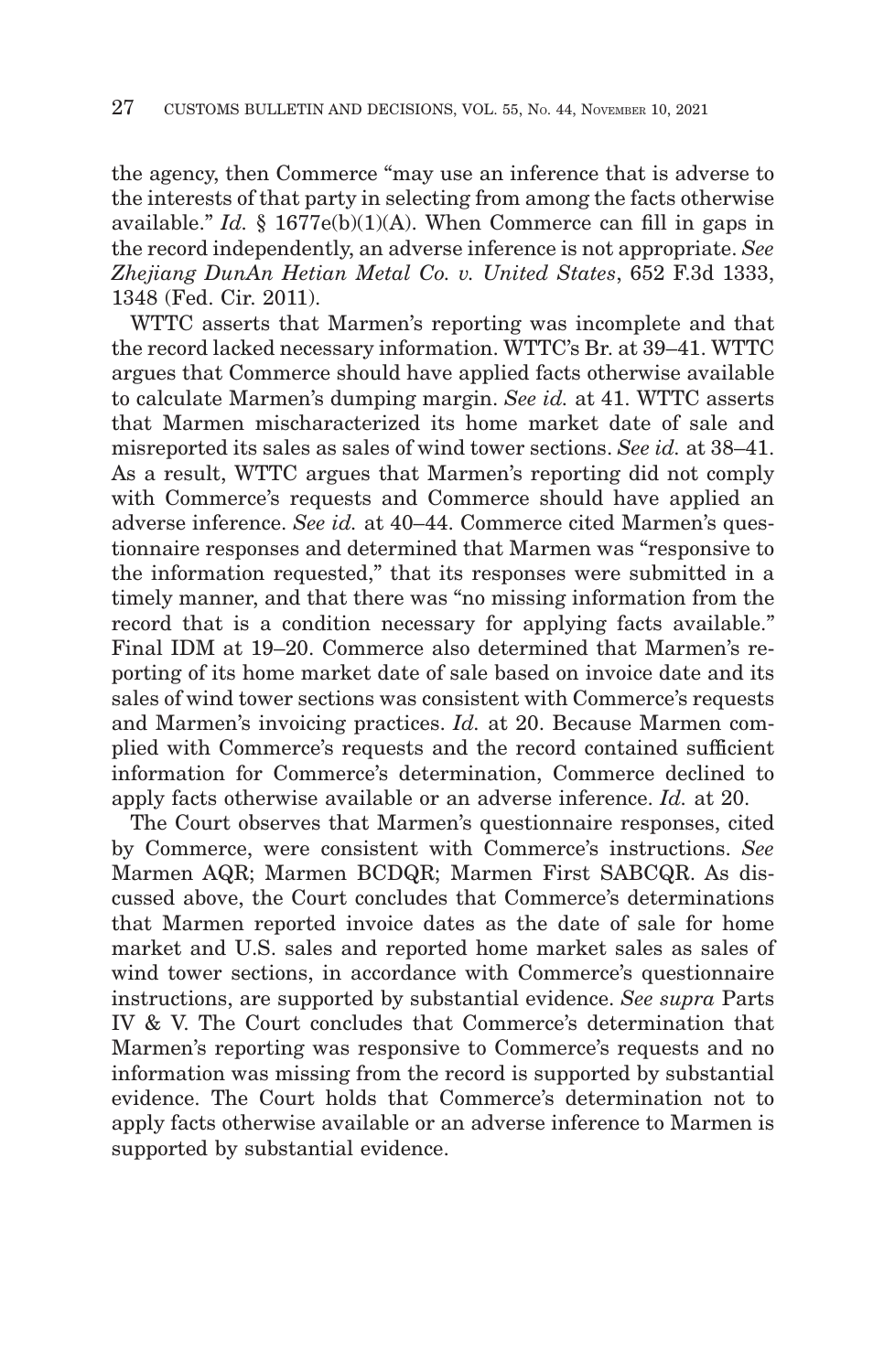the agency, then Commerce "may use an inference that is adverse to the interests of that party in selecting from among the facts otherwise available." *Id.* § 1677e(b)(1)(A). When Commerce can fill in gaps in the record independently, an adverse inference is not appropriate. *See Zhejiang DunAn Hetian Metal Co. v. United States*, 652 F.3d 1333, 1348 (Fed. Cir. 2011).

WTTC asserts that Marmen's reporting was incomplete and that the record lacked necessary information. WTTC's Br. at 39–41. WTTC argues that Commerce should have applied facts otherwise available to calculate Marmen's dumping margin. *See id.* at 41. WTTC asserts that Marmen mischaracterized its home market date of sale and misreported its sales as sales of wind tower sections. *See id.* at 38–41. As a result, WTTC argues that Marmen's reporting did not comply with Commerce's requests and Commerce should have applied an adverse inference. *See id.* at 40–44. Commerce cited Marmen's questionnaire responses and determined that Marmen was "responsive to the information requested," that its responses were submitted in a timely manner, and that there was "no missing information from the record that is a condition necessary for applying facts available." Final IDM at 19–20. Commerce also determined that Marmen's reporting of its home market date of sale based on invoice date and its sales of wind tower sections was consistent with Commerce's requests and Marmen's invoicing practices. *Id.* at 20. Because Marmen complied with Commerce's requests and the record contained sufficient information for Commerce's determination, Commerce declined to apply facts otherwise available or an adverse inference. *Id.* at 20.

The Court observes that Marmen's questionnaire responses, cited by Commerce, were consistent with Commerce's instructions. *See* Marmen AQR; Marmen BCDQR; Marmen First SABCQR. As discussed above, the Court concludes that Commerce's determinations that Marmen reported invoice dates as the date of sale for home market and U.S. sales and reported home market sales as sales of wind tower sections, in accordance with Commerce's questionnaire instructions, are supported by substantial evidence. *See supra* Parts IV & V. The Court concludes that Commerce's determination that Marmen's reporting was responsive to Commerce's requests and no information was missing from the record is supported by substantial evidence. The Court holds that Commerce's determination not to apply facts otherwise available or an adverse inference to Marmen is supported by substantial evidence.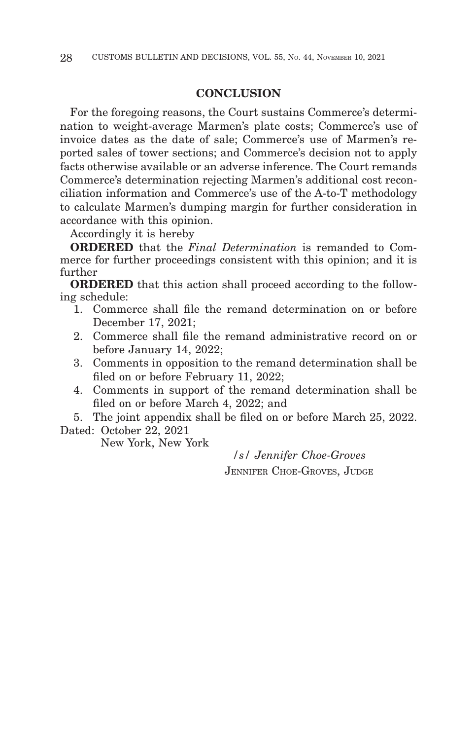## CONCLUSION

For the foregoing reasons, the Court sustains Commerce's determination to weight-average Marmen's plate costs; Commerce's use of invoice dates as the date of sale; Commerce's use of Marmen's reported sales of tower sections; and Commerce's decision not to apply facts otherwise available or an adverse inference. The Court remands Commerce's determination rejecting Marmen's additional cost reconciliation information and Commerce's use of the A-to-T methodology to calculate Marmen's dumping margin for further consideration in accordance with this opinion.

Accordingly it is hereby

**ORDERED** that the *Final Determination* is remanded to Commerce for further proceedings consistent with this opinion; and it is further

**ORDERED** that this action shall proceed according to the following schedule:

1. Commerce shall file the remand determination on or before December 17, 2021;
2. Commerce shall file the remand administrative record on or before January 14, 2022;
3. Comments in opposition to the remand determination shall be filed on or before February 11, 2022;
4. Comments in support of the remand determination shall be filed on or before March 4, 2022; and
5. The joint appendix shall be filed on or before March 25, 2022.

Dated: October 22, 2021
New York, New York

*/s/ Jennifer Choe-Groves*
JENNIFER CHOE-GROVES, JUDGE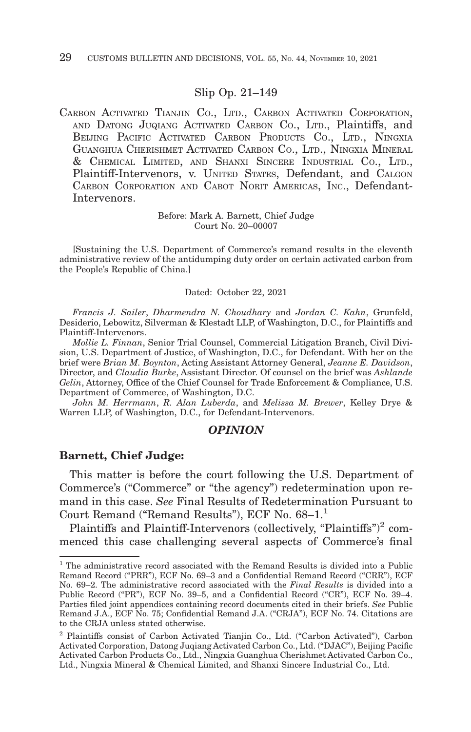Slip Op. 21–149

CARBON ACTIVATED TIANJIN CO., LTD., CARBON ACTIVATED CORPORATION, AND DATONG JUQIANG ACTIVATED CARBON CO., LTD., Plaintiffs, and BEIJING PACIFIC ACTIVATED CARBON PRODUCTS CO., LTD., NINGXIA GUANGHUA CHERISHMET ACTIVATED CARBON CO., LTD., NINGXIA MINERAL & CHEMICAL LIMITED, AND SHANXI SINCERE INDUSTRIAL CO., LTD., Plaintiff-Intervenors, v. UNITED STATES, Defendant, and CALGON CARBON CORPORATION AND CABOT NORIT AMERICAS, INC., Defendant-Intervenors.

Before: Mark A. Barnett, Chief Judge
Court No. 20–00007

[Sustaining the U.S. Department of Commerce's remand results in the eleventh administrative review of the antidumping duty order on certain activated carbon from the People's Republic of China.]

Dated: October 22, 2021

*Francis J. Sailer*, *Dharmendra N. Choudhary* and *Jordan C. Kahn*, Grunfeld, Desiderio, Lebowitz, Silverman & Klestadt LLP, of Washington, D.C., for Plaintiffs and Plaintiff-Intervenors.

*Mollie L. Finnan*, Senior Trial Counsel, Commercial Litigation Branch, Civil Division, U.S. Department of Justice, of Washington, D.C., for Defendant. With her on the brief were *Brian M. Boynton*, Acting Assistant Attorney General, *Jeanne E. Davidson*, Director, and *Claudia Burke*, Assistant Director. Of counsel on the brief was *Ashlande Gelin*, Attorney, Office of the Chief Counsel for Trade Enforcement & Compliance, U.S. Department of Commerce, of Washington, D.C.

*John M. Herrmann*, *R. Alan Luberda*, and *Melissa M. Brewer*, Kelley Drye & Warren LLP, of Washington, D.C., for Defendant-Intervenors.

## *OPINION*

**Barnett, Chief Judge:**

This matter is before the court following the U.S. Department of Commerce's ("Commerce" or "the agency") redetermination upon remand in this case. *See* Final Results of Redetermination Pursuant to Court Remand ("Remand Results"), ECF No. 68–1.[1]

Plaintiffs and Plaintiff-Intervenors (collectively, "Plaintiffs")[2] commenced this case challenging several aspects of Commerce's final

---

[1] The administrative record associated with the Remand Results is divided into a Public Remand Record ("PRR"), ECF No. 69–3 and a Confidential Remand Record ("CRR"), ECF No. 69–2. The administrative record associated with the *Final Results* is divided into a Public Record ("PR"), ECF No. 39–5, and a Confidential Record ("CR"), ECF No. 39–4. Parties filed joint appendices containing record documents cited in their briefs. *See* Public Remand J.A., ECF No. 75; Confidential Remand J.A. ("CRJA"), ECF No. 74. Citations are to the CRJA unless stated otherwise.

[2] Plaintiffs consist of Carbon Activated Tianjin Co., Ltd. ("Carbon Activated"), Carbon Activated Corporation, Datong Juqiang Activated Carbon Co., Ltd. ("DJAC"), Beijing Pacific Activated Carbon Products Co., Ltd., Ningxia Guanghua Cherishmet Activated Carbon Co., Ltd., Ningxia Mineral & Chemical Limited, and Shanxi Sincere Industrial Co., Ltd.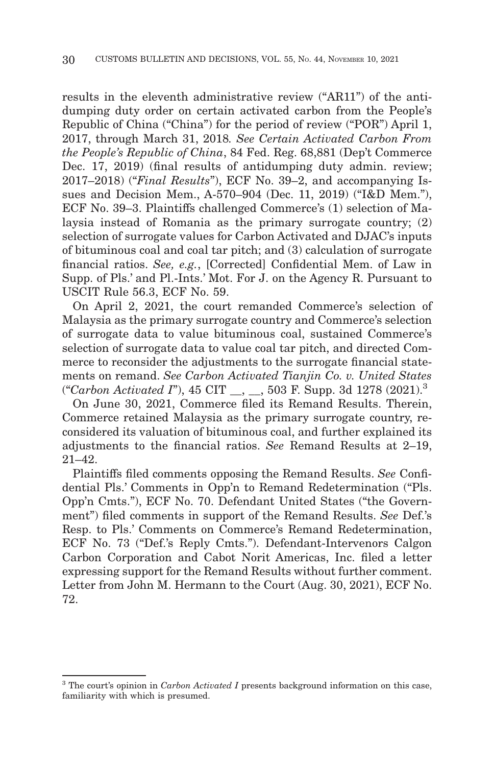results in the eleventh administrative review ("AR11") of the antidumping duty order on certain activated carbon from the People's Republic of China ("China") for the period of review ("POR") April 1, 2017, through March 31, 2018*.* *See Certain Activated Carbon From the People's Republic of China*, 84 Fed. Reg. 68,881 (Dep't Commerce Dec. 17, 2019) (final results of antidumping duty admin. review; 2017–2018) ("*Final Results*"), ECF No. 39–2, and accompanying Issues and Decision Mem., A-570–904 (Dec. 11, 2019) ("I&D Mem."), ECF No. 39–3. Plaintiffs challenged Commerce's (1) selection of Malaysia instead of Romania as the primary surrogate country; (2) selection of surrogate values for Carbon Activated and DJAC's inputs of bituminous coal and coal tar pitch; and (3) calculation of surrogate financial ratios. *See, e.g.*, [Corrected] Confidential Mem. of Law in Supp. of Pls.' and Pl.-Ints.' Mot. For J. on the Agency R. Pursuant to USCIT Rule 56.3, ECF No. 59.

On April 2, 2021, the court remanded Commerce's selection of Malaysia as the primary surrogate country and Commerce's selection of surrogate data to value bituminous coal, sustained Commerce's selection of surrogate data to value coal tar pitch, and directed Commerce to reconsider the adjustments to the surrogate financial statements on remand. *See Carbon Activated Tianjin Co. v. United States* ("*Carbon Activated I*"), 45 CIT __, __, 503 F. Supp. 3d 1278 (2021).[3]

On June 30, 2021, Commerce filed its Remand Results. Therein, Commerce retained Malaysia as the primary surrogate country, reconsidered its valuation of bituminous coal, and further explained its adjustments to the financial ratios. *See* Remand Results at 2–19, 21–42.

Plaintiffs filed comments opposing the Remand Results. *See* Confidential Pls.' Comments in Opp'n to Remand Redetermination ("Pls. Opp'n Cmts."), ECF No. 70. Defendant United States ("the Government") filed comments in support of the Remand Results. *See* Def.'s Resp. to Pls.' Comments on Commerce's Remand Redetermination, ECF No. 73 ("Def.'s Reply Cmts."). Defendant-Intervenors Calgon Carbon Corporation and Cabot Norit Americas, Inc. filed a letter expressing support for the Remand Results without further comment. Letter from John M. Hermann to the Court (Aug. 30, 2021), ECF No. 72.

---

[3] The court's opinion in *Carbon Activated I* presents background information on this case, familiarity with which is presumed.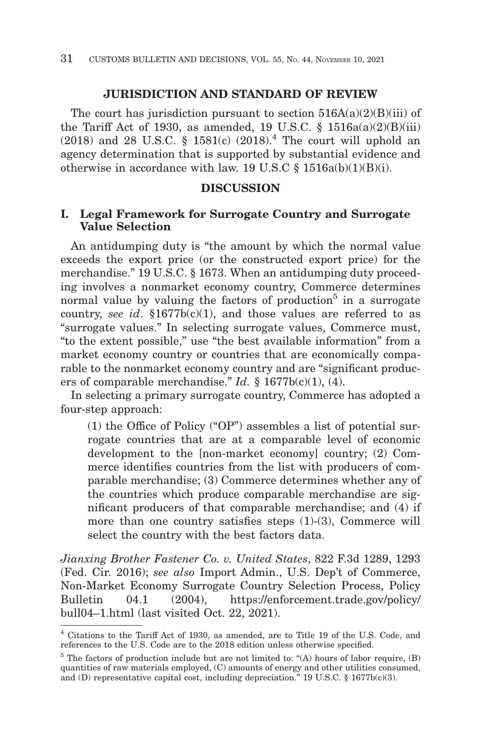## JURISDICTION AND STANDARD OF REVIEW

The court has jurisdiction pursuant to section 516A(a)(2)(B)(iii) of the Tariff Act of 1930, as amended, 19 U.S.C. § 1516a(a)(2)(B)(iii) (2018) and 28 U.S.C. § 1581(c) (2018).[4] The court will uphold an agency determination that is supported by substantial evidence and otherwise in accordance with law. 19 U.S.C § 1516a(b)(1)(B)(i).

## DISCUSSION

### I. Legal Framework for Surrogate Country and Surrogate Value Selection

An antidumping duty is "the amount by which the normal value exceeds the export price (or the constructed export price) for the merchandise." 19 U.S.C. § 1673. When an antidumping duty proceeding involves a nonmarket economy country, Commerce determines normal value by valuing the factors of production[5] in a surrogate country, *see id*. §1677b(c)(1), and those values are referred to as "surrogate values." In selecting surrogate values, Commerce must, "to the extent possible," use "the best available information" from a market economy country or countries that are economically comparable to the nonmarket economy country and are "significant producers of comparable merchandise." *Id.* § 1677b(c)(1), (4).

In selecting a primary surrogate country, Commerce has adopted a four-step approach:

> (1) the Office of Policy ("OP") assembles a list of potential surrogate countries that are at a comparable level of economic development to the [non-market economy] country; (2) Commerce identifies countries from the list with producers of comparable merchandise; (3) Commerce determines whether any of the countries which produce comparable merchandise are significant producers of that comparable merchandise; and (4) if more than one country satisfies steps (1)-(3), Commerce will select the country with the best factors data.

*Jianxing Brother Fastener Co. v. United States*, 822 F.3d 1289, 1293 (Fed. Cir. 2016); *see also* Import Admin., U.S. Dep't of Commerce, Non-Market Economy Surrogate Country Selection Process, Policy Bulletin 04.1 (2004), https://enforcement.trade.gov/policy/bull04–1.html (last visited Oct. 22, 2021).

---

[4] Citations to the Tariff Act of 1930, as amended, are to Title 19 of the U.S. Code, and references to the U.S. Code are to the 2018 edition unless otherwise specified.

[5] The factors of production include but are not limited to: "(A) hours of labor require, (B) quantities of raw materials employed, (C) amounts of energy and other utilities consumed, and (D) representative capital cost, including depreciation." 19 U.S.C. § 1677b(c)(3).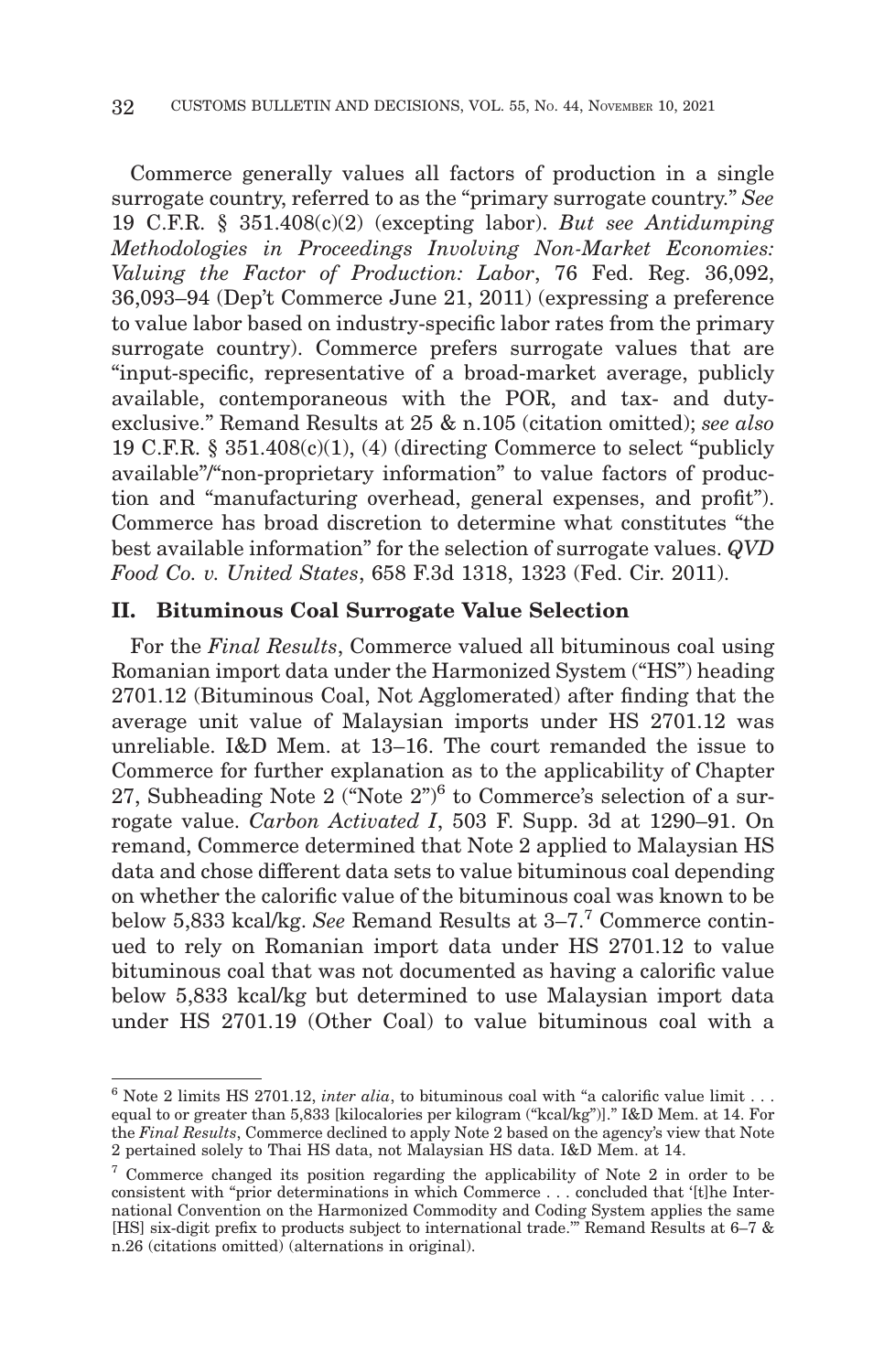Commerce generally values all factors of production in a single surrogate country, referred to as the "primary surrogate country." *See* 19 C.F.R. § 351.408(c)(2) (excepting labor). *But see Antidumping Methodologies in Proceedings Involving Non-Market Economies: Valuing the Factor of Production: Labor*, 76 Fed. Reg. 36,092, 36,093–94 (Dep't Commerce June 21, 2011) (expressing a preference to value labor based on industry-specific labor rates from the primary surrogate country). Commerce prefers surrogate values that are "input-specific, representative of a broad-market average, publicly available, contemporaneous with the POR, and tax- and duty-exclusive." Remand Results at 25 & n.105 (citation omitted); *see also* 19 C.F.R. § 351.408(c)(1), (4) (directing Commerce to select "publicly available"/"non-proprietary information" to value factors of production and "manufacturing overhead, general expenses, and profit"). Commerce has broad discretion to determine what constitutes "the best available information" for the selection of surrogate values. *QVD Food Co. v. United States*, 658 F.3d 1318, 1323 (Fed. Cir. 2011).

## II. Bituminous Coal Surrogate Value Selection

For the *Final Results*, Commerce valued all bituminous coal using Romanian import data under the Harmonized System ("HS") heading 2701.12 (Bituminous Coal, Not Agglomerated) after finding that the average unit value of Malaysian imports under HS 2701.12 was unreliable. I&D Mem. at 13–16. The court remanded the issue to Commerce for further explanation as to the applicability of Chapter 27, Subheading Note 2 ("Note 2")[6] to Commerce's selection of a surrogate value. *Carbon Activated I*, 503 F. Supp. 3d at 1290–91. On remand, Commerce determined that Note 2 applied to Malaysian HS data and chose different data sets to value bituminous coal depending on whether the calorific value of the bituminous coal was known to be below 5,833 kcal/kg. *See* Remand Results at 3–7.[7] Commerce continued to rely on Romanian import data under HS 2701.12 to value bituminous coal that was not documented as having a calorific value below 5,833 kcal/kg but determined to use Malaysian import data under HS 2701.19 (Other Coal) to value bituminous coal with a

---

[6] Note 2 limits HS 2701.12, *inter alia*, to bituminous coal with "a calorific value limit . . . equal to or greater than 5,833 [kilocalories per kilogram ("kcal/kg")]." I&D Mem. at 14. For the *Final Results*, Commerce declined to apply Note 2 based on the agency's view that Note 2 pertained solely to Thai HS data, not Malaysian HS data. I&D Mem. at 14.

[7] Commerce changed its position regarding the applicability of Note 2 in order to be consistent with "prior determinations in which Commerce . . . concluded that '[t]he International Convention on the Harmonized Commodity and Coding System applies the same [HS] six-digit prefix to products subject to international trade.'" Remand Results at 6–7 & n.26 (citations omitted) (alternations in original).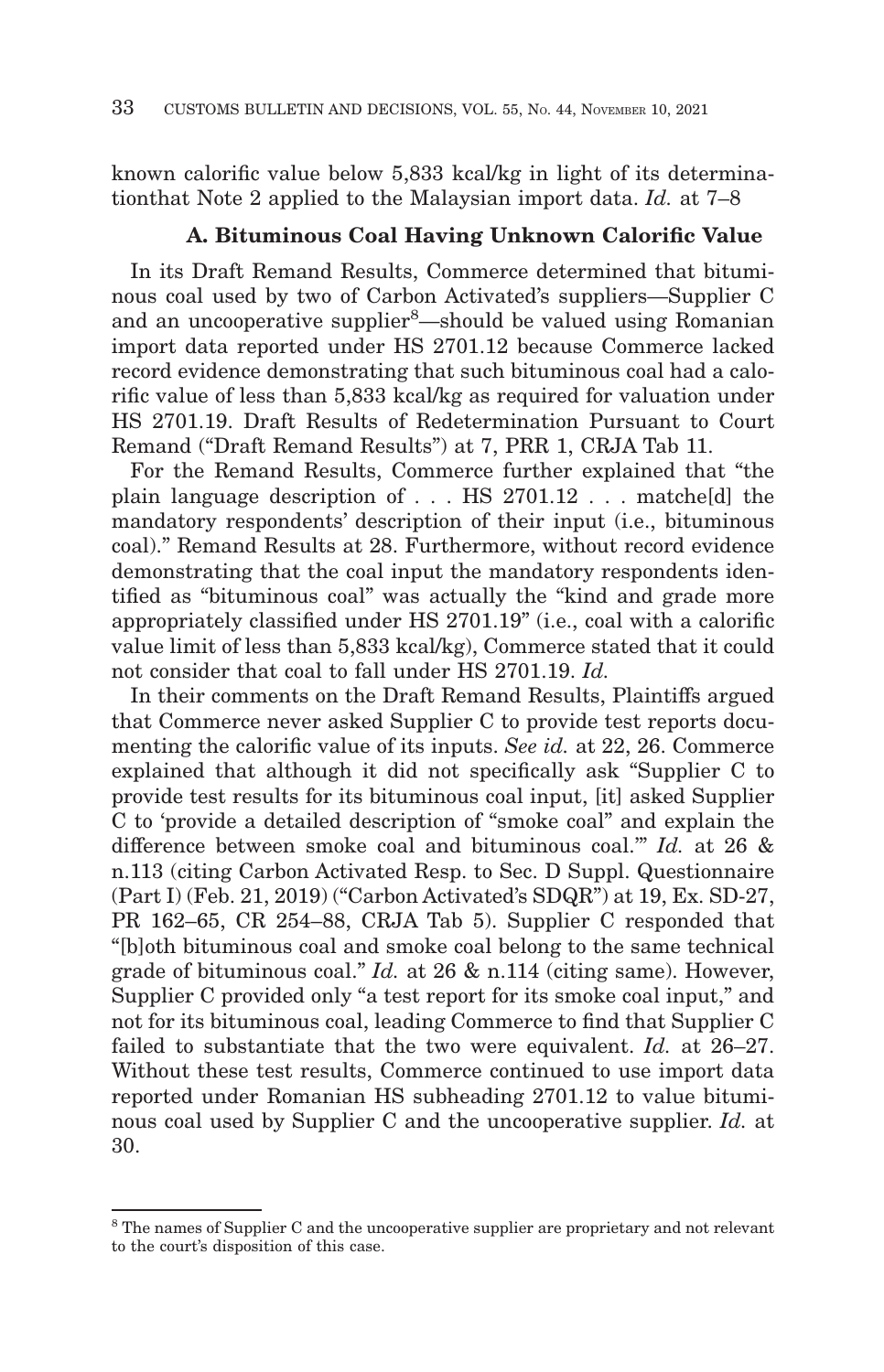known calorific value below 5,833 kcal/kg in light of its determinationthat Note 2 applied to the Malaysian import data. *Id.* at 7–8

### A. Bituminous Coal Having Unknown Calorific Value

In its Draft Remand Results, Commerce determined that bituminous coal used by two of Carbon Activated's suppliers—Supplier C and an uncooperative supplier[8]—should be valued using Romanian import data reported under HS 2701.12 because Commerce lacked record evidence demonstrating that such bituminous coal had a calorific value of less than 5,833 kcal/kg as required for valuation under HS 2701.19. Draft Results of Redetermination Pursuant to Court Remand ("Draft Remand Results") at 7, PRR 1, CRJA Tab 11.

For the Remand Results, Commerce further explained that "the plain language description of . . . HS 2701.12 . . . matche[d] the mandatory respondents' description of their input (i.e., bituminous coal)." Remand Results at 28. Furthermore, without record evidence demonstrating that the coal input the mandatory respondents identified as "bituminous coal" was actually the "kind and grade more appropriately classified under HS 2701.19" (i.e., coal with a calorific value limit of less than 5,833 kcal/kg), Commerce stated that it could not consider that coal to fall under HS 2701.19. *Id.*

In their comments on the Draft Remand Results, Plaintiffs argued that Commerce never asked Supplier C to provide test reports documenting the calorific value of its inputs. *See id.* at 22, 26. Commerce explained that although it did not specifically ask "Supplier C to provide test results for its bituminous coal input, [it] asked Supplier C to 'provide a detailed description of "smoke coal" and explain the difference between smoke coal and bituminous coal.'" *Id.* at 26 & n.113 (citing Carbon Activated Resp. to Sec. D Suppl. Questionnaire (Part I) (Feb. 21, 2019) ("Carbon Activated's SDQR") at 19, Ex. SD-27, PR 162–65, CR 254–88, CRJA Tab 5). Supplier C responded that "[b]oth bituminous coal and smoke coal belong to the same technical grade of bituminous coal." *Id.* at 26 & n.114 (citing same). However, Supplier C provided only "a test report for its smoke coal input," and not for its bituminous coal, leading Commerce to find that Supplier C failed to substantiate that the two were equivalent. *Id.* at 26–27. Without these test results, Commerce continued to use import data reported under Romanian HS subheading 2701.12 to value bituminous coal used by Supplier C and the uncooperative supplier. *Id.* at 30.

---

[8] The names of Supplier C and the uncooperative supplier are proprietary and not relevant to the court's disposition of this case.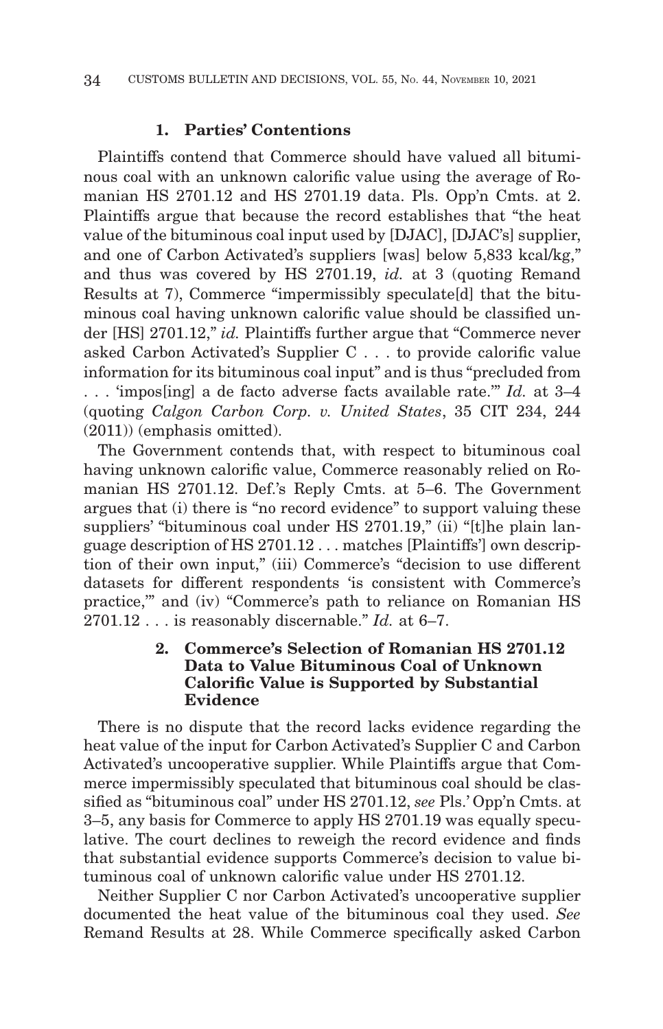### 1. Parties' Contentions

Plaintiffs contend that Commerce should have valued all bituminous coal with an unknown calorific value using the average of Romanian HS 2701.12 and HS 2701.19 data. Pls. Opp'n Cmts. at 2. Plaintiffs argue that because the record establishes that "the heat value of the bituminous coal input used by [DJAC], [DJAC's] supplier, and one of Carbon Activated's suppliers [was] below 5,833 kcal/kg," and thus was covered by HS 2701.19, *id.* at 3 (quoting Remand Results at 7), Commerce "impermissibly speculate[d] that the bituminous coal having unknown calorific value should be classified under [HS] 2701.12," *id.* Plaintiffs further argue that "Commerce never asked Carbon Activated's Supplier C . . . to provide calorific value information for its bituminous coal input" and is thus "precluded from . . . 'impos[ing] a de facto adverse facts available rate.'" *Id.* at 3–4 (quoting *Calgon Carbon Corp. v. United States*, 35 CIT 234, 244 (2011)) (emphasis omitted).

The Government contends that, with respect to bituminous coal having unknown calorific value, Commerce reasonably relied on Romanian HS 2701.12. Def.'s Reply Cmts. at 5–6. The Government argues that (i) there is "no record evidence" to support valuing these suppliers' "bituminous coal under HS 2701.19," (ii) "[t]he plain language description of HS 2701.12 . . . matches [Plaintiffs'] own description of their own input," (iii) Commerce's "decision to use different datasets for different respondents 'is consistent with Commerce's practice,'" and (iv) "Commerce's path to reliance on Romanian HS 2701.12 . . . is reasonably discernable." *Id.* at 6–7.

### 2. Commerce's Selection of Romanian HS 2701.12 Data to Value Bituminous Coal of Unknown Calorific Value is Supported by Substantial Evidence

There is no dispute that the record lacks evidence regarding the heat value of the input for Carbon Activated's Supplier C and Carbon Activated's uncooperative supplier. While Plaintiffs argue that Commerce impermissibly speculated that bituminous coal should be classified as "bituminous coal" under HS 2701.12, *see* Pls.' Opp'n Cmts. at 3–5, any basis for Commerce to apply HS 2701.19 was equally speculative. The court declines to reweigh the record evidence and finds that substantial evidence supports Commerce's decision to value bituminous coal of unknown calorific value under HS 2701.12.

Neither Supplier C nor Carbon Activated's uncooperative supplier documented the heat value of the bituminous coal they used. *See* Remand Results at 28. While Commerce specifically asked Carbon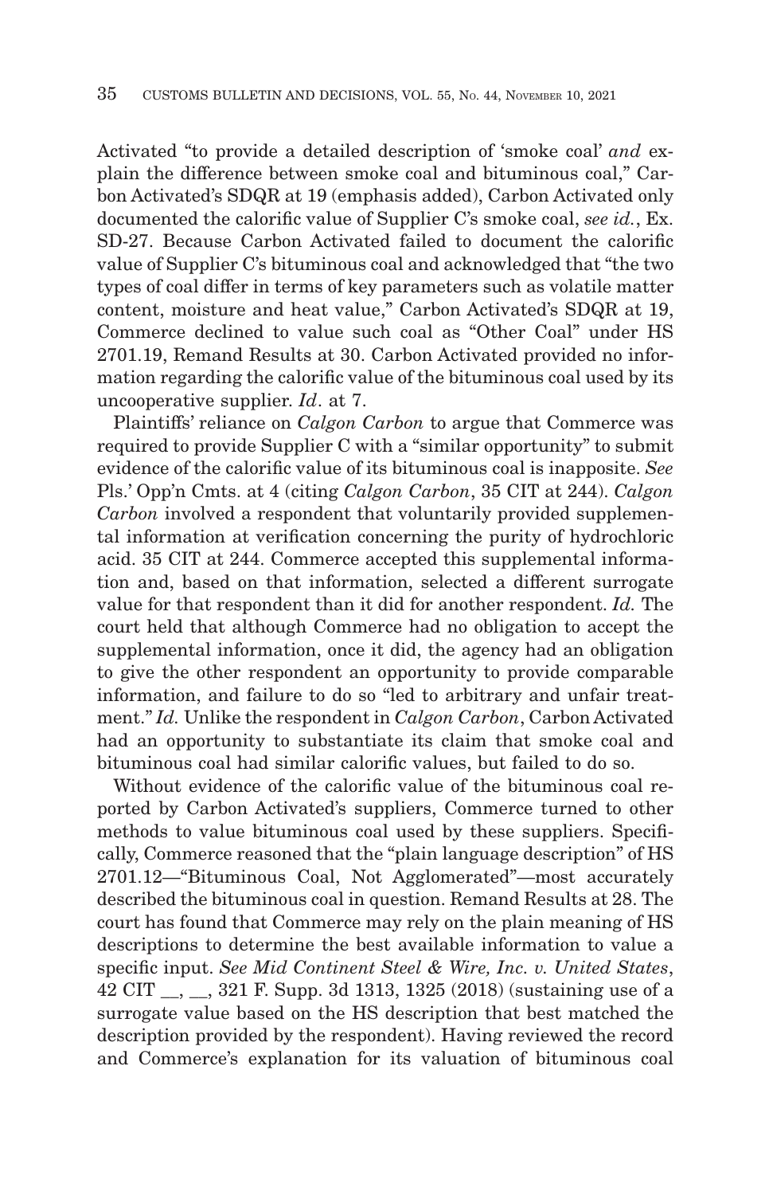Activated "to provide a detailed description of 'smoke coal' *and* explain the difference between smoke coal and bituminous coal," Carbon Activated's SDQR at 19 (emphasis added), Carbon Activated only documented the calorific value of Supplier C's smoke coal, *see id.*, Ex. SD-27. Because Carbon Activated failed to document the calorific value of Supplier C's bituminous coal and acknowledged that "the two types of coal differ in terms of key parameters such as volatile matter content, moisture and heat value," Carbon Activated's SDQR at 19, Commerce declined to value such coal as "Other Coal" under HS 2701.19, Remand Results at 30. Carbon Activated provided no information regarding the calorific value of the bituminous coal used by its uncooperative supplier. *Id*. at 7.

Plaintiffs' reliance on *Calgon Carbon* to argue that Commerce was required to provide Supplier C with a "similar opportunity" to submit evidence of the calorific value of its bituminous coal is inapposite. *See* Pls.' Opp'n Cmts. at 4 (citing *Calgon Carbon*, 35 CIT at 244). *Calgon Carbon* involved a respondent that voluntarily provided supplemental information at verification concerning the purity of hydrochloric acid. 35 CIT at 244. Commerce accepted this supplemental information and, based on that information, selected a different surrogate value for that respondent than it did for another respondent. *Id.* The court held that although Commerce had no obligation to accept the supplemental information, once it did, the agency had an obligation to give the other respondent an opportunity to provide comparable information, and failure to do so "led to arbitrary and unfair treatment." *Id.* Unlike the respondent in *Calgon Carbon*, Carbon Activated had an opportunity to substantiate its claim that smoke coal and bituminous coal had similar calorific values, but failed to do so.

Without evidence of the calorific value of the bituminous coal reported by Carbon Activated's suppliers, Commerce turned to other methods to value bituminous coal used by these suppliers. Specifically, Commerce reasoned that the "plain language description" of HS 2701.12—"Bituminous Coal, Not Agglomerated"—most accurately described the bituminous coal in question. Remand Results at 28. The court has found that Commerce may rely on the plain meaning of HS descriptions to determine the best available information to value a specific input. *See Mid Continent Steel & Wire, Inc. v. United States*, 42 CIT \_\_, \_\_, 321 F. Supp. 3d 1313, 1325 (2018) (sustaining use of a surrogate value based on the HS description that best matched the description provided by the respondent). Having reviewed the record and Commerce's explanation for its valuation of bituminous coal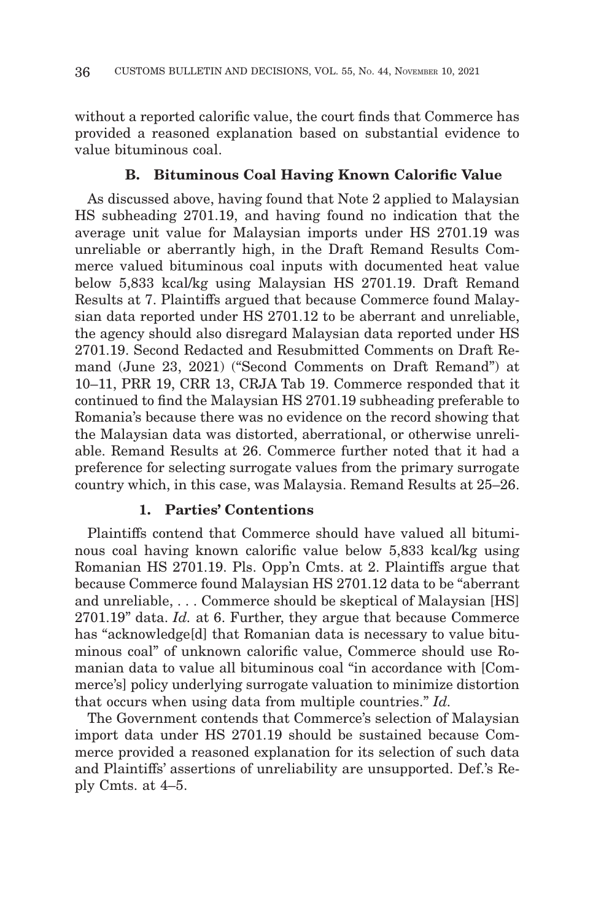without a reported calorific value, the court finds that Commerce has provided a reasoned explanation based on substantial evidence to value bituminous coal.

### B. Bituminous Coal Having Known Calorific Value

As discussed above, having found that Note 2 applied to Malaysian HS subheading 2701.19, and having found no indication that the average unit value for Malaysian imports under HS 2701.19 was unreliable or aberrantly high, in the Draft Remand Results Commerce valued bituminous coal inputs with documented heat value below 5,833 kcal/kg using Malaysian HS 2701.19. Draft Remand Results at 7. Plaintiffs argued that because Commerce found Malaysian data reported under HS 2701.12 to be aberrant and unreliable, the agency should also disregard Malaysian data reported under HS 2701.19. Second Redacted and Resubmitted Comments on Draft Remand (June 23, 2021) ("Second Comments on Draft Remand") at 10–11, PRR 19, CRR 13, CRJA Tab 19. Commerce responded that it continued to find the Malaysian HS 2701.19 subheading preferable to Romania's because there was no evidence on the record showing that the Malaysian data was distorted, aberrational, or otherwise unreliable. Remand Results at 26. Commerce further noted that it had a preference for selecting surrogate values from the primary surrogate country which, in this case, was Malaysia. Remand Results at 25–26.

#### 1. Parties' Contentions

Plaintiffs contend that Commerce should have valued all bituminous coal having known calorific value below 5,833 kcal/kg using Romanian HS 2701.19. Pls. Opp'n Cmts. at 2. Plaintiffs argue that because Commerce found Malaysian HS 2701.12 data to be "aberrant and unreliable, . . . Commerce should be skeptical of Malaysian [HS] 2701.19" data. *Id.* at 6. Further, they argue that because Commerce has "acknowledge[d] that Romanian data is necessary to value bituminous coal" of unknown calorific value, Commerce should use Romanian data to value all bituminous coal "in accordance with [Commerce's] policy underlying surrogate valuation to minimize distortion that occurs when using data from multiple countries." *Id.*

The Government contends that Commerce's selection of Malaysian import data under HS 2701.19 should be sustained because Commerce provided a reasoned explanation for its selection of such data and Plaintiffs' assertions of unreliability are unsupported. Def.'s Reply Cmts. at 4–5.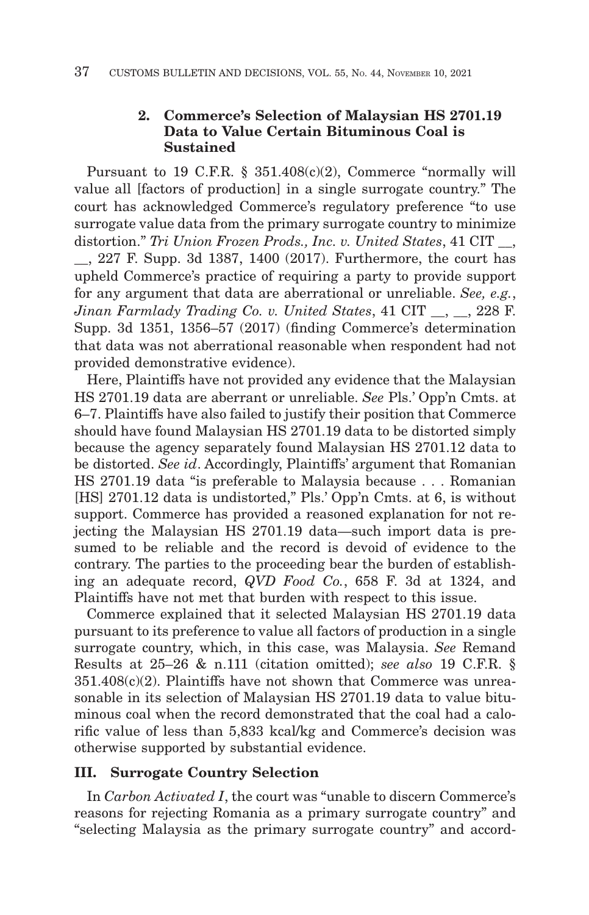### 2. Commerce's Selection of Malaysian HS 2701.19 Data to Value Certain Bituminous Coal is Sustained

Pursuant to 19 C.F.R. § 351.408(c)(2), Commerce "normally will value all [factors of production] in a single surrogate country." The court has acknowledged Commerce's regulatory preference "to use surrogate value data from the primary surrogate country to minimize distortion." *Tri Union Frozen Prods., Inc. v. United States*, 41 CIT __, __, 227 F. Supp. 3d 1387, 1400 (2017). Furthermore, the court has upheld Commerce's practice of requiring a party to provide support for any argument that data are aberrational or unreliable. *See, e.g.*, *Jinan Farmlady Trading Co. v. United States*, 41 CIT __, __, 228 F. Supp. 3d 1351, 1356–57 (2017) (finding Commerce's determination that data was not aberrational reasonable when respondent had not provided demonstrative evidence).

Here, Plaintiffs have not provided any evidence that the Malaysian HS 2701.19 data are aberrant or unreliable. *See* Pls.' Opp'n Cmts. at 6–7. Plaintiffs have also failed to justify their position that Commerce should have found Malaysian HS 2701.19 data to be distorted simply because the agency separately found Malaysian HS 2701.12 data to be distorted. *See id*. Accordingly, Plaintiffs' argument that Romanian HS 2701.19 data "is preferable to Malaysia because . . . Romanian [HS] 2701.12 data is undistorted," Pls.' Opp'n Cmts. at 6, is without support. Commerce has provided a reasoned explanation for not rejecting the Malaysian HS 2701.19 data—such import data is presumed to be reliable and the record is devoid of evidence to the contrary. The parties to the proceeding bear the burden of establishing an adequate record, *QVD Food Co.*, 658 F. 3d at 1324, and Plaintiffs have not met that burden with respect to this issue.

Commerce explained that it selected Malaysian HS 2701.19 data pursuant to its preference to value all factors of production in a single surrogate country, which, in this case, was Malaysia. *See* Remand Results at 25–26 & n.111 (citation omitted); *see also* 19 C.F.R. § 351.408(c)(2). Plaintiffs have not shown that Commerce was unreasonable in its selection of Malaysian HS 2701.19 data to value bituminous coal when the record demonstrated that the coal had a calorific value of less than 5,833 kcal/kg and Commerce's decision was otherwise supported by substantial evidence.

## III. Surrogate Country Selection

In *Carbon Activated I*, the court was "unable to discern Commerce's reasons for rejecting Romania as a primary surrogate country" and "selecting Malaysia as the primary surrogate country" and accord-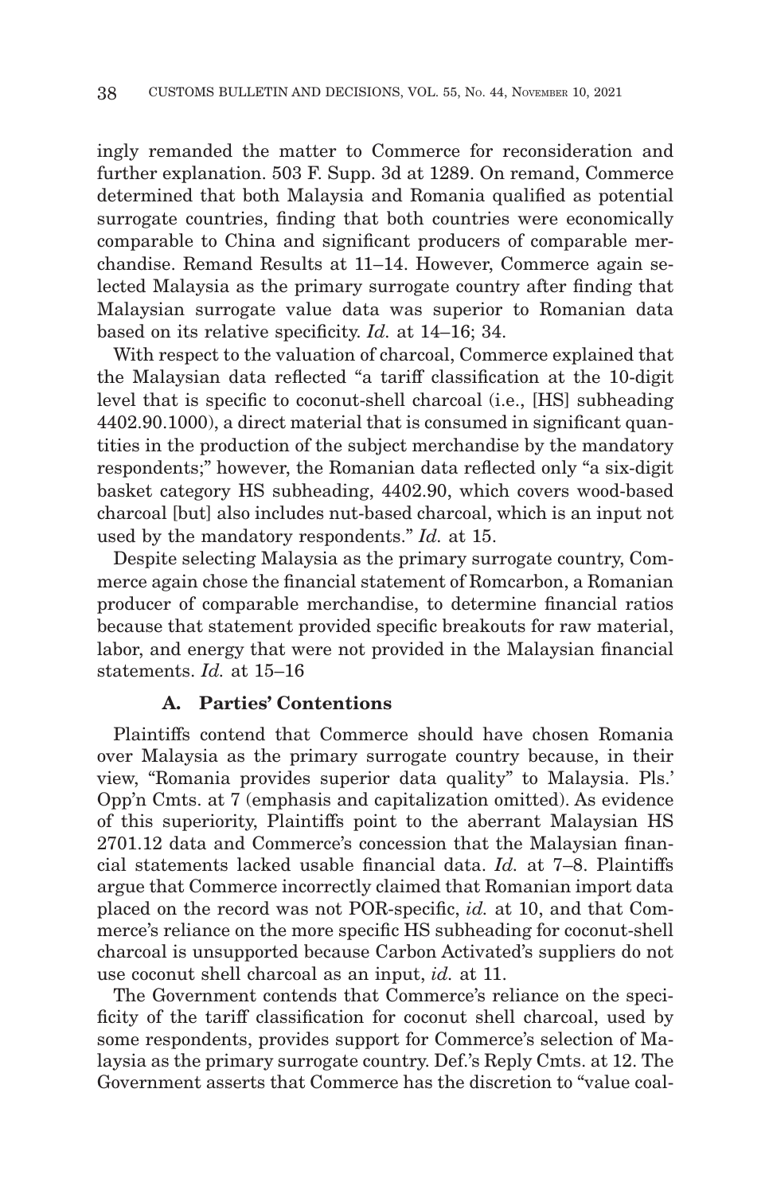ingly remanded the matter to Commerce for reconsideration and further explanation. 503 F. Supp. 3d at 1289. On remand, Commerce determined that both Malaysia and Romania qualified as potential surrogate countries, finding that both countries were economically comparable to China and significant producers of comparable merchandise. Remand Results at 11–14. However, Commerce again selected Malaysia as the primary surrogate country after finding that Malaysian surrogate value data was superior to Romanian data based on its relative specificity. *Id.* at 14–16; 34.

With respect to the valuation of charcoal, Commerce explained that the Malaysian data reflected "a tariff classification at the 10-digit level that is specific to coconut-shell charcoal (i.e., [HS] subheading 4402.90.1000), a direct material that is consumed in significant quantities in the production of the subject merchandise by the mandatory respondents;" however, the Romanian data reflected only "a six-digit basket category HS subheading, 4402.90, which covers wood-based charcoal [but] also includes nut-based charcoal, which is an input not used by the mandatory respondents." *Id.* at 15.

Despite selecting Malaysia as the primary surrogate country, Commerce again chose the financial statement of Romcarbon, a Romanian producer of comparable merchandise, to determine financial ratios because that statement provided specific breakouts for raw material, labor, and energy that were not provided in the Malaysian financial statements. *Id.* at 15–16

### A. Parties' Contentions

Plaintiffs contend that Commerce should have chosen Romania over Malaysia as the primary surrogate country because, in their view, "Romania provides superior data quality" to Malaysia. Pls.' Opp'n Cmts. at 7 (emphasis and capitalization omitted). As evidence of this superiority, Plaintiffs point to the aberrant Malaysian HS 2701.12 data and Commerce's concession that the Malaysian financial statements lacked usable financial data. *Id.* at 7–8. Plaintiffs argue that Commerce incorrectly claimed that Romanian import data placed on the record was not POR-specific, *id.* at 10, and that Commerce's reliance on the more specific HS subheading for coconut-shell charcoal is unsupported because Carbon Activated's suppliers do not use coconut shell charcoal as an input, *id.* at 11.

The Government contends that Commerce's reliance on the specificity of the tariff classification for coconut shell charcoal, used by some respondents, provides support for Commerce's selection of Malaysia as the primary surrogate country. Def.'s Reply Cmts. at 12. The Government asserts that Commerce has the discretion to "value coal-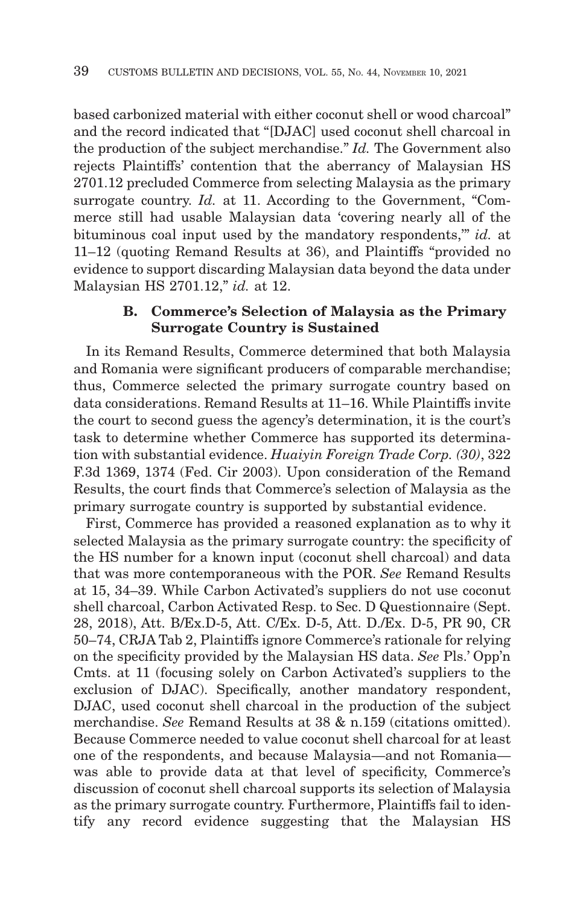based carbonized material with either coconut shell or wood charcoal" and the record indicated that "[DJAC] used coconut shell charcoal in the production of the subject merchandise." *Id.* The Government also rejects Plaintiffs' contention that the aberrancy of Malaysian HS 2701.12 precluded Commerce from selecting Malaysia as the primary surrogate country. *Id.* at 11. According to the Government, "Commerce still had usable Malaysian data 'covering nearly all of the bituminous coal input used by the mandatory respondents,'" *id.* at 11–12 (quoting Remand Results at 36), and Plaintiffs "provided no evidence to support discarding Malaysian data beyond the data under Malaysian HS 2701.12," *id.* at 12.

### B. Commerce's Selection of Malaysia as the Primary Surrogate Country is Sustained

In its Remand Results, Commerce determined that both Malaysia and Romania were significant producers of comparable merchandise; thus, Commerce selected the primary surrogate country based on data considerations. Remand Results at 11–16. While Plaintiffs invite the court to second guess the agency's determination, it is the court's task to determine whether Commerce has supported its determination with substantial evidence. *Huaiyin Foreign Trade Corp. (30)*, 322 F.3d 1369, 1374 (Fed. Cir 2003). Upon consideration of the Remand Results, the court finds that Commerce's selection of Malaysia as the primary surrogate country is supported by substantial evidence.

First, Commerce has provided a reasoned explanation as to why it selected Malaysia as the primary surrogate country: the specificity of the HS number for a known input (coconut shell charcoal) and data that was more contemporaneous with the POR. *See* Remand Results at 15, 34–39. While Carbon Activated's suppliers do not use coconut shell charcoal, Carbon Activated Resp. to Sec. D Questionnaire (Sept. 28, 2018), Att. B/Ex.D-5, Att. C/Ex. D-5, Att. D./Ex. D-5, PR 90, CR 50–74, CRJA Tab 2, Plaintiffs ignore Commerce's rationale for relying on the specificity provided by the Malaysian HS data. *See* Pls.' Opp'n Cmts. at 11 (focusing solely on Carbon Activated's suppliers to the exclusion of DJAC). Specifically, another mandatory respondent, DJAC, used coconut shell charcoal in the production of the subject merchandise. *See* Remand Results at 38 & n.159 (citations omitted). Because Commerce needed to value coconut shell charcoal for at least one of the respondents, and because Malaysia—and not Romania—was able to provide data at that level of specificity, Commerce's discussion of coconut shell charcoal supports its selection of Malaysia as the primary surrogate country. Furthermore, Plaintiffs fail to identify any record evidence suggesting that the Malaysian HS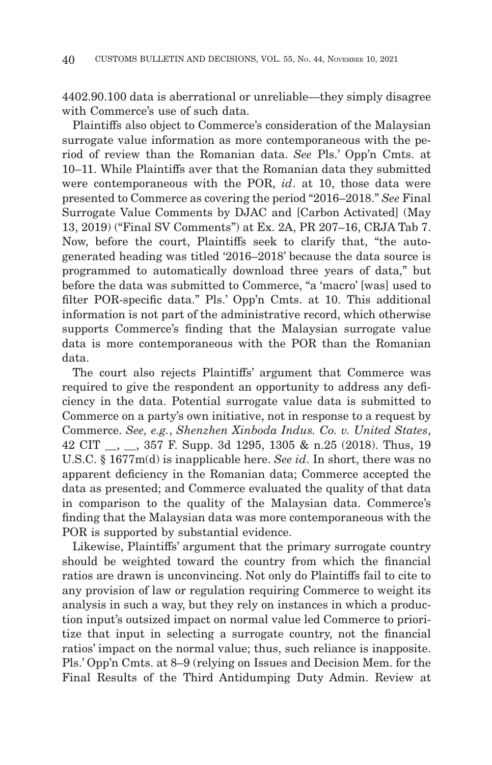4402.90.100 data is aberrational or unreliable—they simply disagree with Commerce's use of such data.

Plaintiffs also object to Commerce's consideration of the Malaysian surrogate value information as more contemporaneous with the period of review than the Romanian data. *See* Pls.' Opp'n Cmts. at 10–11. While Plaintiffs aver that the Romanian data they submitted were contemporaneous with the POR, *id*. at 10, those data were presented to Commerce as covering the period "2016–2018." *See* Final Surrogate Value Comments by DJAC and [Carbon Activated] (May 13, 2019) ("Final SV Comments") at Ex. 2A, PR 207–16, CRJA Tab 7. Now, before the court, Plaintiffs seek to clarify that, "the auto-generated heading was titled '2016–2018' because the data source is programmed to automatically download three years of data," but before the data was submitted to Commerce, "a 'macro' [was] used to filter POR-specific data." Pls.' Opp'n Cmts. at 10. This additional information is not part of the administrative record, which otherwise supports Commerce's finding that the Malaysian surrogate value data is more contemporaneous with the POR than the Romanian data.

The court also rejects Plaintiffs' argument that Commerce was required to give the respondent an opportunity to address any deficiency in the data. Potential surrogate value data is submitted to Commerce on a party's own initiative, not in response to a request by Commerce. *See, e.g.*, *Shenzhen Xinboda Indus. Co. v. United States*, 42 CIT __, __, 357 F. Supp. 3d 1295, 1305 & n.25 (2018). Thus, 19 U.S.C. § 1677m(d) is inapplicable here. *See id*. In short, there was no apparent deficiency in the Romanian data; Commerce accepted the data as presented; and Commerce evaluated the quality of that data in comparison to the quality of the Malaysian data. Commerce's finding that the Malaysian data was more contemporaneous with the POR is supported by substantial evidence.

Likewise, Plaintiffs' argument that the primary surrogate country should be weighted toward the country from which the financial ratios are drawn is unconvincing. Not only do Plaintiffs fail to cite to any provision of law or regulation requiring Commerce to weight its analysis in such a way, but they rely on instances in which a production input's outsized impact on normal value led Commerce to prioritize that input in selecting a surrogate country, not the financial ratios' impact on the normal value; thus, such reliance is inapposite. Pls.' Opp'n Cmts. at 8–9 (relying on Issues and Decision Mem. for the Final Results of the Third Antidumping Duty Admin. Review at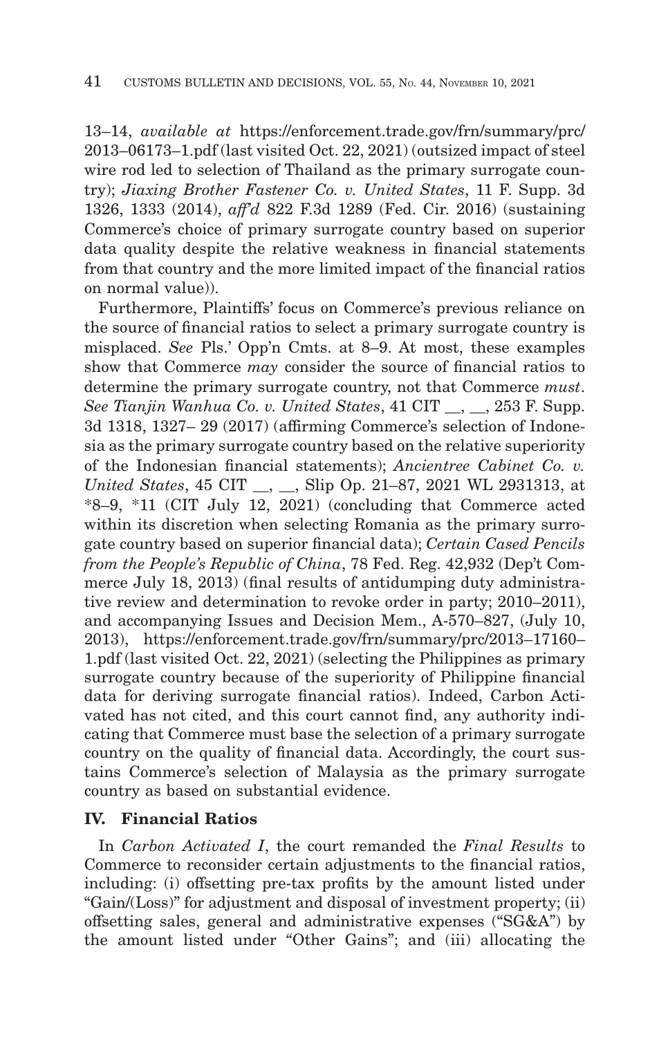13–14, *available at* https://enforcement.trade.gov/frn/summary/prc/2013–06173–1.pdf (last visited Oct. 22, 2021) (outsized impact of steel wire rod led to selection of Thailand as the primary surrogate country); *Jiaxing Brother Fastener Co. v. United States*, 11 F. Supp. 3d 1326, 1333 (2014), *aff'd* 822 F.3d 1289 (Fed. Cir. 2016) (sustaining Commerce's choice of primary surrogate country based on superior data quality despite the relative weakness in financial statements from that country and the more limited impact of the financial ratios on normal value)).

Furthermore, Plaintiffs' focus on Commerce's previous reliance on the source of financial ratios to select a primary surrogate country is misplaced. *See* Pls.' Opp'n Cmts. at 8–9. At most, these examples show that Commerce *may* consider the source of financial ratios to determine the primary surrogate country, not that Commerce *must*. *See Tianjin Wanhua Co. v. United States*, 41 CIT __, __, 253 F. Supp. 3d 1318, 1327– 29 (2017) (affirming Commerce's selection of Indonesia as the primary surrogate country based on the relative superiority of the Indonesian financial statements); *Ancientree Cabinet Co. v. United States*, 45 CIT __, __, Slip Op. 21–87, 2021 WL 2931313, at *8–9, *11 (CIT July 12, 2021) (concluding that Commerce acted within its discretion when selecting Romania as the primary surrogate country based on superior financial data); *Certain Cased Pencils from the People's Republic of China*, 78 Fed. Reg. 42,932 (Dep't Commerce July 18, 2013) (final results of antidumping duty administrative review and determination to revoke order in party; 2010–2011), and accompanying Issues and Decision Mem., A-570–827, (July 10, 2013), https://enforcement.trade.gov/frn/summary/prc/2013–17160–1.pdf (last visited Oct. 22, 2021) (selecting the Philippines as primary surrogate country because of the superiority of Philippine financial data for deriving surrogate financial ratios). Indeed, Carbon Activated has not cited, and this court cannot find, any authority indicating that Commerce must base the selection of a primary surrogate country on the quality of financial data. Accordingly, the court sustains Commerce's selection of Malaysia as the primary surrogate country as based on substantial evidence.

## IV. Financial Ratios

In *Carbon Activated I*, the court remanded the *Final Results* to Commerce to reconsider certain adjustments to the financial ratios, including: (i) offsetting pre-tax profits by the amount listed under "Gain/(Loss)" for adjustment and disposal of investment property; (ii) offsetting sales, general and administrative expenses ("SG&A") by the amount listed under "Other Gains"; and (iii) allocating the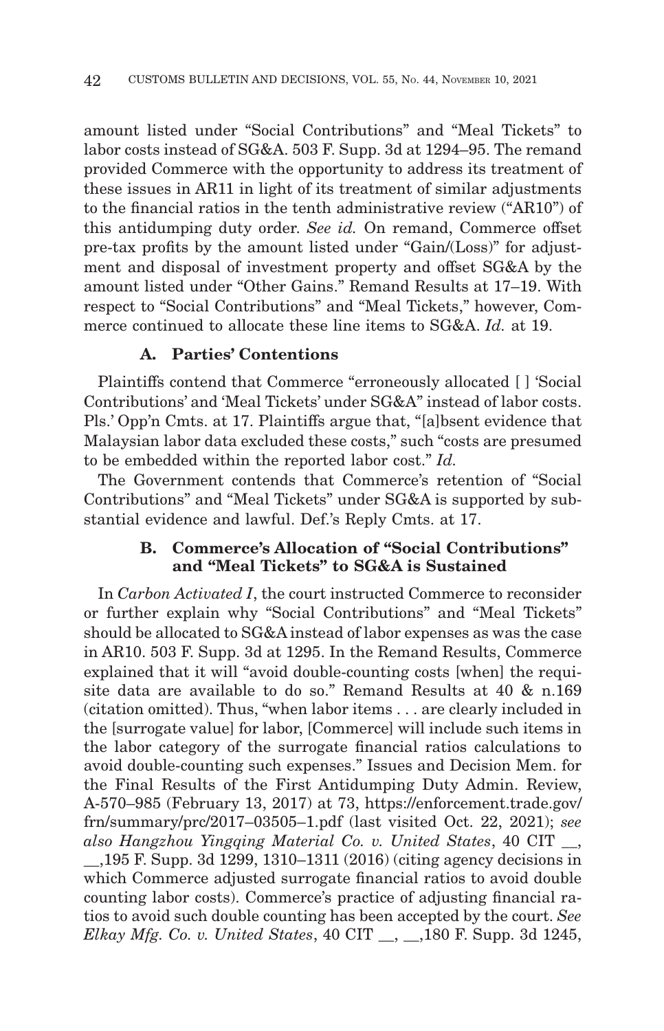amount listed under "Social Contributions" and "Meal Tickets" to labor costs instead of SG&A. 503 F. Supp. 3d at 1294–95. The remand provided Commerce with the opportunity to address its treatment of these issues in AR11 in light of its treatment of similar adjustments to the financial ratios in the tenth administrative review ("AR10") of this antidumping duty order. *See id.* On remand, Commerce offset pre-tax profits by the amount listed under "Gain/(Loss)" for adjustment and disposal of investment property and offset SG&A by the amount listed under "Other Gains." Remand Results at 17–19. With respect to "Social Contributions" and "Meal Tickets," however, Commerce continued to allocate these line items to SG&A. *Id.* at 19.

### A. Parties' Contentions

Plaintiffs contend that Commerce "erroneously allocated [ ] 'Social Contributions' and 'Meal Tickets' under SG&A" instead of labor costs. Pls.' Opp'n Cmts. at 17. Plaintiffs argue that, "[a]bsent evidence that Malaysian labor data excluded these costs," such "costs are presumed to be embedded within the reported labor cost." *Id.*

The Government contends that Commerce's retention of "Social Contributions" and "Meal Tickets" under SG&A is supported by substantial evidence and lawful. Def.'s Reply Cmts. at 17.

### B. Commerce's Allocation of "Social Contributions" and "Meal Tickets" to SG&A is Sustained

In *Carbon Activated I*, the court instructed Commerce to reconsider or further explain why "Social Contributions" and "Meal Tickets" should be allocated to SG&A instead of labor expenses as was the case in AR10. 503 F. Supp. 3d at 1295. In the Remand Results, Commerce explained that it will "avoid double-counting costs [when] the requisite data are available to do so." Remand Results at 40 & n.169 (citation omitted). Thus, "when labor items . . . are clearly included in the [surrogate value] for labor, [Commerce] will include such items in the labor category of the surrogate financial ratios calculations to avoid double-counting such expenses." Issues and Decision Mem. for the Final Results of the First Antidumping Duty Admin. Review, A-570–985 (February 13, 2017) at 73, https://enforcement.trade.gov/frn/summary/prc/2017–03505–1.pdf (last visited Oct. 22, 2021); *see also Hangzhou Yingqing Material Co. v. United States*, 40 CIT __, __,195 F. Supp. 3d 1299, 1310–1311 (2016) (citing agency decisions in which Commerce adjusted surrogate financial ratios to avoid double counting labor costs). Commerce's practice of adjusting financial ratios to avoid such double counting has been accepted by the court. *See Elkay Mfg. Co. v. United States*, 40 CIT __, __,180 F. Supp. 3d 1245,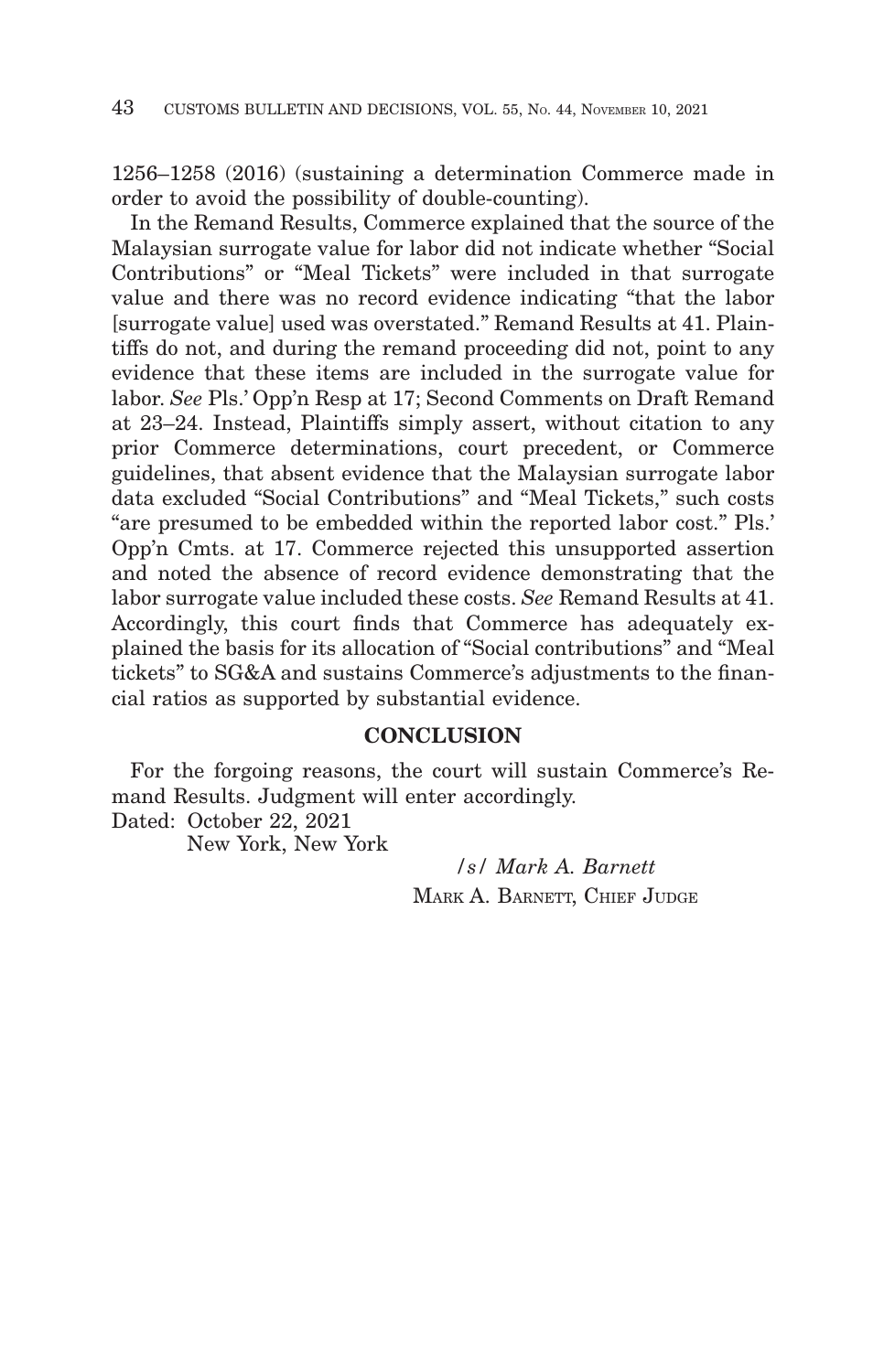1256–1258 (2016) (sustaining a determination Commerce made in order to avoid the possibility of double-counting).

In the Remand Results, Commerce explained that the source of the Malaysian surrogate value for labor did not indicate whether "Social Contributions" or "Meal Tickets" were included in that surrogate value and there was no record evidence indicating "that the labor [surrogate value] used was overstated." Remand Results at 41. Plaintiffs do not, and during the remand proceeding did not, point to any evidence that these items are included in the surrogate value for labor. *See* Pls.' Opp'n Resp at 17; Second Comments on Draft Remand at 23–24. Instead, Plaintiffs simply assert, without citation to any prior Commerce determinations, court precedent, or Commerce guidelines, that absent evidence that the Malaysian surrogate labor data excluded "Social Contributions" and "Meal Tickets," such costs "are presumed to be embedded within the reported labor cost." Pls.' Opp'n Cmts. at 17. Commerce rejected this unsupported assertion and noted the absence of record evidence demonstrating that the labor surrogate value included these costs. *See* Remand Results at 41. Accordingly, this court finds that Commerce has adequately explained the basis for its allocation of "Social contributions" and "Meal tickets" to SG&A and sustains Commerce's adjustments to the financial ratios as supported by substantial evidence.

## CONCLUSION

For the forgoing reasons, the court will sustain Commerce's Remand Results. Judgment will enter accordingly.

Dated: October 22, 2021
New York, New York

/s/ *Mark A. Barnett*
MARK A. BARNETT, CHIEF JUDGE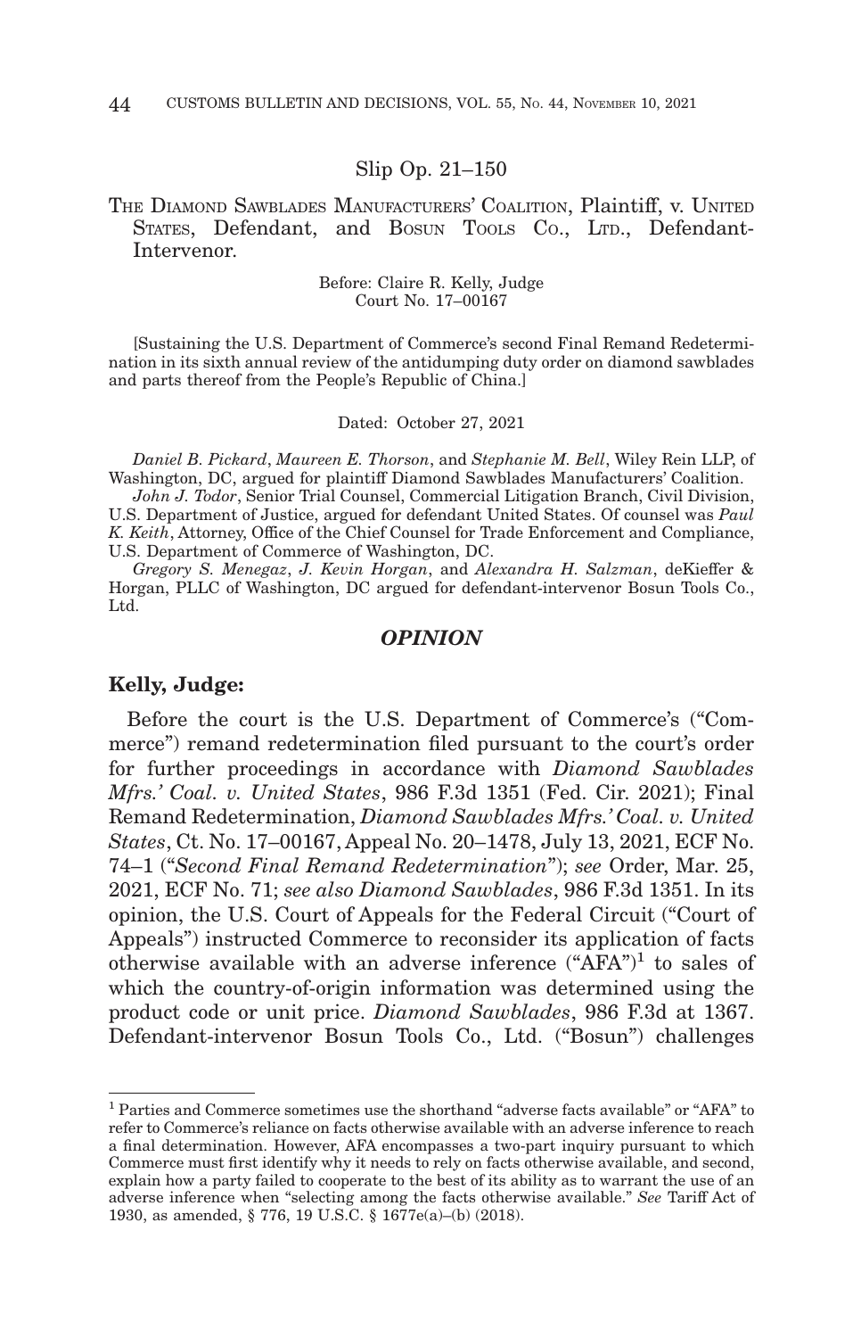Slip Op. 21–150

THE DIAMOND SAWBLADES MANUFACTURERS' COALITION, Plaintiff, v. UNITED STATES, Defendant, and BOSUN TOOLS CO., LTD., Defendant-Intervenor.

Before: Claire R. Kelly, Judge
Court No. 17–00167

[Sustaining the U.S. Department of Commerce's second Final Remand Redetermination in its sixth annual review of the antidumping duty order on diamond sawblades and parts thereof from the People's Republic of China.]

Dated: October 27, 2021

*Daniel B. Pickard*, *Maureen E. Thorson*, and *Stephanie M. Bell*, Wiley Rein LLP, of Washington, DC, argued for plaintiff Diamond Sawblades Manufacturers' Coalition.

*John J. Todor*, Senior Trial Counsel, Commercial Litigation Branch, Civil Division, U.S. Department of Justice, argued for defendant United States. Of counsel was *Paul K. Keith*, Attorney, Office of the Chief Counsel for Trade Enforcement and Compliance, U.S. Department of Commerce of Washington, DC.

*Gregory S. Menegaz*, *J. Kevin Horgan*, and *Alexandra H. Salzman*, deKieffer & Horgan, PLLC of Washington, DC argued for defendant-intervenor Bosun Tools Co., Ltd.

## *OPINION*

**Kelly, Judge:**

Before the court is the U.S. Department of Commerce's ("Commerce") remand redetermination filed pursuant to the court's order for further proceedings in accordance with *Diamond Sawblades Mfrs.' Coal. v. United States*, 986 F.3d 1351 (Fed. Cir. 2021); Final Remand Redetermination, *Diamond Sawblades Mfrs.' Coal. v. United States*, Ct. No. 17–00167, Appeal No. 20–1478, July 13, 2021, ECF No. 74–1 ("*Second Final Remand Redetermination*"); *see* Order, Mar. 25, 2021, ECF No. 71; *see also Diamond Sawblades*, 986 F.3d 1351. In its opinion, the U.S. Court of Appeals for the Federal Circuit ("Court of Appeals") instructed Commerce to reconsider its application of facts otherwise available with an adverse inference ("AFA")[1] to sales of which the country-of-origin information was determined using the product code or unit price. *Diamond Sawblades*, 986 F.3d at 1367. Defendant-intervenor Bosun Tools Co., Ltd. ("Bosun") challenges

[1] Parties and Commerce sometimes use the shorthand "adverse facts available" or "AFA" to refer to Commerce's reliance on facts otherwise available with an adverse inference to reach a final determination. However, AFA encompasses a two-part inquiry pursuant to which Commerce must first identify why it needs to rely on facts otherwise available, and second, explain how a party failed to cooperate to the best of its ability as to warrant the use of an adverse inference when "selecting among the facts otherwise available." *See* Tariff Act of 1930, as amended, § 776, 19 U.S.C. § 1677e(a)–(b) (2018).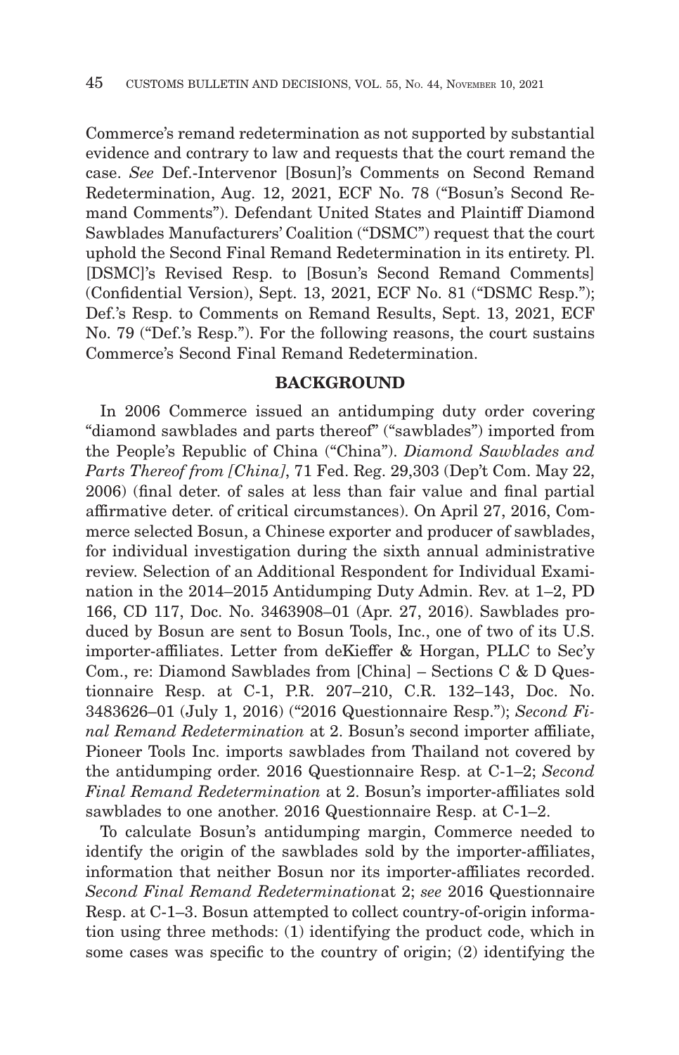Commerce's remand redetermination as not supported by substantial evidence and contrary to law and requests that the court remand the case. *See* Def.-Intervenor [Bosun]'s Comments on Second Remand Redetermination, Aug. 12, 2021, ECF No. 78 ("Bosun's Second Remand Comments"). Defendant United States and Plaintiff Diamond Sawblades Manufacturers' Coalition ("DSMC") request that the court uphold the Second Final Remand Redetermination in its entirety. Pl. [DSMC]'s Revised Resp. to [Bosun's Second Remand Comments] (Confidential Version), Sept. 13, 2021, ECF No. 81 ("DSMC Resp."); Def.'s Resp. to Comments on Remand Results, Sept. 13, 2021, ECF No. 79 ("Def.'s Resp."). For the following reasons, the court sustains Commerce's Second Final Remand Redetermination.

## BACKGROUND

In 2006 Commerce issued an antidumping duty order covering "diamond sawblades and parts thereof" ("sawblades") imported from the People's Republic of China ("China"). *Diamond Sawblades and Parts Thereof from [China]*, 71 Fed. Reg. 29,303 (Dep't Com. May 22, 2006) (final deter. of sales at less than fair value and final partial affirmative deter. of critical circumstances). On April 27, 2016, Commerce selected Bosun, a Chinese exporter and producer of sawblades, for individual investigation during the sixth annual administrative review. Selection of an Additional Respondent for Individual Examination in the 2014–2015 Antidumping Duty Admin. Rev. at 1–2, PD 166, CD 117, Doc. No. 3463908–01 (Apr. 27, 2016). Sawblades produced by Bosun are sent to Bosun Tools, Inc., one of two of its U.S. importer-affiliates. Letter from deKieffer & Horgan, PLLC to Sec'y Com., re: Diamond Sawblades from [China] – Sections C & D Questionnaire Resp. at C-1, P.R. 207–210, C.R. 132–143, Doc. No. 3483626–01 (July 1, 2016) ("2016 Questionnaire Resp."); *Second Final Remand Redetermination* at 2. Bosun's second importer affiliate, Pioneer Tools Inc. imports sawblades from Thailand not covered by the antidumping order. 2016 Questionnaire Resp. at C-1–2; *Second Final Remand Redetermination* at 2. Bosun's importer-affiliates sold sawblades to one another. 2016 Questionnaire Resp. at C-1–2.

To calculate Bosun's antidumping margin, Commerce needed to identify the origin of the sawblades sold by the importer-affiliates, information that neither Bosun nor its importer-affiliates recorded. *Second Final Remand Redetermination* at 2; *see* 2016 Questionnaire Resp. at C-1–3. Bosun attempted to collect country-of-origin information using three methods: (1) identifying the product code, which in some cases was specific to the country of origin; (2) identifying the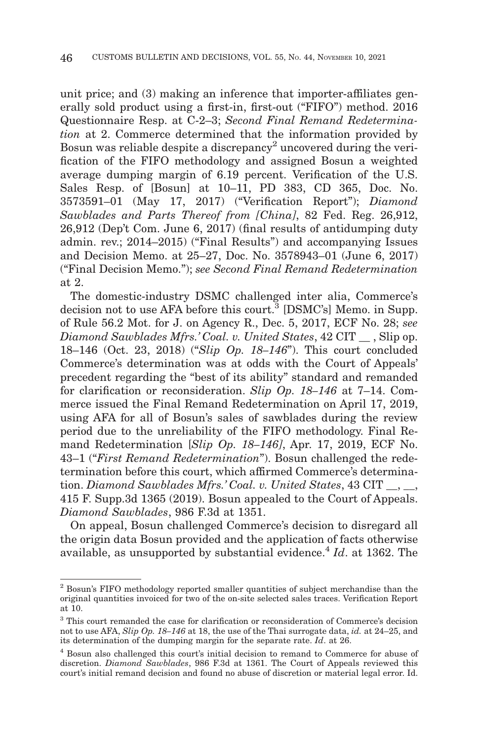unit price; and (3) making an inference that importer-affiliates generally sold product using a first-in, first-out ("FIFO") method. 2016 Questionnaire Resp. at C-2–3; *Second Final Remand Redetermination* at 2. Commerce determined that the information provided by Bosun was reliable despite a discrepancy[2] uncovered during the verification of the FIFO methodology and assigned Bosun a weighted average dumping margin of 6.19 percent. Verification of the U.S. Sales Resp. of [Bosun] at 10–11, PD 383, CD 365, Doc. No. 3573591–01 (May 17, 2017) ("Verification Report"); *Diamond Sawblades and Parts Thereof from [China]*, 82 Fed. Reg. 26,912, 26,912 (Dep't Com. June 6, 2017) (final results of antidumping duty admin. rev.; 2014–2015) ("Final Results") and accompanying Issues and Decision Memo. at 25–27, Doc. No. 3578943–01 (June 6, 2017) ("Final Decision Memo."); *see Second Final Remand Redetermination* at 2.

The domestic-industry DSMC challenged inter alia, Commerce's decision not to use AFA before this court.[3] [DSMC's] Memo. in Supp. of Rule 56.2 Mot. for J. on Agency R., Dec. 5, 2017, ECF No. 28; *see Diamond Sawblades Mfrs.' Coal. v. United States*, 42 CIT __ , Slip op. 18–146 (Oct. 23, 2018) ("*Slip Op. 18–146*"). This court concluded Commerce's determination was at odds with the Court of Appeals' precedent regarding the "best of its ability" standard and remanded for clarification or reconsideration. *Slip Op. 18–146* at 7–14. Commerce issued the Final Remand Redetermination on April 17, 2019, using AFA for all of Bosun's sales of sawblades during the review period due to the unreliability of the FIFO methodology. Final Remand Redetermination [*Slip Op. 18–146]*, Apr. 17, 2019, ECF No. 43–1 ("*First Remand Redetermination*"). Bosun challenged the redetermination before this court, which affirmed Commerce's determination. *Diamond Sawblades Mfrs.' Coal. v. United States*, 43 CIT __, __, 415 F. Supp.3d 1365 (2019). Bosun appealed to the Court of Appeals. *Diamond Sawblades*, 986 F.3d at 1351.

On appeal, Bosun challenged Commerce's decision to disregard all the origin data Bosun provided and the application of facts otherwise available, as unsupported by substantial evidence.[4] *Id*. at 1362. The

---

[2] Bosun's FIFO methodology reported smaller quantities of subject merchandise than the original quantities invoiced for two of the on-site selected sales traces. Verification Report at 10.

[3] This court remanded the case for clarification or reconsideration of Commerce's decision not to use AFA, *Slip Op. 18–146* at 18, the use of the Thai surrogate data, *id.* at 24–25, and its determination of the dumping margin for the separate rate. *Id*. at 26.

[4] Bosun also challenged this court's initial decision to remand to Commerce for abuse of discretion. *Diamond Sawblades*, 986 F.3d at 1361. The Court of Appeals reviewed this court's initial remand decision and found no abuse of discretion or material legal error. Id.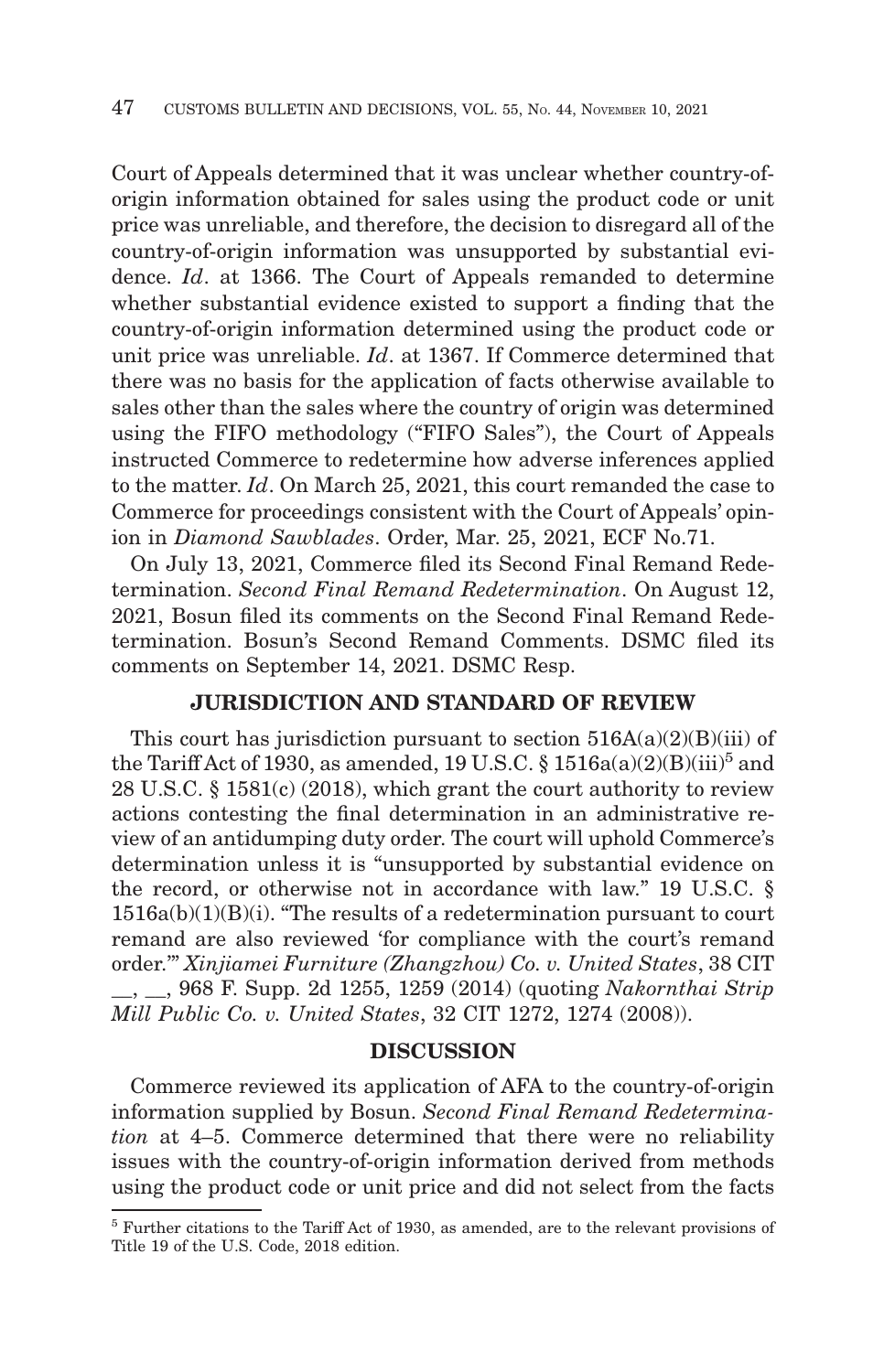Court of Appeals determined that it was unclear whether country-of-origin information obtained for sales using the product code or unit price was unreliable, and therefore, the decision to disregard all of the country-of-origin information was unsupported by substantial evidence. *Id*. at 1366. The Court of Appeals remanded to determine whether substantial evidence existed to support a finding that the country-of-origin information determined using the product code or unit price was unreliable. *Id*. at 1367. If Commerce determined that there was no basis for the application of facts otherwise available to sales other than the sales where the country of origin was determined using the FIFO methodology ("FIFO Sales"), the Court of Appeals instructed Commerce to redetermine how adverse inferences applied to the matter. *Id*. On March 25, 2021, this court remanded the case to Commerce for proceedings consistent with the Court of Appeals' opinion in *Diamond Sawblades*. Order, Mar. 25, 2021, ECF No.71.

On July 13, 2021, Commerce filed its Second Final Remand Redetermination. *Second Final Remand Redetermination*. On August 12, 2021, Bosun filed its comments on the Second Final Remand Redetermination. Bosun's Second Remand Comments. DSMC filed its comments on September 14, 2021. DSMC Resp.

## JURISDICTION AND STANDARD OF REVIEW

This court has jurisdiction pursuant to section 516A(a)(2)(B)(iii) of the Tariff Act of 1930, as amended, 19 U.S.C. § 1516a(a)(2)(B)(iii)[5] and 28 U.S.C. § 1581(c) (2018), which grant the court authority to review actions contesting the final determination in an administrative review of an antidumping duty order. The court will uphold Commerce's determination unless it is "unsupported by substantial evidence on the record, or otherwise not in accordance with law." 19 U.S.C. § 1516a(b)(1)(B)(i). "The results of a redetermination pursuant to court remand are also reviewed 'for compliance with the court's remand order.'" *Xinjiamei Furniture (Zhangzhou) Co. v. United States*, 38 CIT __, __, 968 F. Supp. 2d 1255, 1259 (2014) (quoting *Nakornthai Strip Mill Public Co. v. United States*, 32 CIT 1272, 1274 (2008)).

## DISCUSSION

Commerce reviewed its application of AFA to the country-of-origin information supplied by Bosun. *Second Final Remand Redetermination* at 4–5. Commerce determined that there were no reliability issues with the country-of-origin information derived from methods using the product code or unit price and did not select from the facts

[5] Further citations to the Tariff Act of 1930, as amended, are to the relevant provisions of Title 19 of the U.S. Code, 2018 edition.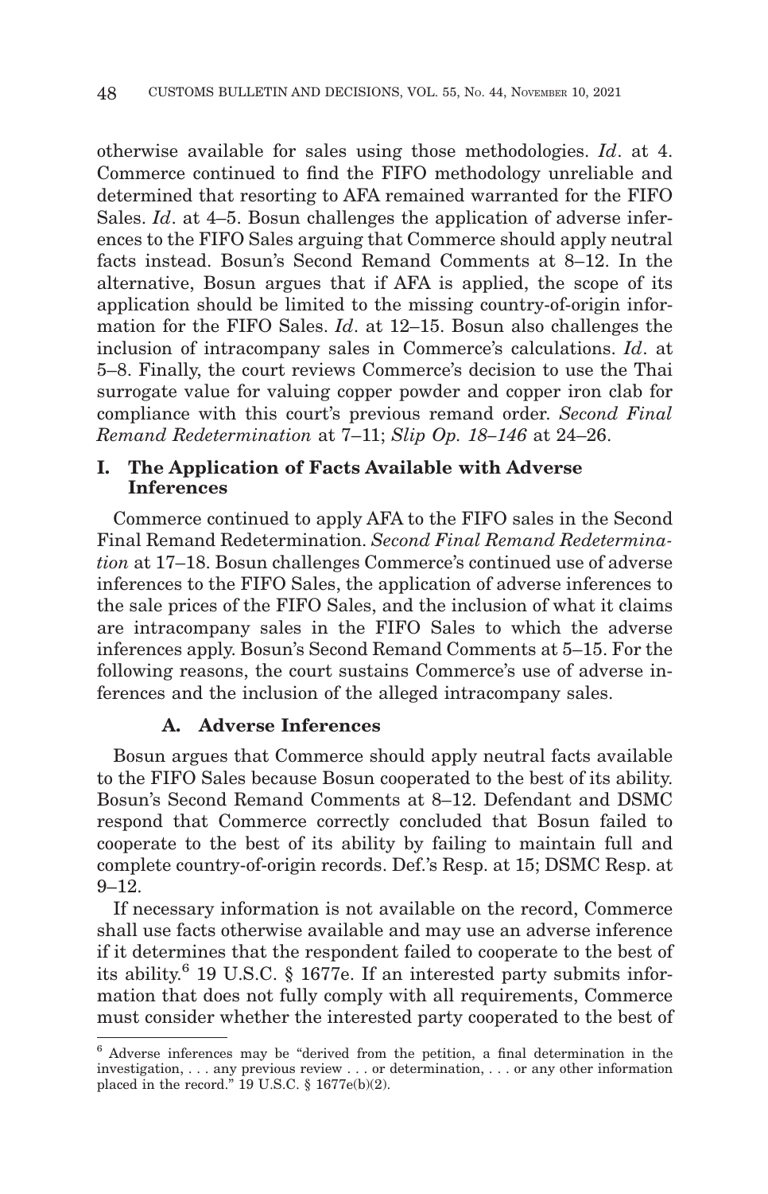otherwise available for sales using those methodologies. *Id*. at 4. Commerce continued to find the FIFO methodology unreliable and determined that resorting to AFA remained warranted for the FIFO Sales. *Id*. at 4–5. Bosun challenges the application of adverse inferences to the FIFO Sales arguing that Commerce should apply neutral facts instead. Bosun's Second Remand Comments at 8–12. In the alternative, Bosun argues that if AFA is applied, the scope of its application should be limited to the missing country-of-origin information for the FIFO Sales. *Id*. at 12–15. Bosun also challenges the inclusion of intracompany sales in Commerce's calculations. *Id*. at 5–8. Finally, the court reviews Commerce's decision to use the Thai surrogate value for valuing copper powder and copper iron clab for compliance with this court's previous remand order. *Second Final Remand Redetermination* at 7–11; *Slip Op. 18–146* at 24–26.

## I. The Application of Facts Available with Adverse Inferences

Commerce continued to apply AFA to the FIFO sales in the Second Final Remand Redetermination. *Second Final Remand Redetermination* at 17–18. Bosun challenges Commerce's continued use of adverse inferences to the FIFO Sales, the application of adverse inferences to the sale prices of the FIFO Sales, and the inclusion of what it claims are intracompany sales in the FIFO Sales to which the adverse inferences apply. Bosun's Second Remand Comments at 5–15. For the following reasons, the court sustains Commerce's use of adverse inferences and the inclusion of the alleged intracompany sales.

### A. Adverse Inferences

Bosun argues that Commerce should apply neutral facts available to the FIFO Sales because Bosun cooperated to the best of its ability. Bosun's Second Remand Comments at 8–12. Defendant and DSMC respond that Commerce correctly concluded that Bosun failed to cooperate to the best of its ability by failing to maintain full and complete country-of-origin records. Def.'s Resp. at 15; DSMC Resp. at 9–12.

If necessary information is not available on the record, Commerce shall use facts otherwise available and may use an adverse inference if it determines that the respondent failed to cooperate to the best of its ability.[6] 19 U.S.C. § 1677e. If an interested party submits information that does not fully comply with all requirements, Commerce must consider whether the interested party cooperated to the best of

---

[6] Adverse inferences may be "derived from the petition, a final determination in the investigation, . . . any previous review . . . or determination, . . . or any other information placed in the record." 19 U.S.C. § 1677e(b)(2).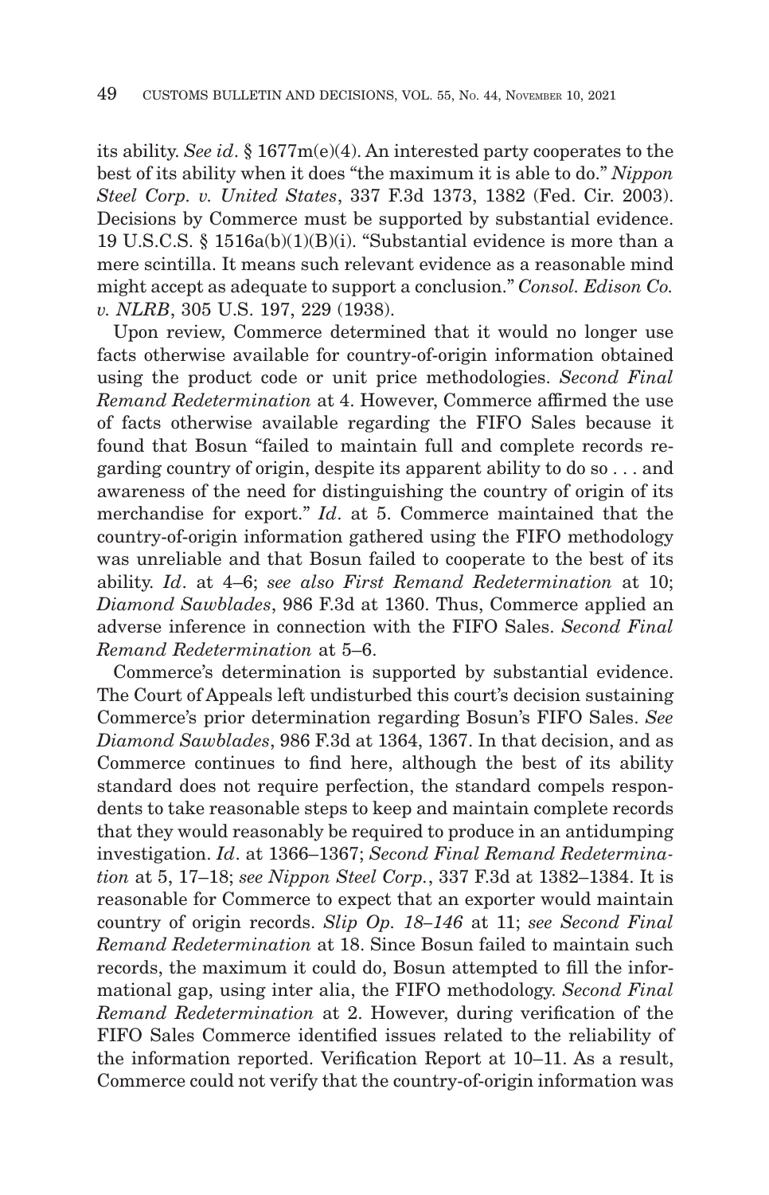its ability. *See id*. § 1677m(e)(4). An interested party cooperates to the best of its ability when it does "the maximum it is able to do." *Nippon Steel Corp. v. United States*, 337 F.3d 1373, 1382 (Fed. Cir. 2003). Decisions by Commerce must be supported by substantial evidence. 19 U.S.C.S. § 1516a(b)(1)(B)(i). "Substantial evidence is more than a mere scintilla. It means such relevant evidence as a reasonable mind might accept as adequate to support a conclusion." *Consol. Edison Co. v. NLRB*, 305 U.S. 197, 229 (1938).

Upon review, Commerce determined that it would no longer use facts otherwise available for country-of-origin information obtained using the product code or unit price methodologies. *Second Final Remand Redetermination* at 4. However, Commerce affirmed the use of facts otherwise available regarding the FIFO Sales because it found that Bosun "failed to maintain full and complete records regarding country of origin, despite its apparent ability to do so . . . and awareness of the need for distinguishing the country of origin of its merchandise for export." *Id*. at 5. Commerce maintained that the country-of-origin information gathered using the FIFO methodology was unreliable and that Bosun failed to cooperate to the best of its ability. *Id*. at 4–6; *see also First Remand Redetermination* at 10; *Diamond Sawblades*, 986 F.3d at 1360. Thus, Commerce applied an adverse inference in connection with the FIFO Sales. *Second Final Remand Redetermination* at 5–6.

Commerce's determination is supported by substantial evidence. The Court of Appeals left undisturbed this court's decision sustaining Commerce's prior determination regarding Bosun's FIFO Sales. *See Diamond Sawblades*, 986 F.3d at 1364, 1367. In that decision, and as Commerce continues to find here, although the best of its ability standard does not require perfection, the standard compels respondents to take reasonable steps to keep and maintain complete records that they would reasonably be required to produce in an antidumping investigation. *Id*. at 1366–1367; *Second Final Remand Redetermination* at 5, 17–18; *see Nippon Steel Corp.*, 337 F.3d at 1382–1384. It is reasonable for Commerce to expect that an exporter would maintain country of origin records. *Slip Op. 18–146* at 11; *see Second Final Remand Redetermination* at 18. Since Bosun failed to maintain such records, the maximum it could do, Bosun attempted to fill the informational gap, using inter alia, the FIFO methodology. *Second Final Remand Redetermination* at 2. However, during verification of the FIFO Sales Commerce identified issues related to the reliability of the information reported. Verification Report at 10–11. As a result, Commerce could not verify that the country-of-origin information was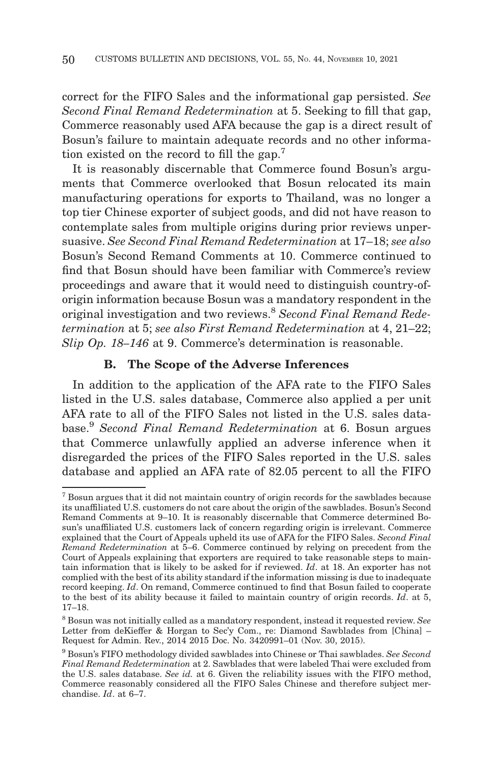correct for the FIFO Sales and the informational gap persisted. *See Second Final Remand Redetermination* at 5. Seeking to fill that gap, Commerce reasonably used AFA because the gap is a direct result of Bosun's failure to maintain adequate records and no other information existed on the record to fill the gap.[7]

It is reasonably discernable that Commerce found Bosun's arguments that Commerce overlooked that Bosun relocated its main manufacturing operations for exports to Thailand, was no longer a top tier Chinese exporter of subject goods, and did not have reason to contemplate sales from multiple origins during prior reviews unpersuasive. *See Second Final Remand Redetermination* at 17–18; *see also* Bosun's Second Remand Comments at 10. Commerce continued to find that Bosun should have been familiar with Commerce's review proceedings and aware that it would need to distinguish country-of-origin information because Bosun was a mandatory respondent in the original investigation and two reviews.[8] *Second Final Remand Redetermination* at 5; *see also First Remand Redetermination* at 4, 21–22; *Slip Op. 18–146* at 9. Commerce's determination is reasonable.

### B. The Scope of the Adverse Inferences

In addition to the application of the AFA rate to the FIFO Sales listed in the U.S. sales database, Commerce also applied a per unit AFA rate to all of the FIFO Sales not listed in the U.S. sales database.[9] *Second Final Remand Redetermination* at 6. Bosun argues that Commerce unlawfully applied an adverse inference when it disregarded the prices of the FIFO Sales reported in the U.S. sales database and applied an AFA rate of 82.05 percent to all the FIFO

---

[7] Bosun argues that it did not maintain country of origin records for the sawblades because its unaffiliated U.S. customers do not care about the origin of the sawblades. Bosun's Second Remand Comments at 9–10. It is reasonably discernable that Commerce determined Bosun's unaffiliated U.S. customers lack of concern regarding origin is irrelevant. Commerce explained that the Court of Appeals upheld its use of AFA for the FIFO Sales. *Second Final Remand Redetermination* at 5–6. Commerce continued by relying on precedent from the Court of Appeals explaining that exporters are required to take reasonable steps to maintain information that is likely to be asked for if reviewed. *Id*. at 18. An exporter has not complied with the best of its ability standard if the information missing is due to inadequate record keeping. *Id*. On remand, Commerce continued to find that Bosun failed to cooperate to the best of its ability because it failed to maintain country of origin records. *Id*. at 5, 17–18.

[8] Bosun was not initially called as a mandatory respondent, instead it requested review. *See* Letter from deKieffer & Horgan to Sec'y Com., re: Diamond Sawblades from [China] – Request for Admin. Rev., 2014 2015 Doc. No. 3420991–01 (Nov. 30, 2015).

[9] Bosun's FIFO methodology divided sawblades into Chinese or Thai sawblades. *See Second Final Remand Redetermination* at 2. Sawblades that were labeled Thai were excluded from the U.S. sales database. *See id.* at 6. Given the reliability issues with the FIFO method, Commerce reasonably considered all the FIFO Sales Chinese and therefore subject merchandise. *Id*. at 6–7.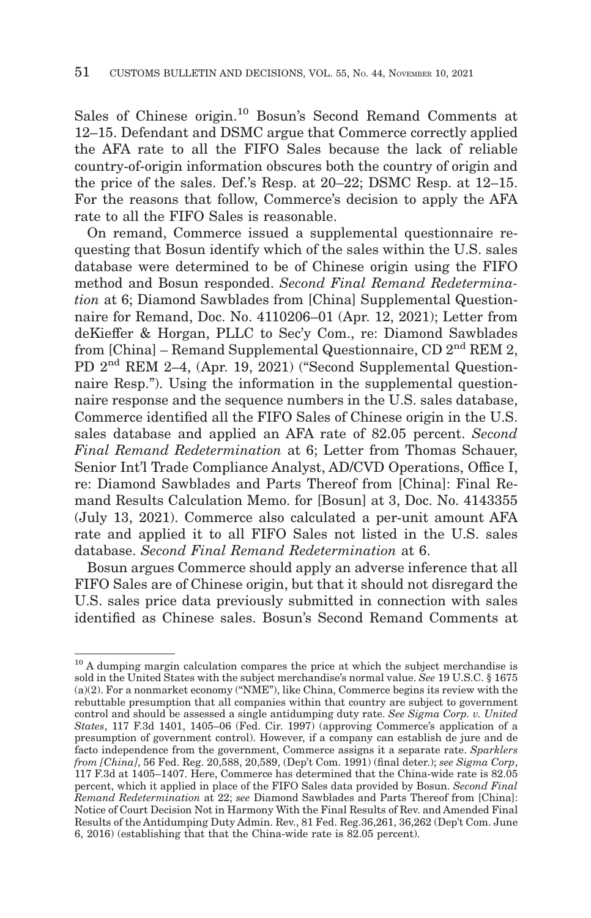Sales of Chinese origin.[10] Bosun's Second Remand Comments at 12–15. Defendant and DSMC argue that Commerce correctly applied the AFA rate to all the FIFO Sales because the lack of reliable country-of-origin information obscures both the country of origin and the price of the sales. Def.'s Resp. at 20–22; DSMC Resp. at 12–15. For the reasons that follow, Commerce's decision to apply the AFA rate to all the FIFO Sales is reasonable.

On remand, Commerce issued a supplemental questionnaire requesting that Bosun identify which of the sales within the U.S. sales database were determined to be of Chinese origin using the FIFO method and Bosun responded. *Second Final Remand Redetermination* at 6; Diamond Sawblades from [China] Supplemental Questionnaire for Remand, Doc. No. 4110206–01 (Apr. 12, 2021); Letter from deKieffer & Horgan, PLLC to Sec'y Com., re: Diamond Sawblades from [China] – Remand Supplemental Questionnaire, CD 2nd REM 2, PD 2nd REM 2–4, (Apr. 19, 2021) ("Second Supplemental Questionnaire Resp."). Using the information in the supplemental questionnaire response and the sequence numbers in the U.S. sales database, Commerce identified all the FIFO Sales of Chinese origin in the U.S. sales database and applied an AFA rate of 82.05 percent. *Second Final Remand Redetermination* at 6; Letter from Thomas Schauer, Senior Int'l Trade Compliance Analyst, AD/CVD Operations, Office I, re: Diamond Sawblades and Parts Thereof from [China]: Final Remand Results Calculation Memo. for [Bosun] at 3, Doc. No. 4143355 (July 13, 2021). Commerce also calculated a per-unit amount AFA rate and applied it to all FIFO Sales not listed in the U.S. sales database. *Second Final Remand Redetermination* at 6.

Bosun argues Commerce should apply an adverse inference that all FIFO Sales are of Chinese origin, but that it should not disregard the U.S. sales price data previously submitted in connection with sales identified as Chinese sales. Bosun's Second Remand Comments at

---

[10] A dumping margin calculation compares the price at which the subject merchandise is sold in the United States with the subject merchandise's normal value. *See* 19 U.S.C. § 1675 (a)(2). For a nonmarket economy ("NME"), like China, Commerce begins its review with the rebuttable presumption that all companies within that country are subject to government control and should be assessed a single antidumping duty rate. *See Sigma Corp. v. United States*, 117 F.3d 1401, 1405–06 (Fed. Cir. 1997) (approving Commerce's application of a presumption of government control). However, if a company can establish de jure and de facto independence from the government, Commerce assigns it a separate rate. *Sparklers from [China]*, 56 Fed. Reg. 20,588, 20,589, (Dep't Com. 1991) (final deter.); *see Sigma Corp*, 117 F.3d at 1405–1407. Here, Commerce has determined that the China-wide rate is 82.05 percent, which it applied in place of the FIFO Sales data provided by Bosun. *Second Final Remand Redetermination* at 22; *see* Diamond Sawblades and Parts Thereof from [China]: Notice of Court Decision Not in Harmony With the Final Results of Rev. and Amended Final Results of the Antidumping Duty Admin. Rev., 81 Fed. Reg.36,261, 36,262 (Dep't Com. June 6, 2016) (establishing that that the China-wide rate is 82.05 percent).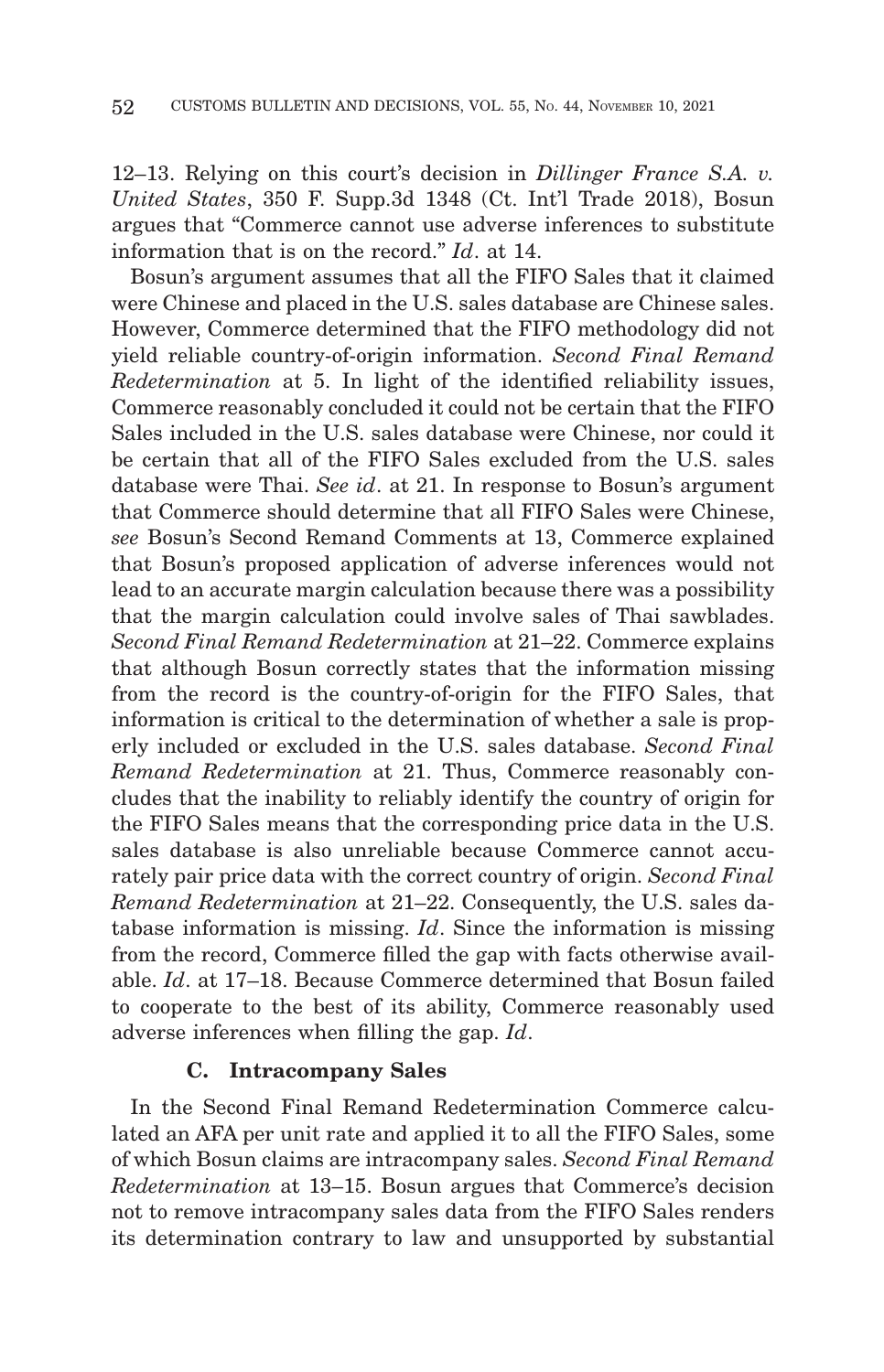12–13. Relying on this court's decision in *Dillinger France S.A. v. United States*, 350 F. Supp.3d 1348 (Ct. Int'l Trade 2018), Bosun argues that "Commerce cannot use adverse inferences to substitute information that is on the record." *Id*. at 14.

Bosun's argument assumes that all the FIFO Sales that it claimed were Chinese and placed in the U.S. sales database are Chinese sales. However, Commerce determined that the FIFO methodology did not yield reliable country-of-origin information. *Second Final Remand Redetermination* at 5. In light of the identified reliability issues, Commerce reasonably concluded it could not be certain that the FIFO Sales included in the U.S. sales database were Chinese, nor could it be certain that all of the FIFO Sales excluded from the U.S. sales database were Thai. *See id*. at 21. In response to Bosun's argument that Commerce should determine that all FIFO Sales were Chinese, *see* Bosun's Second Remand Comments at 13, Commerce explained that Bosun's proposed application of adverse inferences would not lead to an accurate margin calculation because there was a possibility that the margin calculation could involve sales of Thai sawblades. *Second Final Remand Redetermination* at 21–22. Commerce explains that although Bosun correctly states that the information missing from the record is the country-of-origin for the FIFO Sales, that information is critical to the determination of whether a sale is properly included or excluded in the U.S. sales database. *Second Final Remand Redetermination* at 21. Thus, Commerce reasonably concludes that the inability to reliably identify the country of origin for the FIFO Sales means that the corresponding price data in the U.S. sales database is also unreliable because Commerce cannot accurately pair price data with the correct country of origin. *Second Final Remand Redetermination* at 21–22. Consequently, the U.S. sales database information is missing. *Id*. Since the information is missing from the record, Commerce filled the gap with facts otherwise available. *Id*. at 17–18. Because Commerce determined that Bosun failed to cooperate to the best of its ability, Commerce reasonably used adverse inferences when filling the gap. *Id*.

### C. Intracompany Sales

In the Second Final Remand Redetermination Commerce calculated an AFA per unit rate and applied it to all the FIFO Sales, some of which Bosun claims are intracompany sales. *Second Final Remand Redetermination* at 13–15. Bosun argues that Commerce's decision not to remove intracompany sales data from the FIFO Sales renders its determination contrary to law and unsupported by substantial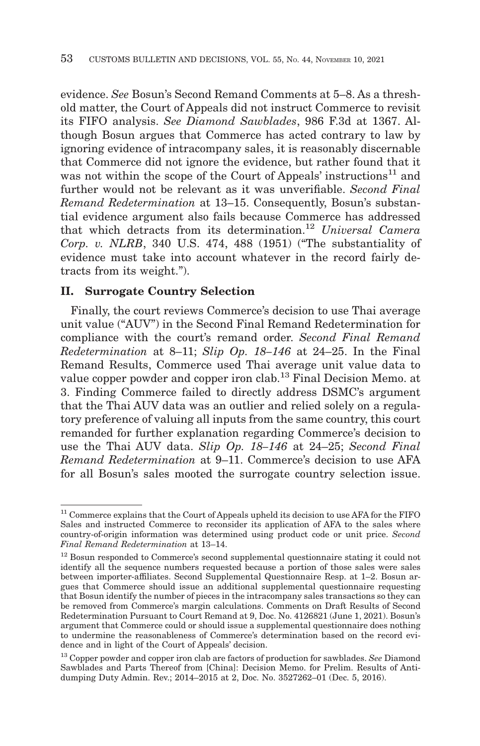evidence. *See* Bosun's Second Remand Comments at 5–8. As a threshold matter, the Court of Appeals did not instruct Commerce to revisit its FIFO analysis. *See Diamond Sawblades*, 986 F.3d at 1367. Although Bosun argues that Commerce has acted contrary to law by ignoring evidence of intracompany sales, it is reasonably discernable that Commerce did not ignore the evidence, but rather found that it was not within the scope of the Court of Appeals' instructions[11] and further would not be relevant as it was unverifiable. *Second Final Remand Redetermination* at 13–15. Consequently, Bosun's substantial evidence argument also fails because Commerce has addressed that which detracts from its determination.[12] *Universal Camera Corp. v. NLRB*, 340 U.S. 474, 488 (1951) ("The substantiality of evidence must take into account whatever in the record fairly detracts from its weight.").

## II. Surrogate Country Selection

Finally, the court reviews Commerce's decision to use Thai average unit value ("AUV") in the Second Final Remand Redetermination for compliance with the court's remand order. *Second Final Remand Redetermination* at 8–11; *Slip Op. 18–146* at 24–25. In the Final Remand Results, Commerce used Thai average unit value data to value copper powder and copper iron clab.[13] Final Decision Memo. at 3. Finding Commerce failed to directly address DSMC's argument that the Thai AUV data was an outlier and relied solely on a regulatory preference of valuing all inputs from the same country, this court remanded for further explanation regarding Commerce's decision to use the Thai AUV data. *Slip Op. 18–146* at 24–25; *Second Final Remand Redetermination* at 9–11. Commerce's decision to use AFA for all Bosun's sales mooted the surrogate country selection issue.

---

[11] Commerce explains that the Court of Appeals upheld its decision to use AFA for the FIFO Sales and instructed Commerce to reconsider its application of AFA to the sales where country-of-origin information was determined using product code or unit price. *Second Final Remand Redetermination* at 13–14.

[12] Bosun responded to Commerce's second supplemental questionnaire stating it could not identify all the sequence numbers requested because a portion of those sales were sales between importer-affiliates. Second Supplemental Questionnaire Resp. at 1–2. Bosun argues that Commerce should issue an additional supplemental questionnaire requesting that Bosun identify the number of pieces in the intracompany sales transactions so they can be removed from Commerce's margin calculations. Comments on Draft Results of Second Redetermination Pursuant to Court Remand at 9, Doc. No. 4126821 (June 1, 2021). Bosun's argument that Commerce could or should issue a supplemental questionnaire does nothing to undermine the reasonableness of Commerce's determination based on the record evidence and in light of the Court of Appeals' decision.

[13] Copper powder and copper iron clab are factors of production for sawblades. *See* Diamond Sawblades and Parts Thereof from [China]: Decision Memo. for Prelim. Results of Antidumping Duty Admin. Rev.; 2014–2015 at 2, Doc. No. 3527262–01 (Dec. 5, 2016).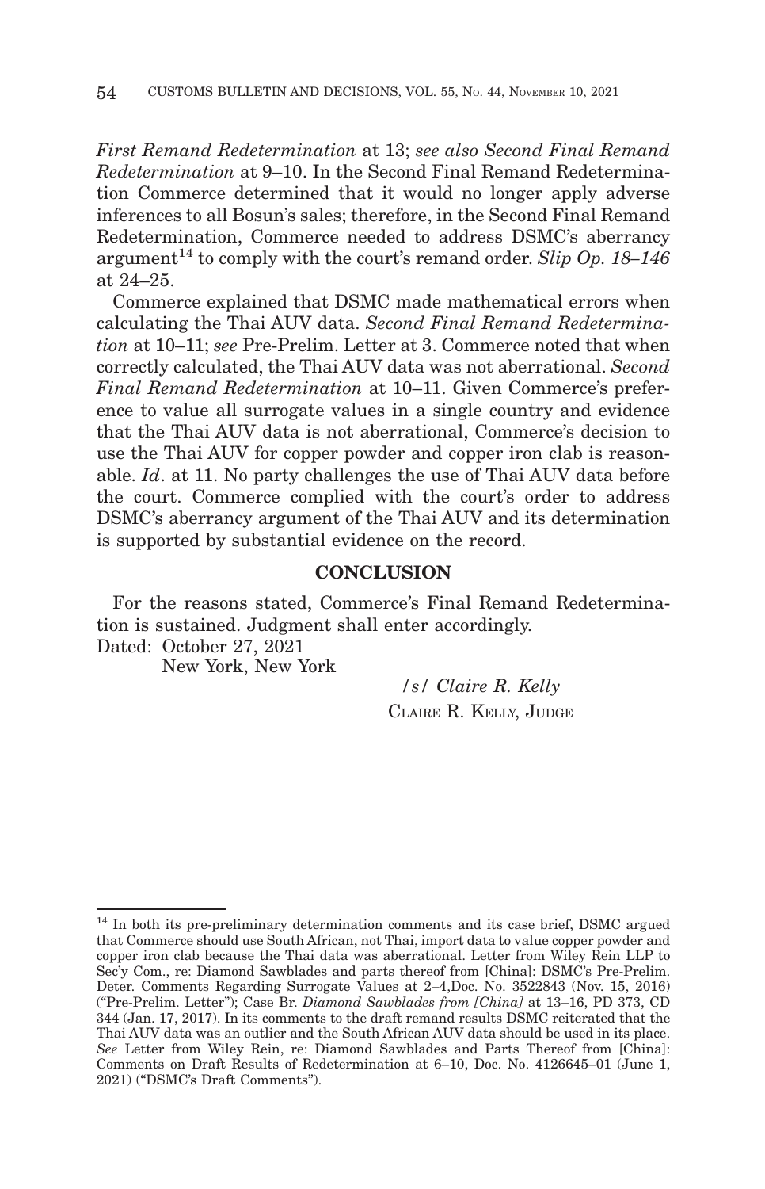*First Remand Redetermination* at 13; *see also Second Final Remand Redetermination* at 9–10. In the Second Final Remand Redetermination Commerce determined that it would no longer apply adverse inferences to all Bosun's sales; therefore, in the Second Final Remand Redetermination, Commerce needed to address DSMC's aberrancy argument[14] to comply with the court's remand order. *Slip Op. 18–146* at 24–25.

Commerce explained that DSMC made mathematical errors when calculating the Thai AUV data. *Second Final Remand Redetermination* at 10–11; *see* Pre-Prelim. Letter at 3. Commerce noted that when correctly calculated, the Thai AUV data was not aberrational. *Second Final Remand Redetermination* at 10–11. Given Commerce's preference to value all surrogate values in a single country and evidence that the Thai AUV data is not aberrational, Commerce's decision to use the Thai AUV for copper powder and copper iron clab is reasonable. *Id*. at 11. No party challenges the use of Thai AUV data before the court. Commerce complied with the court's order to address DSMC's aberrancy argument of the Thai AUV and its determination is supported by substantial evidence on the record.

## CONCLUSION

For the reasons stated, Commerce's Final Remand Redetermination is sustained. Judgment shall enter accordingly.

Dated: October 27, 2021
New York, New York

*/s/ Claire R. Kelly*
CLAIRE R. KELLY, JUDGE

---

[14] In both its pre-preliminary determination comments and its case brief, DSMC argued that Commerce should use South African, not Thai, import data to value copper powder and copper iron clab because the Thai data was aberrational. Letter from Wiley Rein LLP to Sec'y Com., re: Diamond Sawblades and parts thereof from [China]: DSMC's Pre-Prelim. Deter. Comments Regarding Surrogate Values at 2–4,Doc. No. 3522843 (Nov. 15, 2016) ("Pre-Prelim. Letter"); Case Br. *Diamond Sawblades from [China]* at 13–16, PD 373, CD 344 (Jan. 17, 2017). In its comments to the draft remand results DSMC reiterated that the Thai AUV data was an outlier and the South African AUV data should be used in its place. *See* Letter from Wiley Rein, re: Diamond Sawblades and Parts Thereof from [China]: Comments on Draft Results of Redetermination at 6–10, Doc. No. 4126645–01 (June 1, 2021) ("DSMC's Draft Comments").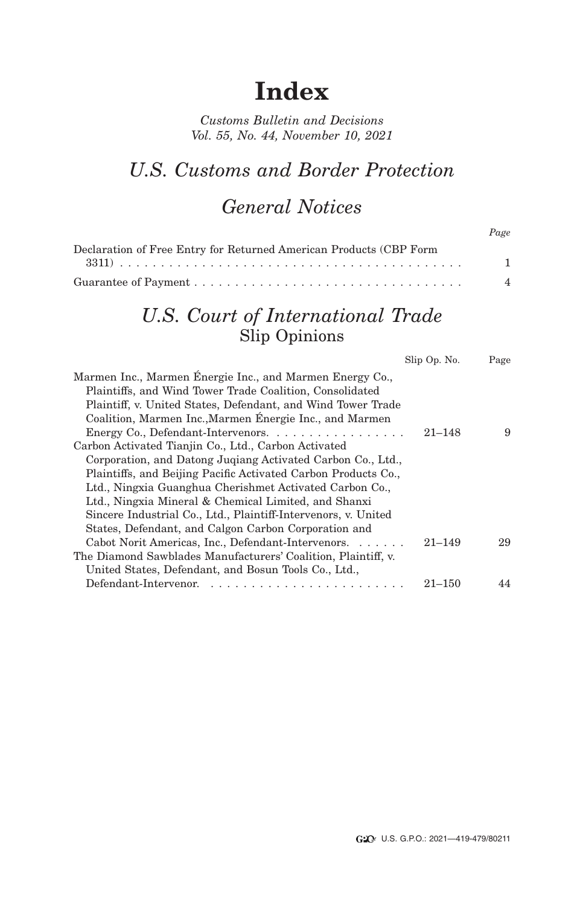# Index

*Customs Bulletin and Decisions*
*Vol. 55, No. 44, November 10, 2021*

## *U.S. Customs and Border Protection*

## *General Notices*

| | *Page* |
|---|---|
| Declaration of Free Entry for Returned American Products (CBP Form 3311) | 1 |
| Guarantee of Payment | 4 |

## *U.S. Court of International Trade*

### Slip Opinions

| | Slip Op. No. | Page |
|---|---|---|
| Marmen Inc., Marmen Énergie Inc., and Marmen Energy Co., Plaintiffs, and Wind Tower Trade Coalition, Consolidated Plaintiff, v. United States, Defendant, and Wind Tower Trade Coalition, Marmen Inc.,Marmen Énergie Inc., and Marmen Energy Co., Defendant-Intervenors. | 21–148 | 9 |
| Carbon Activated Tianjin Co., Ltd., Carbon Activated Corporation, and Datong Juqiang Activated Carbon Co., Ltd., Plaintiffs, and Beijing Pacific Activated Carbon Products Co., Ltd., Ningxia Guanghua Cherishmet Activated Carbon Co., Ltd., Ningxia Mineral & Chemical Limited, and Shanxi Sincere Industrial Co., Ltd., Plaintiff-Intervenors, v. United States, Defendant, and Calgon Carbon Corporation and Cabot Norit Americas, Inc., Defendant-Intervenors. | 21–149 | 29 |
| The Diamond Sawblades Manufacturers' Coalition, Plaintiff, v. United States, Defendant, and Bosun Tools Co., Ltd., Defendant-Intervenor. | 21–150 | 44 |

U.S. G.P.O.: 2021—419-479/80211